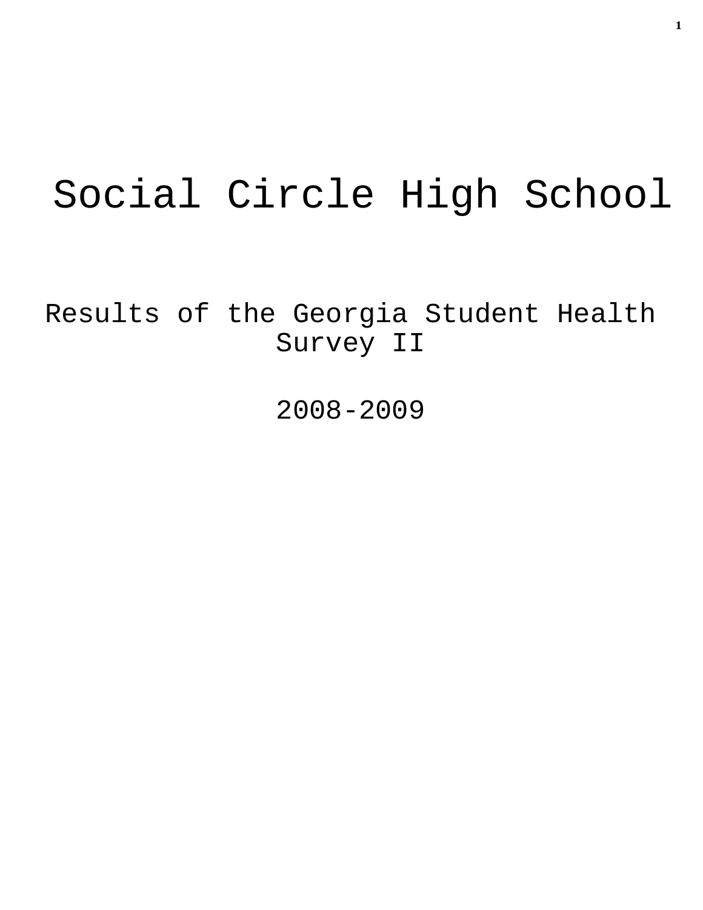# Social Circle High School

## Results of the Georgia Student Health Survey II

## 2008-2009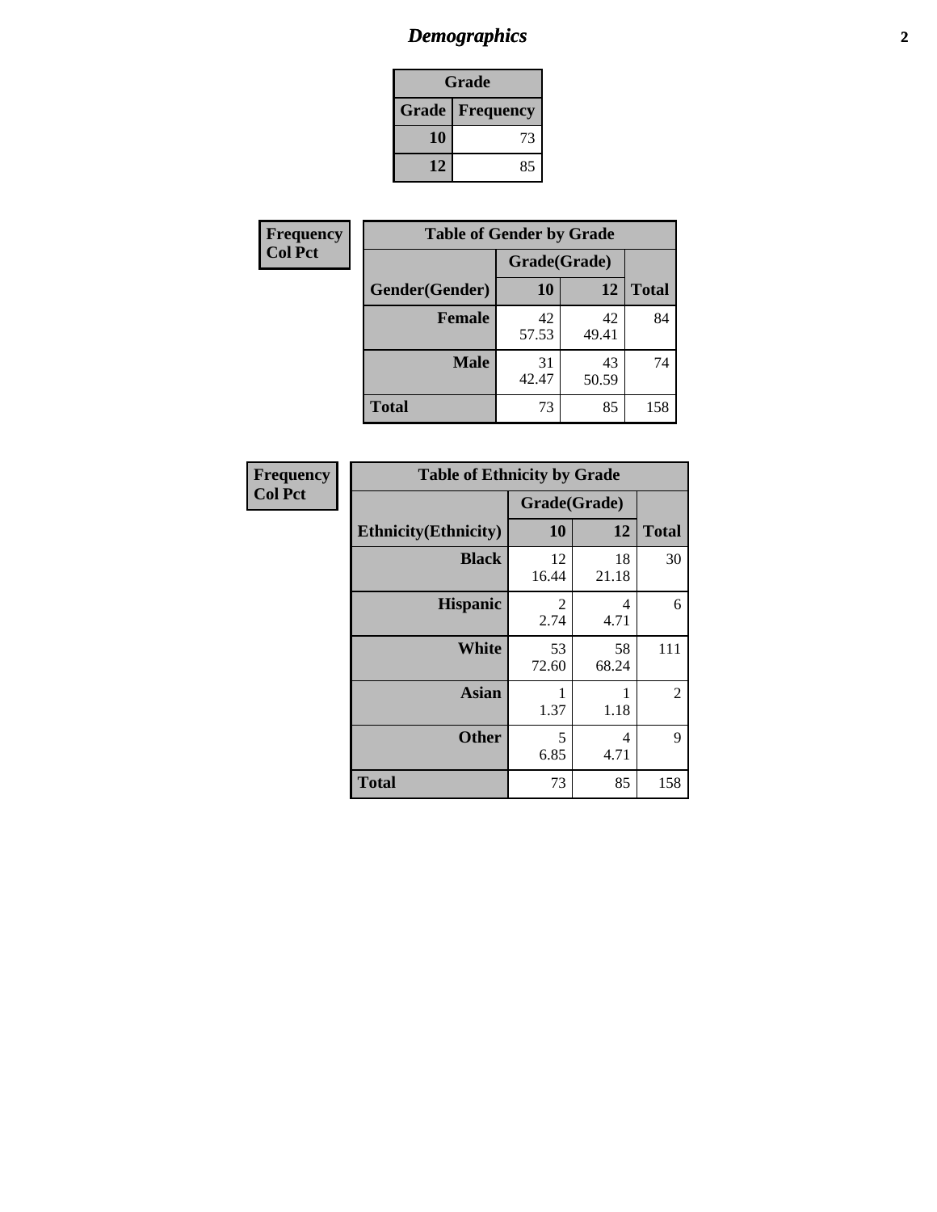# *Demographics*

| Grade | |
|---|---|
| **Grade** | **Frequency** |
| **10** | 73 |
| **12** | 85 |

**Frequency**
**Col Pct**

| Table of Gender by Grade | | | |
|---|---|---|---|
| | Grade(Grade) | | |
| **Gender(Gender)** | **10** | **12** | **Total** |
| **Female** | 42<br>57.53 | 42<br>49.41 | 84 |
| **Male** | 31<br>42.47 | 43<br>50.59 | 74 |
| **Total** | 73 | 85 | 158 |

**Frequency**
**Col Pct**

| Table of Ethnicity by Grade | | | |
|---|---|---|---|
| | Grade(Grade) | | |
| **Ethnicity(Ethnicity)** | **10** | **12** | **Total** |
| **Black** | 12<br>16.44 | 18<br>21.18 | 30 |
| **Hispanic** | 2<br>2.74 | 4<br>4.71 | 6 |
| **White** | 53<br>72.60 | 58<br>68.24 | 111 |
| **Asian** | 1<br>1.37 | 1<br>1.18 | 2 |
| **Other** | 5<br>6.85 | 4<br>4.71 | 9 |
| **Total** | 73 | 85 | 158 |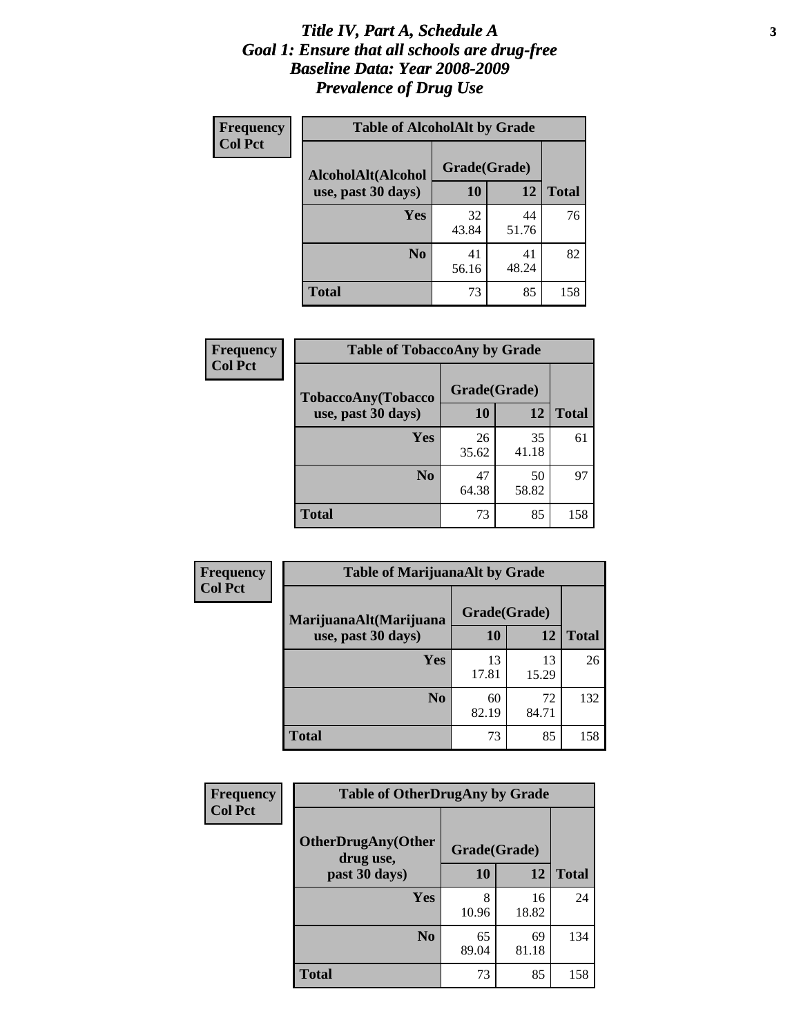# *Title IV, Part A, Schedule A*
# *Goal 1: Ensure that all schools are drug-free*
# *Baseline Data: Year 2008-2009*
# *Prevalence of Drug Use*

**Frequency / Col Pct**

**Table of AlcoholAlt by Grade**

| AlcoholAlt(Alcohol use, past 30 days) | Grade(Grade) 10 | 12 | Total |
|---|---|---|---|
| **Yes** | 32<br>43.84 | 44<br>51.76 | 76 |
| **No** | 41<br>56.16 | 41<br>48.24 | 82 |
| **Total** | 73 | 85 | 158 |

**Frequency / Col Pct**

**Table of TobaccoAny by Grade**

| TobaccoAny(Tobacco use, past 30 days) | Grade(Grade) 10 | 12 | Total |
|---|---|---|---|
| **Yes** | 26<br>35.62 | 35<br>41.18 | 61 |
| **No** | 47<br>64.38 | 50<br>58.82 | 97 |
| **Total** | 73 | 85 | 158 |

**Frequency / Col Pct**

**Table of MarijuanaAlt by Grade**

| MarijuanaAlt(Marijuana use, past 30 days) | Grade(Grade) 10 | 12 | Total |
|---|---|---|---|
| **Yes** | 13<br>17.81 | 13<br>15.29 | 26 |
| **No** | 60<br>82.19 | 72<br>84.71 | 132 |
| **Total** | 73 | 85 | 158 |

**Frequency / Col Pct**

**Table of OtherDrugAny by Grade**

| OtherDrugAny(Other drug use, past 30 days) | Grade(Grade) 10 | 12 | Total |
|---|---|---|---|
| **Yes** | 8<br>10.96 | 16<br>18.82 | 24 |
| **No** | 65<br>89.04 | 69<br>81.18 | 134 |
| **Total** | 73 | 85 | 158 |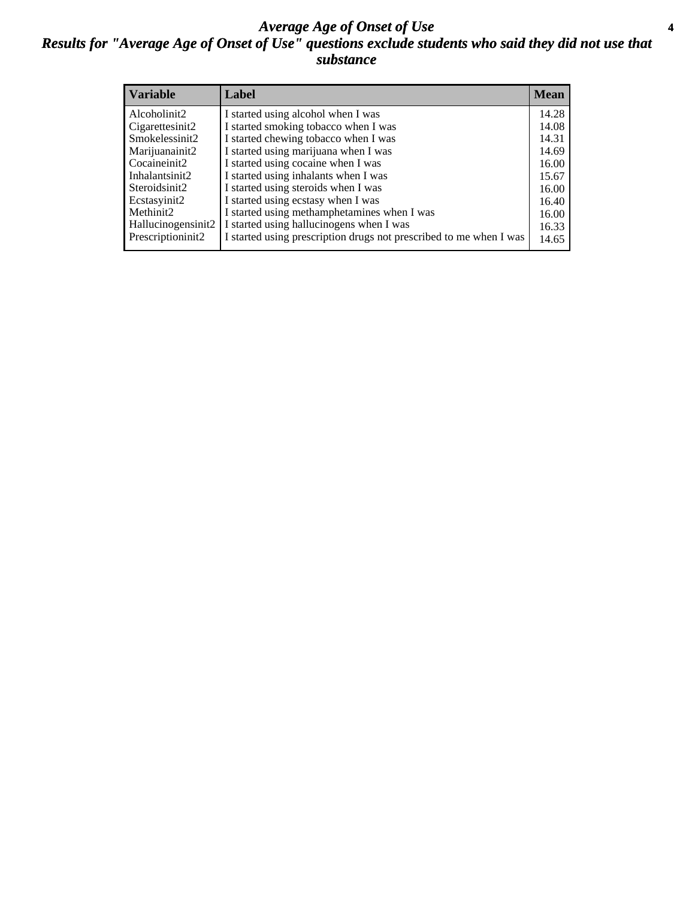# *Average Age of Onset of Use*

## *Results for "Average Age of Onset of Use" questions exclude students who said they did not use that substance*

| Variable | Label | Mean |
|---|---|---|
| Alcoholinit2 | I started using alcohol when I was | 14.28 |
| Cigarettesinit2 | I started smoking tobacco when I was | 14.08 |
| Smokelessinit2 | I started chewing tobacco when I was | 14.31 |
| Marijuanainit2 | I started using marijuana when I was | 14.69 |
| Cocaineinit2 | I started using cocaine when I was | 16.00 |
| Inhalantsinit2 | I started using inhalants when I was | 15.67 |
| Steroidsinit2 | I started using steroids when I was | 16.00 |
| Ecstasyinit2 | I started using ecstasy when I was | 16.40 |
| Methinit2 | I started using methamphetamines when I was | 16.00 |
| Hallucinogensinit2 | I started using hallucinogens when I was | 16.33 |
| Prescriptioninit2 | I started using prescription drugs not prescribed to me when I was | 14.65 |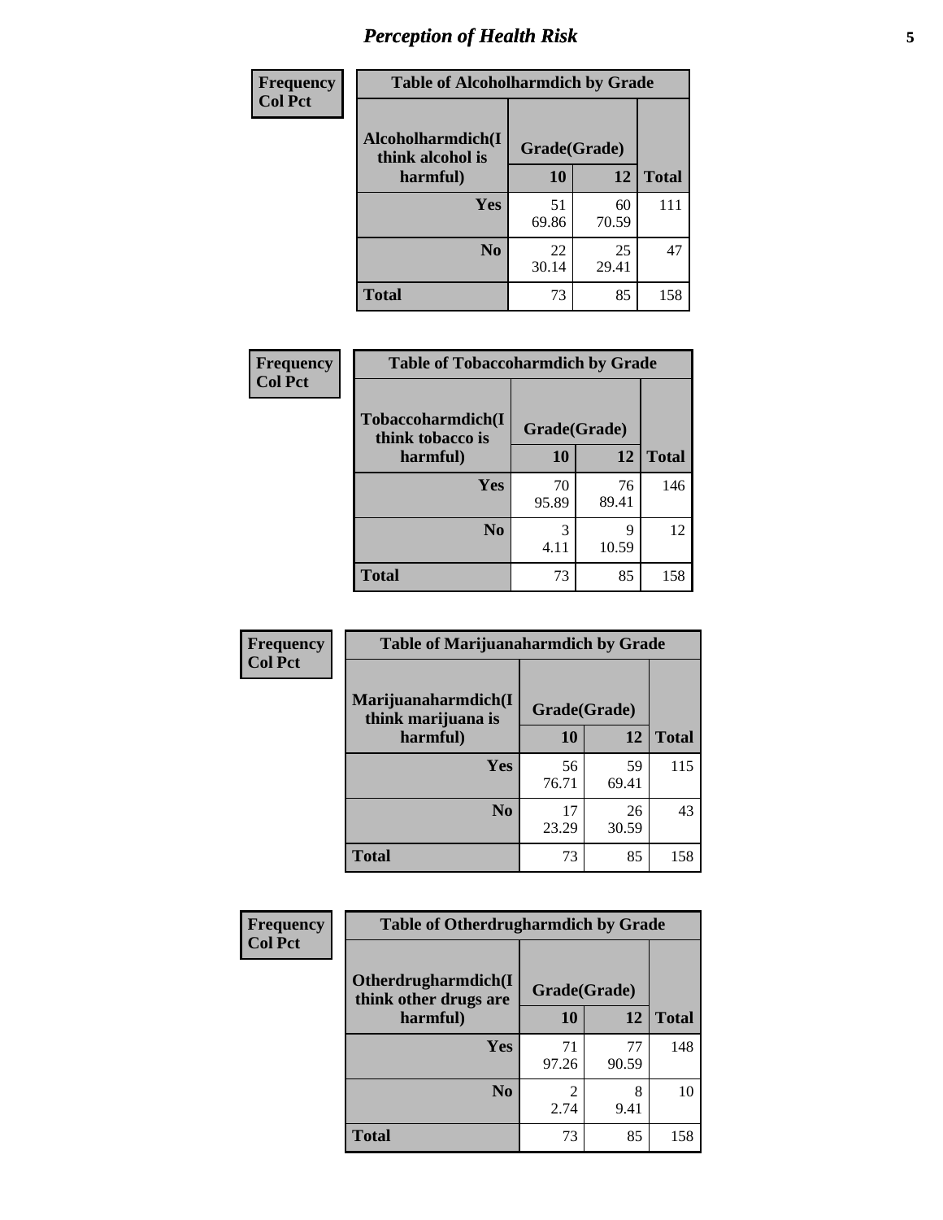| Frequency<br>Col Pct | Table of Alcoholharmdich by Grade | | |
|---|---|---|---|
| Alcoholharmdich(I think alcohol is harmful) | Grade(Grade) | | |
| | 10 | 12 | Total |
| Yes | 51<br>69.86 | 60<br>70.59 | 111 |
| No | 22<br>30.14 | 25<br>29.41 | 47 |
| Total | 73 | 85 | 158 |

| Frequency<br>Col Pct | Table of Tobaccoharmdich by Grade | | |
|---|---|---|---|
| Tobaccoharmdich(I think tobacco is harmful) | Grade(Grade) | | |
| | 10 | 12 | Total |
| Yes | 70<br>95.89 | 76<br>89.41 | 146 |
| No | 3<br>4.11 | 9<br>10.59 | 12 |
| Total | 73 | 85 | 158 |

| Frequency<br>Col Pct | Table of Marijuanaharmdich by Grade | | |
|---|---|---|---|
| Marijuanaharmdich(I think marijuana is harmful) | Grade(Grade) | | |
| | 10 | 12 | Total |
| Yes | 56<br>76.71 | 59<br>69.41 | 115 |
| No | 17<br>23.29 | 26<br>30.59 | 43 |
| Total | 73 | 85 | 158 |

| Frequency<br>Col Pct | Table of Otherdrugharmdich by Grade | | |
|---|---|---|---|
| Otherdrugharmdich(I think other drugs are harmful) | Grade(Grade) | | |
| | 10 | 12 | Total |
| Yes | 71<br>97.26 | 77<br>90.59 | 148 |
| No | 2<br>2.74 | 8<br>9.41 | 10 |
| Total | 73 | 85 | 158 |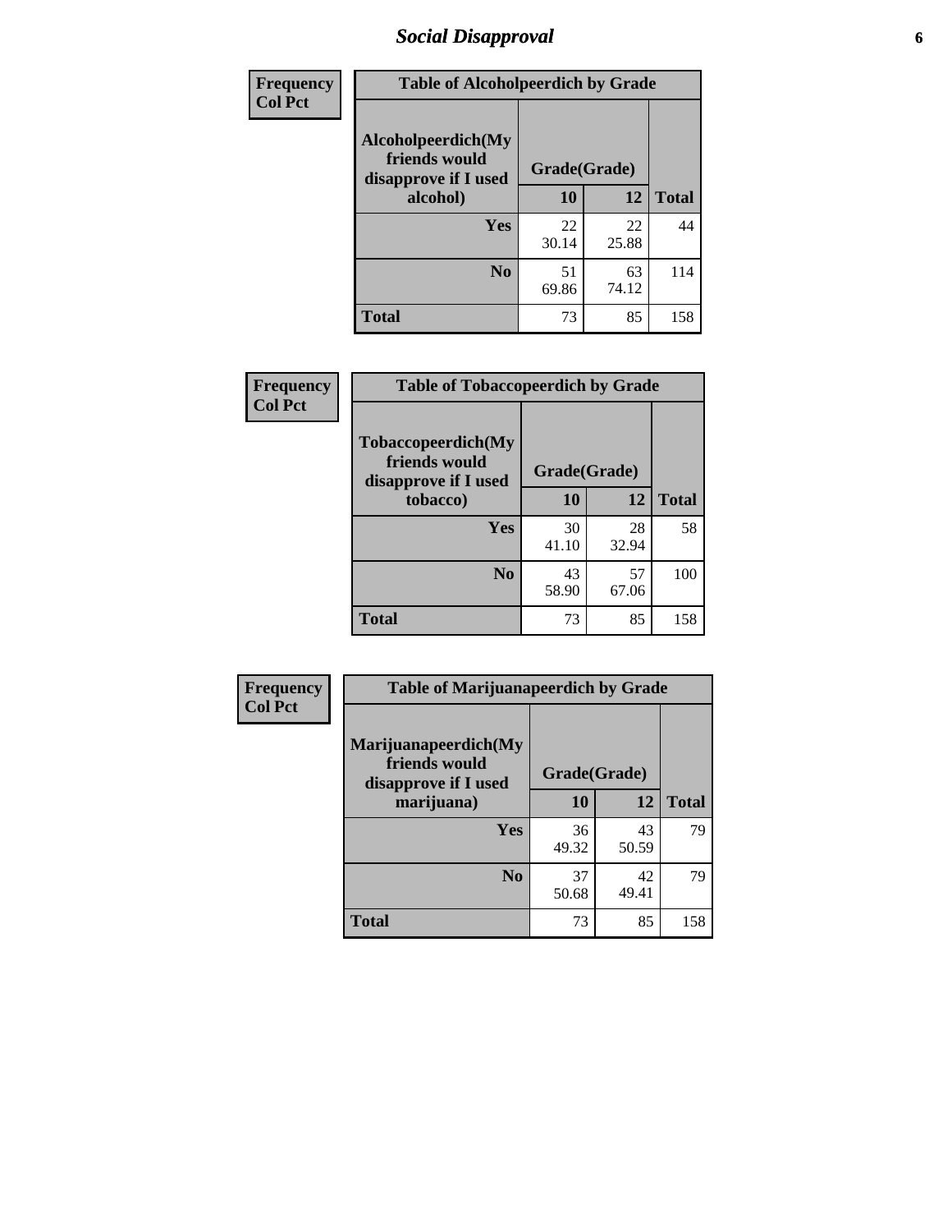# *Social Disapproval*

| Frequency<br>Col Pct |
|---|

**Table of Alcoholpeerdich by Grade**

| Alcoholpeerdich(My friends would disapprove if I used alcohol) | Grade(Grade) | | |
|---|---|---|---|
| | 10 | 12 | Total |
| Yes | 22<br>30.14 | 22<br>25.88 | 44 |
| No | 51<br>69.86 | 63<br>74.12 | 114 |
| Total | 73 | 85 | 158 |

| Frequency<br>Col Pct |
|---|

**Table of Tobaccopeerdich by Grade**

| Tobaccopeerdich(My friends would disapprove if I used tobacco) | Grade(Grade) | | |
|---|---|---|---|
| | 10 | 12 | Total |
| Yes | 30<br>41.10 | 28<br>32.94 | 58 |
| No | 43<br>58.90 | 57<br>67.06 | 100 |
| Total | 73 | 85 | 158 |

| Frequency<br>Col Pct |
|---|

**Table of Marijuanapeerdich by Grade**

| Marijuanapeerdich(My friends would disapprove if I used marijuana) | Grade(Grade) | | |
|---|---|---|---|
| | 10 | 12 | Total |
| Yes | 36<br>49.32 | 43<br>50.59 | 79 |
| No | 37<br>50.68 | 42<br>49.41 | 79 |
| Total | 73 | 85 | 158 |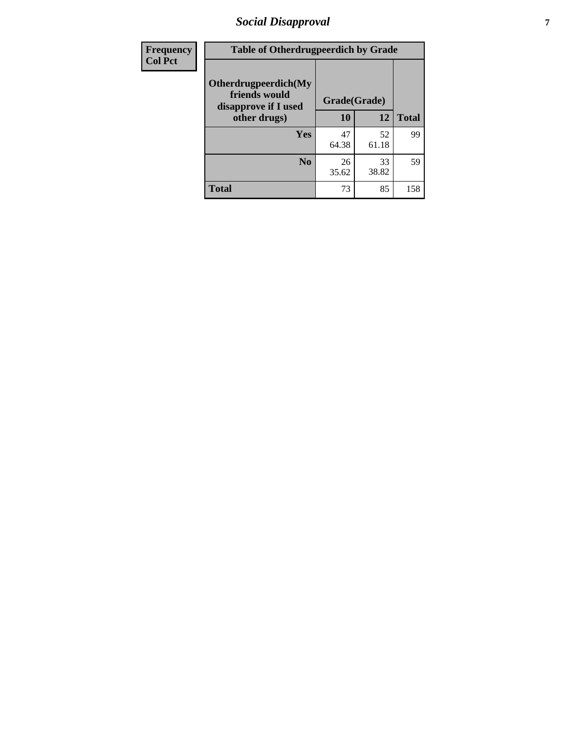| Frequency<br>Col Pct |
|---|

**Table of Otherdrugpeerdich by Grade**

| Otherdrugpeerdich(My friends would disapprove if I used other drugs) | Grade(Grade) | | Total |
|---|---|---|---|
| | 10 | 12 | |
| Yes | 47<br>64.38 | 52<br>61.18 | 99 |
| No | 26<br>35.62 | 33<br>38.82 | 59 |
| Total | 73 | 85 | 158 |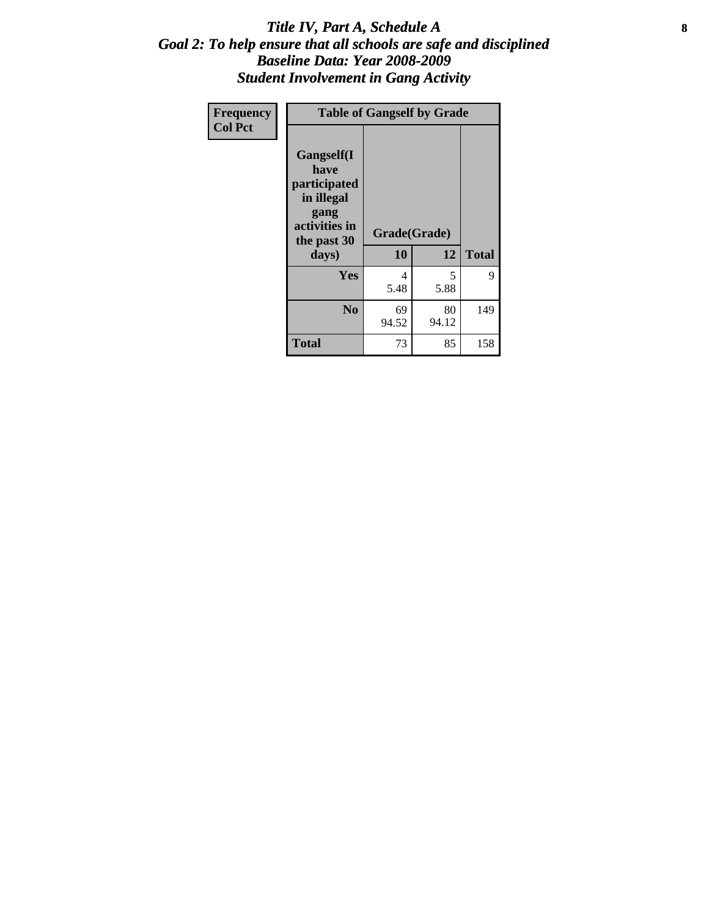# *Title IV, Part A, Schedule A*
## *Goal 2: To help ensure that all schools are safe and disciplined*
## *Baseline Data: Year 2008-2009*
## *Student Involvement in Gang Activity*

| Frequency<br>Col Pct | Table of Gangself by Grade | | |
|---|---|---|---|
| Gangself(I have participated in illegal gang activities in the past 30 days) | Grade(Grade) | | |
| | 10 | 12 | Total |
| Yes | 4<br>5.48 | 5<br>5.88 | 9 |
| No | 69<br>94.52 | 80<br>94.12 | 149 |
| Total | 73 | 85 | 158 |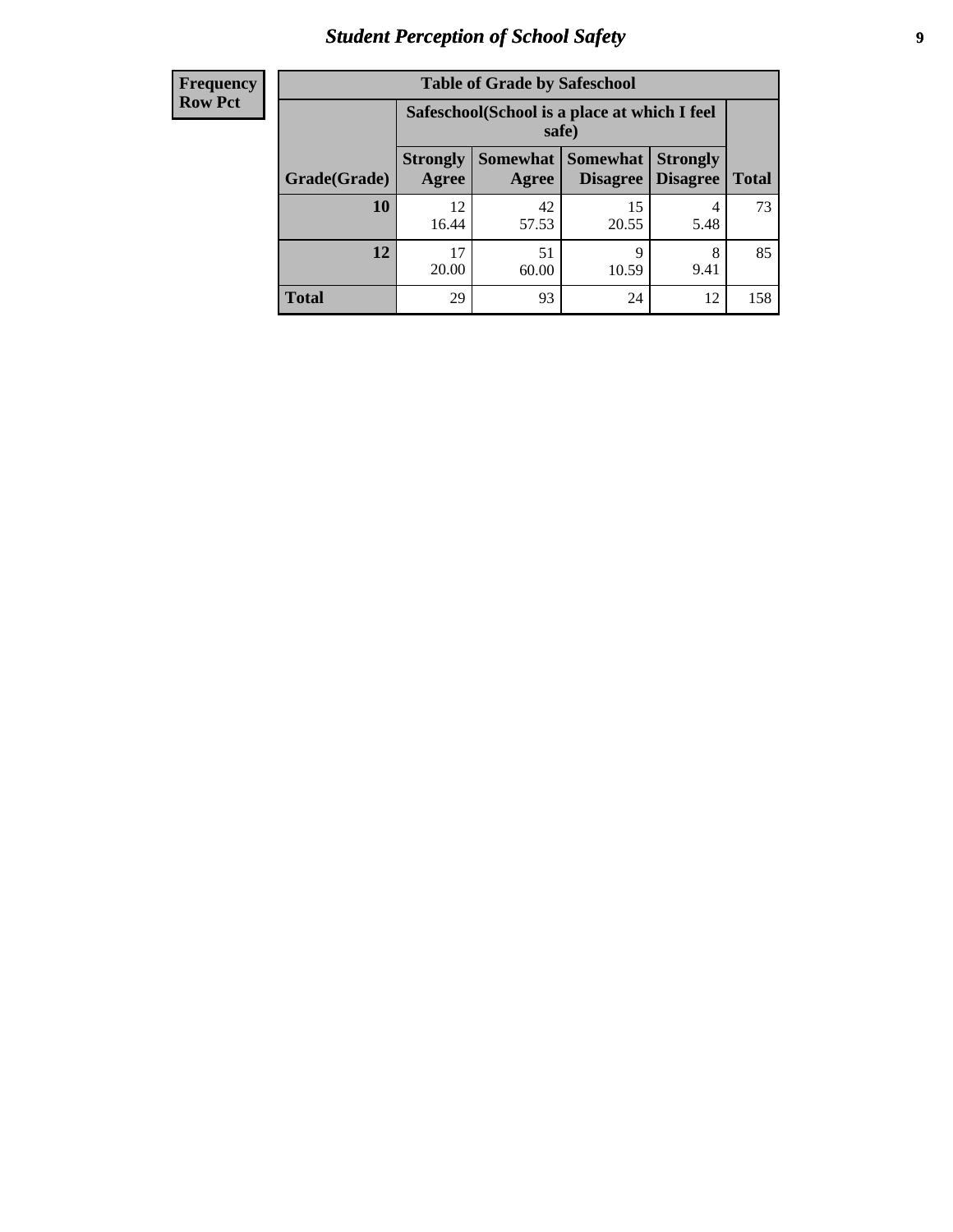# *Student Perception of School Safety*

| Frequency<br>Row Pct | Table of Grade by Safeschool | | | | |
|---|---|---|---|---|---|
| | Safeschool(School is a place at which I feel safe) | | | | |
| Grade(Grade) | Strongly Agree | Somewhat Agree | Somewhat Disagree | Strongly Disagree | Total |
| **10** | 12<br>16.44 | 42<br>57.53 | 15<br>20.55 | 4<br>5.48 | 73 |
| **12** | 17<br>20.00 | 51<br>60.00 | 9<br>10.59 | 8<br>9.41 | 85 |
| **Total** | 29 | 93 | 24 | 12 | 158 |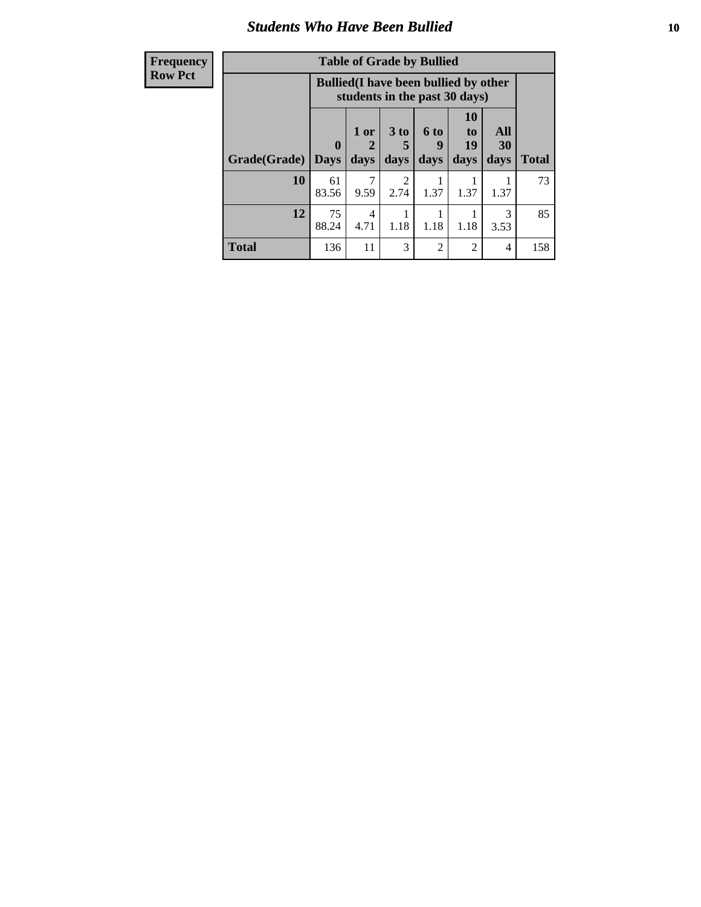## Students Who Have Been Bullied

| Frequency<br>Row Pct |
|---|

**Table of Grade by Bullied**

| Grade(Grade) | Bullied(I have been bullied by other students in the past 30 days) | | | | | | Total |
|---|---|---|---|---|---|---|---|
| | 0 Days | 1 or 2 days | 3 to 5 days | 6 to 9 days | 10 to 19 days | All 30 days | |
| **10** | 61<br>83.56 | 7<br>9.59 | 2<br>2.74 | 1<br>1.37 | 1<br>1.37 | 1<br>1.37 | 73 |
| **12** | 75<br>88.24 | 4<br>4.71 | 1<br>1.18 | 1<br>1.18 | 1<br>1.18 | 3<br>3.53 | 85 |
| **Total** | 136 | 11 | 3 | 2 | 2 | 4 | 158 |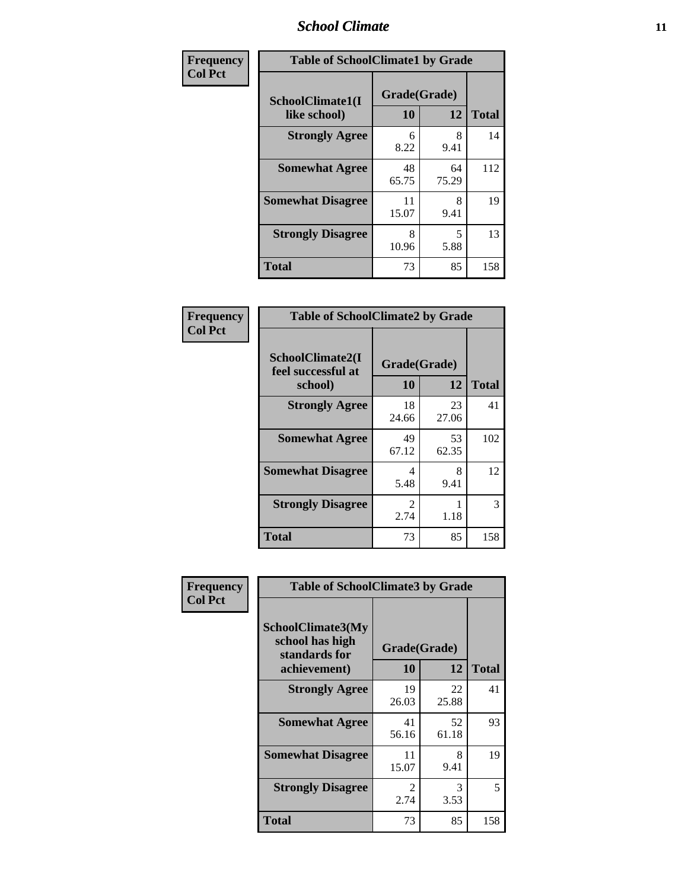| Frequency<br>Col Pct | | | |
|---|---|---|---|

**Table of SchoolClimate1 by Grade**

| SchoolClimate1(I like school) | Grade(Grade) 10 | 12 | Total |
|---|---|---|---|
| Strongly Agree | 6<br>8.22 | 8<br>9.41 | 14 |
| Somewhat Agree | 48<br>65.75 | 64<br>75.29 | 112 |
| Somewhat Disagree | 11<br>15.07 | 8<br>9.41 | 19 |
| Strongly Disagree | 8<br>10.96 | 5<br>5.88 | 13 |
| Total | 73 | 85 | 158 |

| Frequency<br>Col Pct |
|---|

**Table of SchoolClimate2 by Grade**

| SchoolClimate2(I feel successful at school) | Grade(Grade) 10 | 12 | Total |
|---|---|---|---|
| Strongly Agree | 18<br>24.66 | 23<br>27.06 | 41 |
| Somewhat Agree | 49<br>67.12 | 53<br>62.35 | 102 |
| Somewhat Disagree | 4<br>5.48 | 8<br>9.41 | 12 |
| Strongly Disagree | 2<br>2.74 | 1<br>1.18 | 3 |
| Total | 73 | 85 | 158 |

| Frequency<br>Col Pct |
|---|

**Table of SchoolClimate3 by Grade**

| SchoolClimate3(My school has high standards for achievement) | Grade(Grade) 10 | 12 | Total |
|---|---|---|---|
| Strongly Agree | 19<br>26.03 | 22<br>25.88 | 41 |
| Somewhat Agree | 41<br>56.16 | 52<br>61.18 | 93 |
| Somewhat Disagree | 11<br>15.07 | 8<br>9.41 | 19 |
| Strongly Disagree | 2<br>2.74 | 3<br>3.53 | 5 |
| Total | 73 | 85 | 158 |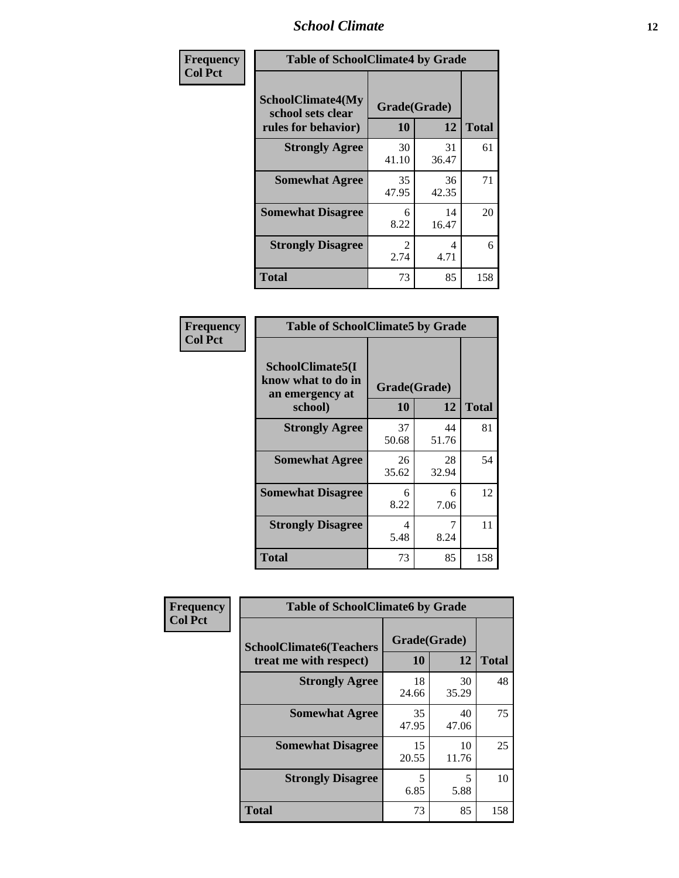| Frequency Col Pct | Table of SchoolClimate4 by Grade | | |
|---|---|---|---|
| SchoolClimate4(My school sets clear rules for behavior) | Grade(Grade) | | |
| | 10 | 12 | Total |
| Strongly Agree | 30<br>41.10 | 31<br>36.47 | 61 |
| Somewhat Agree | 35<br>47.95 | 36<br>42.35 | 71 |
| Somewhat Disagree | 6<br>8.22 | 14<br>16.47 | 20 |
| Strongly Disagree | 2<br>2.74 | 4<br>4.71 | 6 |
| Total | 73 | 85 | 158 |

| Frequency Col Pct | Table of SchoolClimate5 by Grade | | |
|---|---|---|---|
| SchoolClimate5(I know what to do in an emergency at school) | Grade(Grade) | | |
| | 10 | 12 | Total |
| Strongly Agree | 37<br>50.68 | 44<br>51.76 | 81 |
| Somewhat Agree | 26<br>35.62 | 28<br>32.94 | 54 |
| Somewhat Disagree | 6<br>8.22 | 6<br>7.06 | 12 |
| Strongly Disagree | 4<br>5.48 | 7<br>8.24 | 11 |
| Total | 73 | 85 | 158 |

| Frequency Col Pct | Table of SchoolClimate6 by Grade | | |
|---|---|---|---|
| SchoolClimate6(Teachers treat me with respect) | Grade(Grade) | | |
| | 10 | 12 | Total |
| Strongly Agree | 18<br>24.66 | 30<br>35.29 | 48 |
| Somewhat Agree | 35<br>47.95 | 40<br>47.06 | 75 |
| Somewhat Disagree | 15<br>20.55 | 10<br>11.76 | 25 |
| Strongly Disagree | 5<br>6.85 | 5<br>5.88 | 10 |
| Total | 73 | 85 | 158 |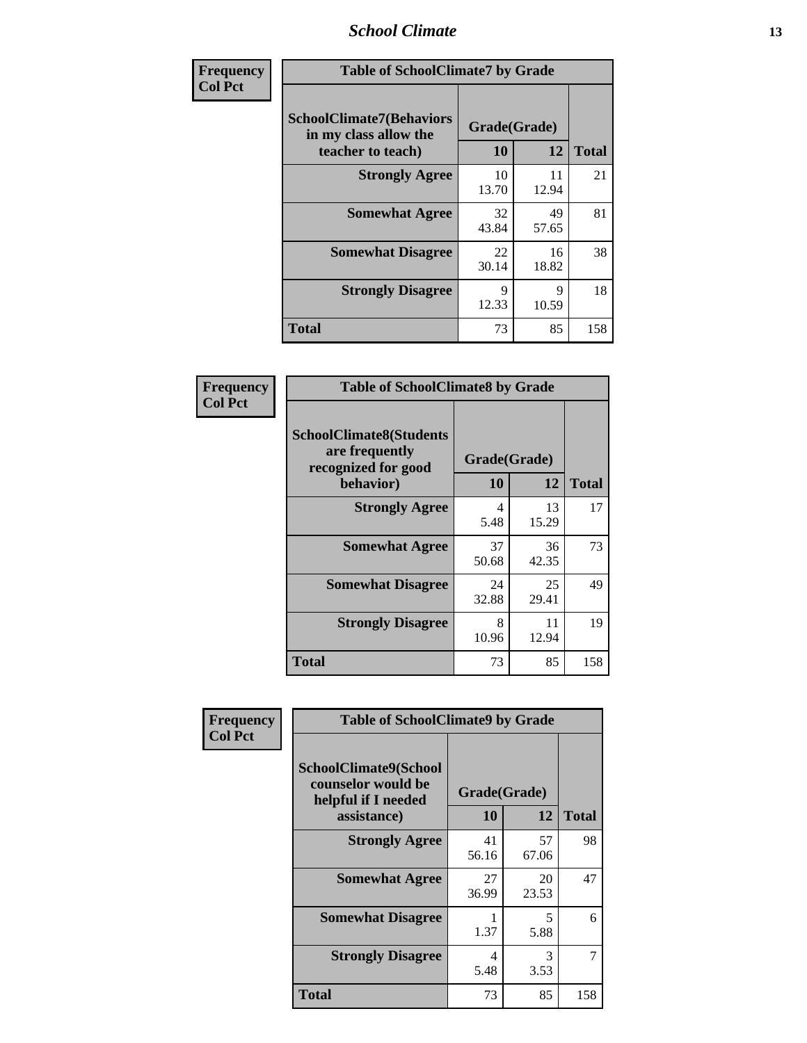## School Climate

**Frequency / Col Pct**

| Table of SchoolClimate7 by Grade | | | |
|---|---|---|---|
| SchoolClimate7(Behaviors in my class allow the teacher to teach) | Grade(Grade) | | |
| | 10 | 12 | Total |
| Strongly Agree | 10<br>13.70 | 11<br>12.94 | 21 |
| Somewhat Agree | 32<br>43.84 | 49<br>57.65 | 81 |
| Somewhat Disagree | 22<br>30.14 | 16<br>18.82 | 38 |
| Strongly Disagree | 9<br>12.33 | 9<br>10.59 | 18 |
| Total | 73 | 85 | 158 |

**Frequency / Col Pct**

| Table of SchoolClimate8 by Grade | | | |
|---|---|---|---|
| SchoolClimate8(Students are frequently recognized for good behavior) | Grade(Grade) | | |
| | 10 | 12 | Total |
| Strongly Agree | 4<br>5.48 | 13<br>15.29 | 17 |
| Somewhat Agree | 37<br>50.68 | 36<br>42.35 | 73 |
| Somewhat Disagree | 24<br>32.88 | 25<br>29.41 | 49 |
| Strongly Disagree | 8<br>10.96 | 11<br>12.94 | 19 |
| Total | 73 | 85 | 158 |

**Frequency / Col Pct**

| Table of SchoolClimate9 by Grade | | | |
|---|---|---|---|
| SchoolClimate9(School counselor would be helpful if I needed assistance) | Grade(Grade) | | |
| | 10 | 12 | Total |
| Strongly Agree | 41<br>56.16 | 57<br>67.06 | 98 |
| Somewhat Agree | 27<br>36.99 | 20<br>23.53 | 47 |
| Somewhat Disagree | 1<br>1.37 | 5<br>5.88 | 6 |
| Strongly Disagree | 4<br>5.48 | 3<br>3.53 | 7 |
| Total | 73 | 85 | 158 |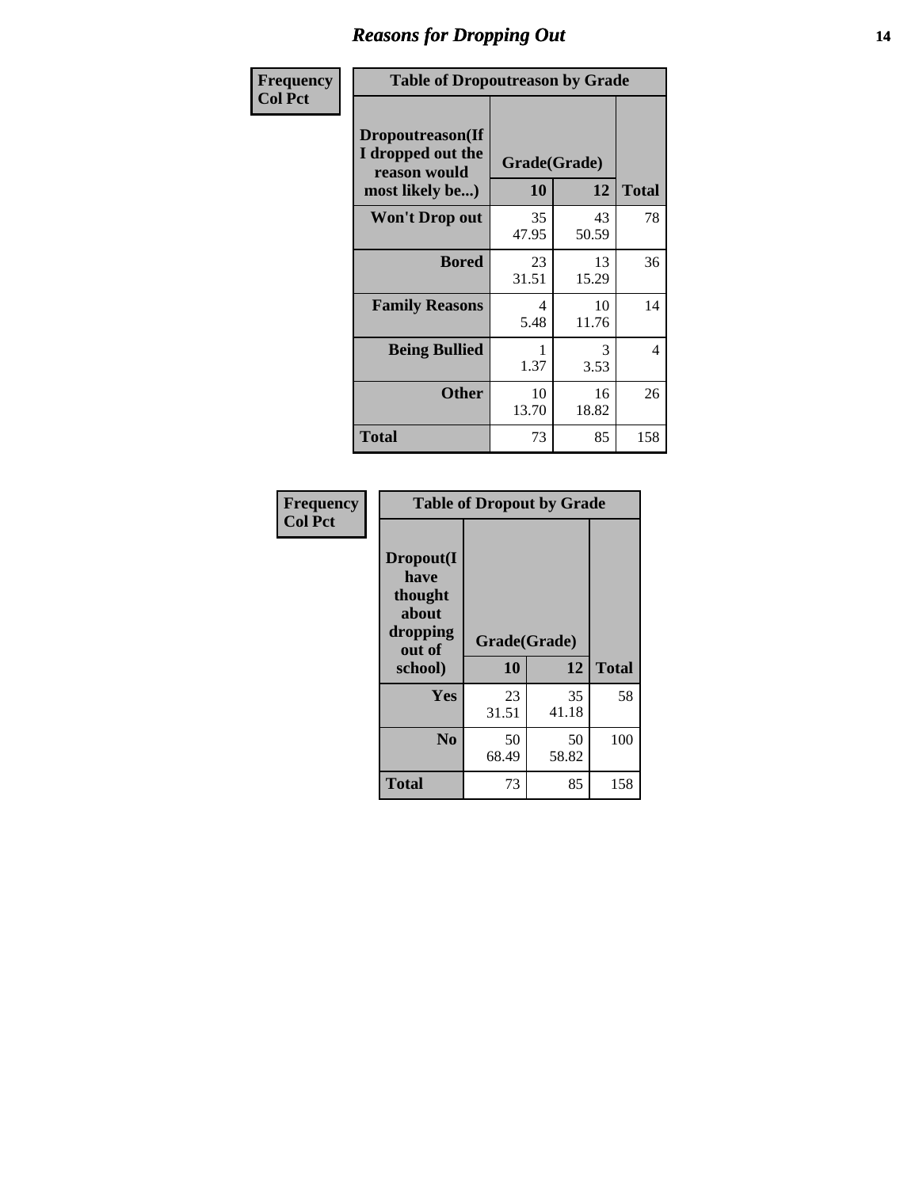## Reasons for Dropping Out

**Frequency**
**Col Pct**

| Table of Dropoutreason by Grade | | | |
|---|---|---|---|
| Dropoutreason(If I dropped out the reason would most likely be...) | Grade(Grade) | | |
| | 10 | 12 | Total |
| Won't Drop out | 35<br>47.95 | 43<br>50.59 | 78 |
| Bored | 23<br>31.51 | 13<br>15.29 | 36 |
| Family Reasons | 4<br>5.48 | 10<br>11.76 | 14 |
| Being Bullied | 1<br>1.37 | 3<br>3.53 | 4 |
| Other | 10<br>13.70 | 16<br>18.82 | 26 |
| Total | 73 | 85 | 158 |

**Frequency**
**Col Pct**

| Table of Dropout by Grade | | | |
|---|---|---|---|
| Dropout(I have thought about dropping out of school) | Grade(Grade) | | |
| | 10 | 12 | Total |
| Yes | 23<br>31.51 | 35<br>41.18 | 58 |
| No | 50<br>68.49 | 50<br>58.82 | 100 |
| Total | 73 | 85 | 158 |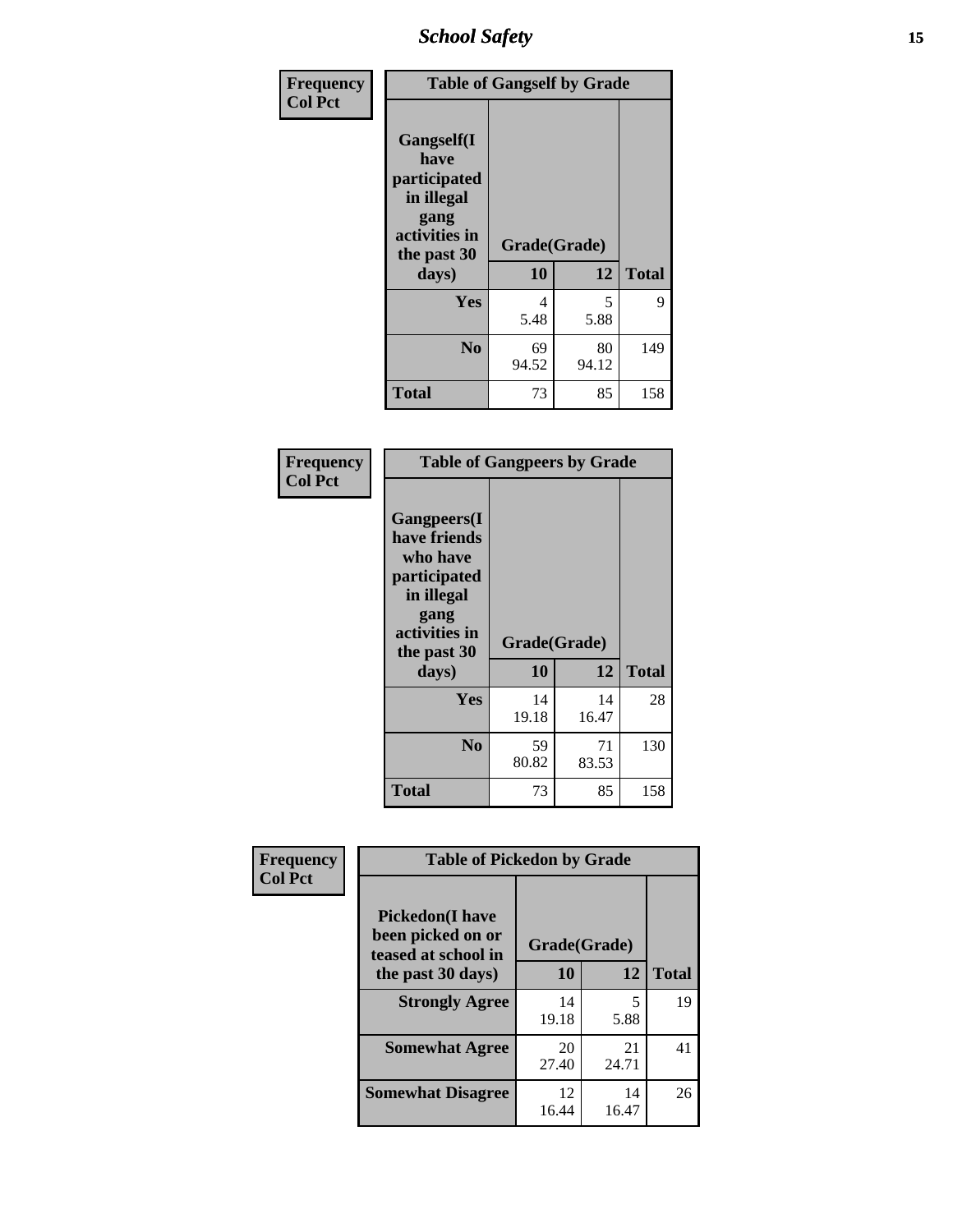| Frequency<br>Col Pct | | | |
|---|---|---|---|
| **Table of Gangself by Grade** | | | |
| **Gangself(I have participated in illegal gang activities in the past 30 days)** | **Grade(Grade)** | | |
| | **10** | **12** | **Total** |
| **Yes** | 4<br>5.48 | 5<br>5.88 | 9 |
| **No** | 69<br>94.52 | 80<br>94.12 | 149 |
| **Total** | 73 | 85 | 158 |

| Frequency<br>Col Pct | | | |
|---|---|---|---|
| **Table of Gangpeers by Grade** | | | |
| **Gangpeers(I have friends who have participated in illegal gang activities in the past 30 days)** | **Grade(Grade)** | | |
| | **10** | **12** | **Total** |
| **Yes** | 14<br>19.18 | 14<br>16.47 | 28 |
| **No** | 59<br>80.82 | 71<br>83.53 | 130 |
| **Total** | 73 | 85 | 158 |

| Frequency<br>Col Pct | | | |
|---|---|---|---|
| **Table of Pickedon by Grade** | | | |
| **Pickedon(I have been picked on or teased at school in the past 30 days)** | **Grade(Grade)** | | |
| | **10** | **12** | **Total** |
| **Strongly Agree** | 14<br>19.18 | 5<br>5.88 | 19 |
| **Somewhat Agree** | 20<br>27.40 | 21<br>24.71 | 41 |
| **Somewhat Disagree** | 12<br>16.44 | 14<br>16.47 | 26 |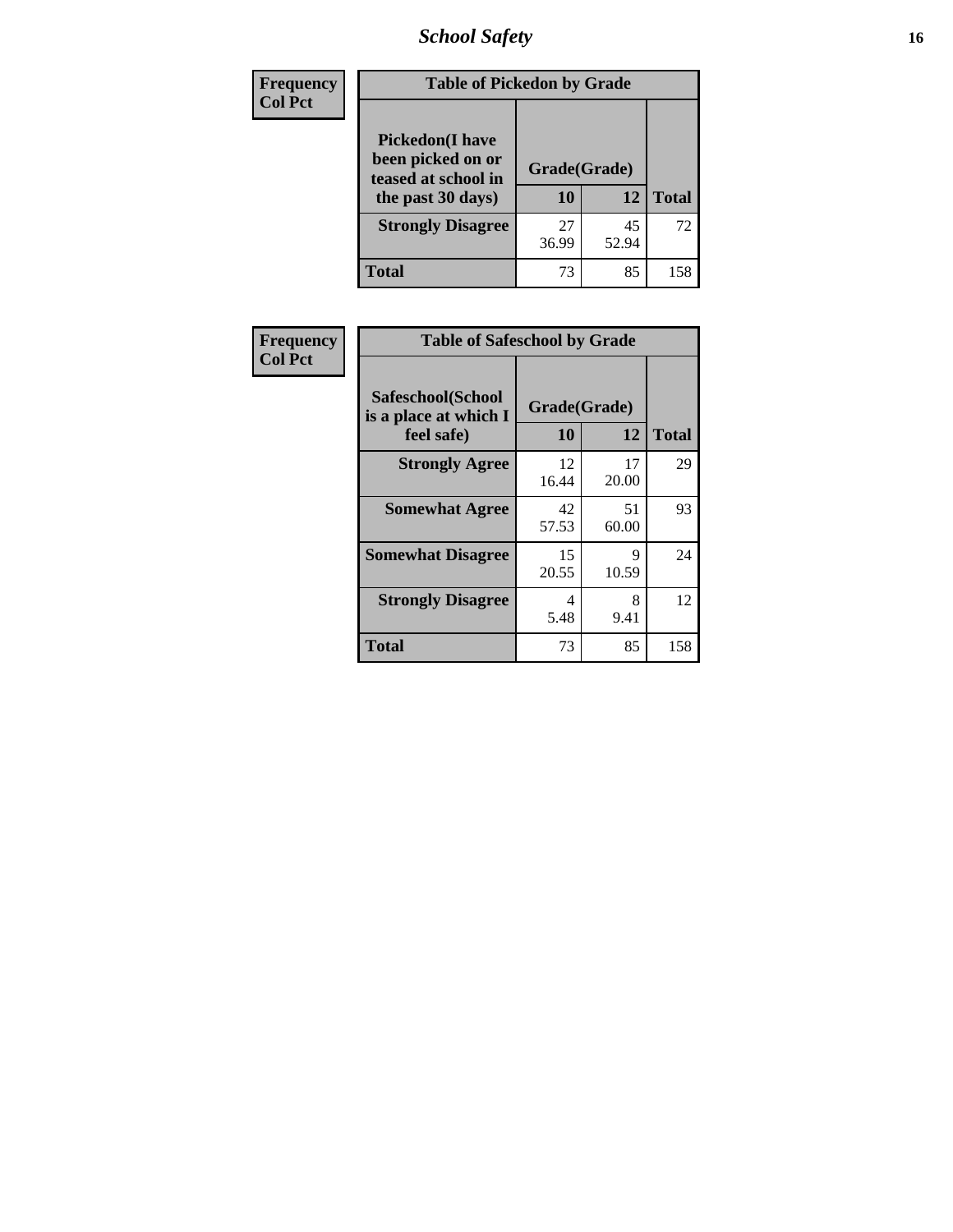| Frequency<br>Col Pct | Table of Pickedon by Grade | | |
|---|---|---|---|
| Pickedon(I have been picked on or teased at school in the past 30 days) | Grade(Grade) | | |
| | 10 | 12 | Total |
| Strongly Disagree | 27<br>36.99 | 45<br>52.94 | 72 |
| Total | 73 | 85 | 158 |

| Frequency<br>Col Pct | Table of Safeschool by Grade | | |
|---|---|---|---|
| Safeschool(School is a place at which I feel safe) | Grade(Grade) | | |
| | 10 | 12 | Total |
| Strongly Agree | 12<br>16.44 | 17<br>20.00 | 29 |
| Somewhat Agree | 42<br>57.53 | 51<br>60.00 | 93 |
| Somewhat Disagree | 15<br>20.55 | 9<br>10.59 | 24 |
| Strongly Disagree | 4<br>5.48 | 8<br>9.41 | 12 |
| Total | 73 | 85 | 158 |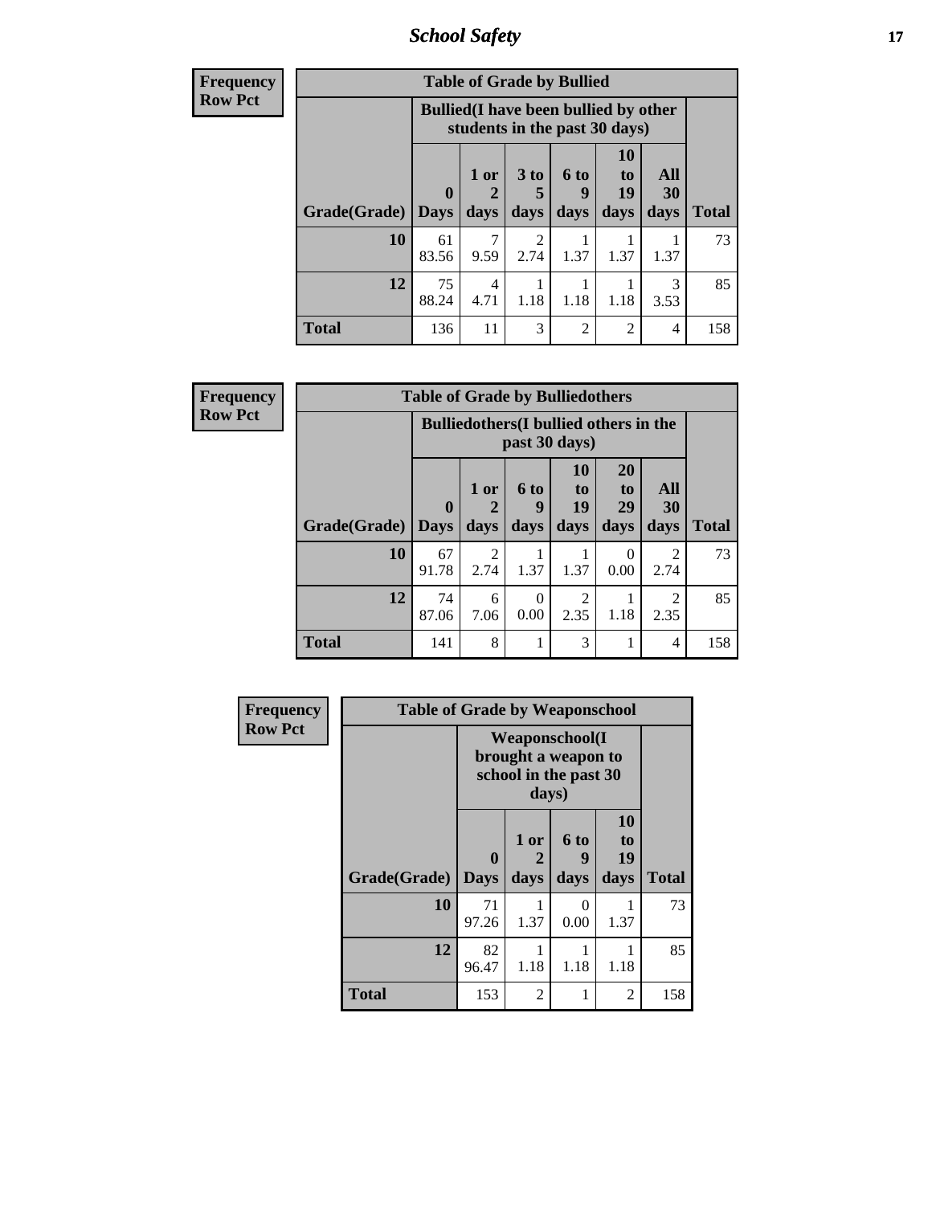| Frequency Row Pct | | | | | | | |
|---|---|---|---|---|---|---|---|
| **Table of Grade by Bullied** | | | | | | | |
| | **Bullied(I have been bullied by other students in the past 30 days)** | | | | | | |
| **Grade(Grade)** | **0 Days** | **1 or 2 days** | **3 to 5 days** | **6 to 9 days** | **10 to 19 days** | **All 30 days** | **Total** |
| **10** | 61<br>83.56 | 7<br>9.59 | 2<br>2.74 | 1<br>1.37 | 1<br>1.37 | 1<br>1.37 | 73 |
| **12** | 75<br>88.24 | 4<br>4.71 | 1<br>1.18 | 1<br>1.18 | 1<br>1.18 | 3<br>3.53 | 85 |
| **Total** | 136 | 11 | 3 | 2 | 2 | 4 | 158 |

| Frequency Row Pct | | | | | | | |
|---|---|---|---|---|---|---|---|
| **Table of Grade by Bulliedothers** | | | | | | | |
| | **Bulliedothers(I bullied others in the past 30 days)** | | | | | | |
| **Grade(Grade)** | **0 Days** | **1 or 2 days** | **6 to 9 days** | **10 to 19 days** | **20 to 29 days** | **All 30 days** | **Total** |
| **10** | 67<br>91.78 | 2<br>2.74 | 1<br>1.37 | 1<br>1.37 | 0<br>0.00 | 2<br>2.74 | 73 |
| **12** | 74<br>87.06 | 6<br>7.06 | 0<br>0.00 | 2<br>2.35 | 1<br>1.18 | 2<br>2.35 | 85 |
| **Total** | 141 | 8 | 1 | 3 | 1 | 4 | 158 |

| Frequency Row Pct | | | | | |
|---|---|---|---|---|---|
| **Table of Grade by Weaponschool** | | | | | |
| | **Weaponschool(I brought a weapon to school in the past 30 days)** | | | | |
| **Grade(Grade)** | **0 Days** | **1 or 2 days** | **6 to 9 days** | **10 to 19 days** | **Total** |
| **10** | 71<br>97.26 | 1<br>1.37 | 0<br>0.00 | 1<br>1.37 | 73 |
| **12** | 82<br>96.47 | 1<br>1.18 | 1<br>1.18 | 1<br>1.18 | 85 |
| **Total** | 153 | 2 | 1 | 2 | 158 |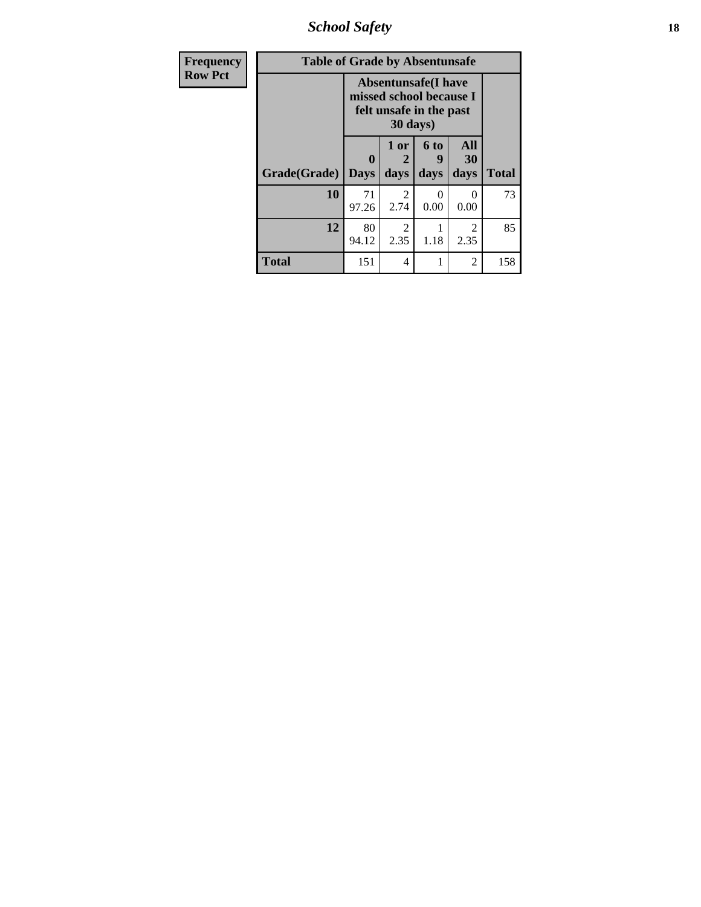| Frequency Row Pct | Table of Grade by Absentunsafe | | | | |
|---|---|---|---|---|---|
| | Absentunsafe(I have missed school because I felt unsafe in the past 30 days) | | | | |
| Grade(Grade) | 0 Days | 1 or 2 days | 6 to 9 days | All 30 days | Total |
| 10 | 71<br>97.26 | 2<br>2.74 | 0<br>0.00 | 0<br>0.00 | 73 |
| 12 | 80<br>94.12 | 2<br>2.35 | 1<br>1.18 | 2<br>2.35 | 85 |
| Total | 151 | 4 | 1 | 2 | 158 |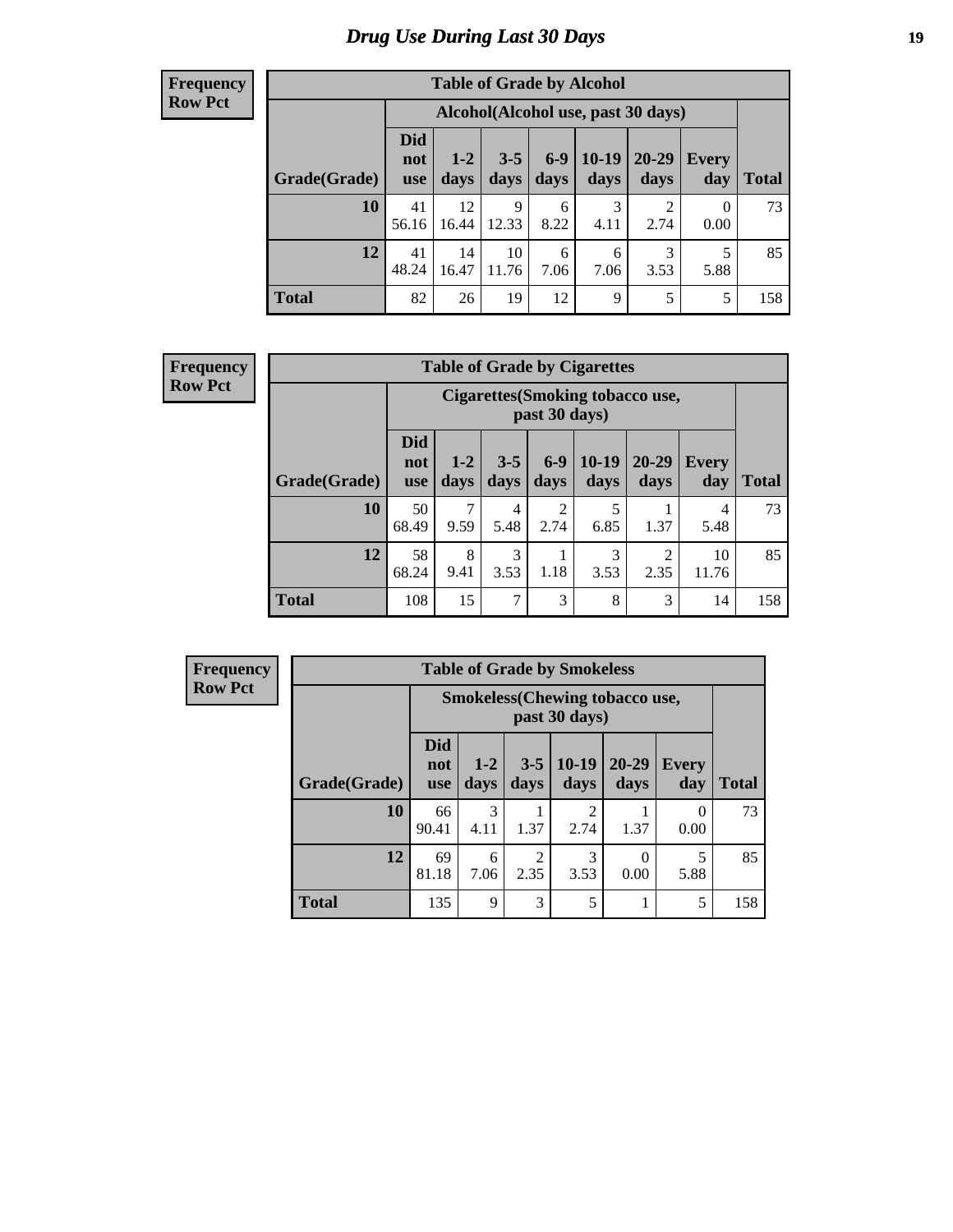## Drug Use During Last 30 Days

**Frequency**
**Row Pct**

**Table of Grade by Alcohol**

| | Alcohol(Alcohol use, past 30 days) | | | | | | | |
|---|---|---|---|---|---|---|---|---|
| Grade(Grade) | Did not use | 1-2 days | 3-5 days | 6-9 days | 10-19 days | 20-29 days | Every day | Total |
| **10** | 41<br>56.16 | 12<br>16.44 | 9<br>12.33 | 6<br>8.22 | 3<br>4.11 | 2<br>2.74 | 0<br>0.00 | 73 |
| **12** | 41<br>48.24 | 14<br>16.47 | 10<br>11.76 | 6<br>7.06 | 6<br>7.06 | 3<br>3.53 | 5<br>5.88 | 85 |
| **Total** | 82 | 26 | 19 | 12 | 9 | 5 | 5 | 158 |

**Frequency**
**Row Pct**

**Table of Grade by Cigarettes**

| | Cigarettes(Smoking tobacco use, past 30 days) | | | | | | | |
|---|---|---|---|---|---|---|---|---|
| Grade(Grade) | Did not use | 1-2 days | 3-5 days | 6-9 days | 10-19 days | 20-29 days | Every day | Total |
| **10** | 50<br>68.49 | 7<br>9.59 | 4<br>5.48 | 2<br>2.74 | 5<br>6.85 | 1<br>1.37 | 4<br>5.48 | 73 |
| **12** | 58<br>68.24 | 8<br>9.41 | 3<br>3.53 | 1<br>1.18 | 3<br>3.53 | 2<br>2.35 | 10<br>11.76 | 85 |
| **Total** | 108 | 15 | 7 | 3 | 8 | 3 | 14 | 158 |

**Frequency**
**Row Pct**

**Table of Grade by Smokeless**

| | Smokeless(Chewing tobacco use, past 30 days) | | | | | | |
|---|---|---|---|---|---|---|---|
| Grade(Grade) | Did not use | 1-2 days | 3-5 days | 10-19 days | 20-29 days | Every day | Total |
| **10** | 66<br>90.41 | 3<br>4.11 | 1<br>1.37 | 2<br>2.74 | 1<br>1.37 | 0<br>0.00 | 73 |
| **12** | 69<br>81.18 | 6<br>7.06 | 2<br>2.35 | 3<br>3.53 | 0<br>0.00 | 5<br>5.88 | 85 |
| **Total** | 135 | 9 | 3 | 5 | 1 | 5 | 158 |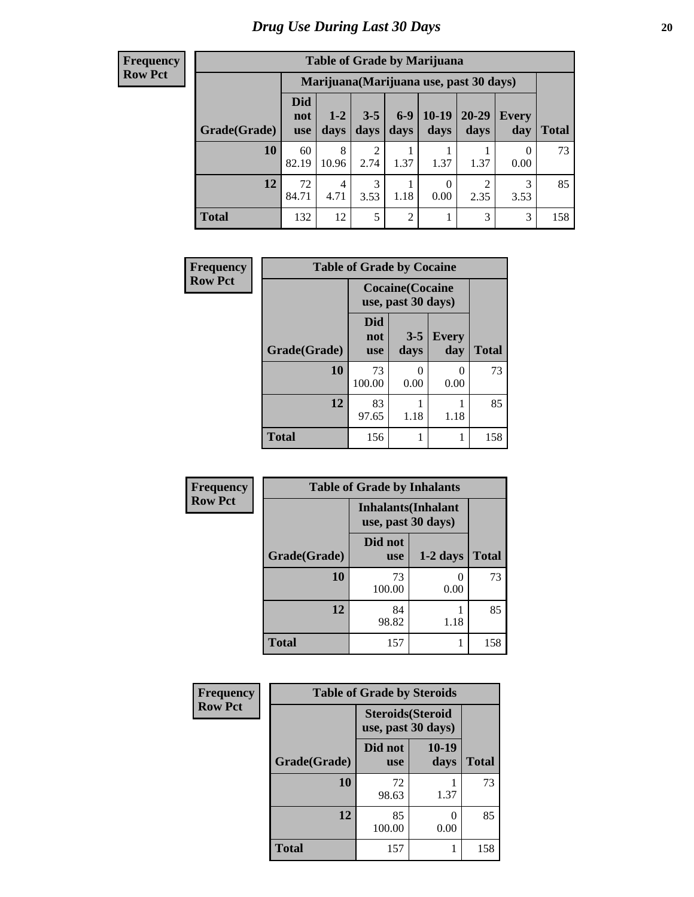# Drug Use During Last 30 Days

**Frequency**
**Row Pct**

| Table of Grade by Marijuana | | | | | | | | |
|---|---|---|---|---|---|---|---|---|
| | Marijuana(Marijuana use, past 30 days) | | | | | | | |
| Grade(Grade) | Did not use | 1-2 days | 3-5 days | 6-9 days | 10-19 days | 20-29 days | Every day | Total |
| **10** | 60<br>82.19 | 8<br>10.96 | 2<br>2.74 | 1<br>1.37 | 1<br>1.37 | 1<br>1.37 | 0<br>0.00 | 73 |
| **12** | 72<br>84.71 | 4<br>4.71 | 3<br>3.53 | 1<br>1.18 | 0<br>0.00 | 2<br>2.35 | 3<br>3.53 | 85 |
| **Total** | 132 | 12 | 5 | 2 | 1 | 3 | 3 | 158 |

**Frequency**
**Row Pct**

| Table of Grade by Cocaine | | | | |
|---|---|---|---|---|
| | Cocaine(Cocaine use, past 30 days) | | | |
| Grade(Grade) | Did not use | 3-5 days | Every day | Total |
| **10** | 73<br>100.00 | 0<br>0.00 | 0<br>0.00 | 73 |
| **12** | 83<br>97.65 | 1<br>1.18 | 1<br>1.18 | 85 |
| **Total** | 156 | 1 | 1 | 158 |

**Frequency**
**Row Pct**

| Table of Grade by Inhalants | | | |
|---|---|---|---|
| | Inhalants(Inhalant use, past 30 days) | | |
| Grade(Grade) | Did not use | 1-2 days | Total |
| **10** | 73<br>100.00 | 0<br>0.00 | 73 |
| **12** | 84<br>98.82 | 1<br>1.18 | 85 |
| **Total** | 157 | 1 | 158 |

**Frequency**
**Row Pct**

| Table of Grade by Steroids | | | |
|---|---|---|---|
| | Steroids(Steroid use, past 30 days) | | |
| Grade(Grade) | Did not use | 10-19 days | Total |
| **10** | 72<br>98.63 | 1<br>1.37 | 73 |
| **12** | 85<br>100.00 | 0<br>0.00 | 85 |
| **Total** | 157 | 1 | 158 |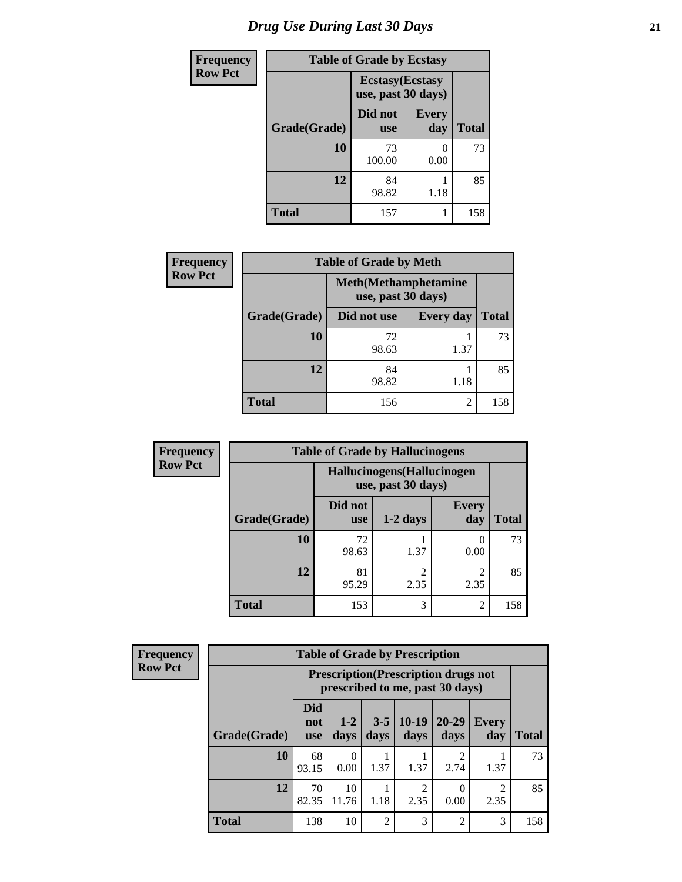# Drug Use During Last 30 Days

**Frequency**
**Row Pct**

| Table of Grade by Ecstasy | | | |
|---|---|---|---|
| | Ecstasy(Ecstasy use, past 30 days) | | |
| Grade(Grade) | Did not use | Every day | Total |
| 10 | 73<br>100.00 | 0<br>0.00 | 73 |
| 12 | 84<br>98.82 | 1<br>1.18 | 85 |
| Total | 157 | 1 | 158 |

**Frequency**
**Row Pct**

| Table of Grade by Meth | | | |
|---|---|---|---|
| | Meth(Methamphetamine use, past 30 days) | | |
| Grade(Grade) | Did not use | Every day | Total |
| 10 | 72<br>98.63 | 1<br>1.37 | 73 |
| 12 | 84<br>98.82 | 1<br>1.18 | 85 |
| Total | 156 | 2 | 158 |

**Frequency**
**Row Pct**

| Table of Grade by Hallucinogens | | | | |
|---|---|---|---|---|
| | Hallucinogens(Hallucinogen use, past 30 days) | | | |
| Grade(Grade) | Did not use | 1-2 days | Every day | Total |
| 10 | 72<br>98.63 | 1<br>1.37 | 0<br>0.00 | 73 |
| 12 | 81<br>95.29 | 2<br>2.35 | 2<br>2.35 | 85 |
| Total | 153 | 3 | 2 | 158 |

**Frequency**
**Row Pct**

| Table of Grade by Prescription | | | | | | | |
|---|---|---|---|---|---|---|---|
| | Prescription(Prescription drugs not prescribed to me, past 30 days) | | | | | | |
| Grade(Grade) | Did not use | 1-2 days | 3-5 days | 10-19 days | 20-29 days | Every day | Total |
| 10 | 68<br>93.15 | 0<br>0.00 | 1<br>1.37 | 1<br>1.37 | 2<br>2.74 | 1<br>1.37 | 73 |
| 12 | 70<br>82.35 | 10<br>11.76 | 1<br>1.18 | 2<br>2.35 | 0<br>0.00 | 2<br>2.35 | 85 |
| Total | 138 | 10 | 2 | 3 | 2 | 3 | 158 |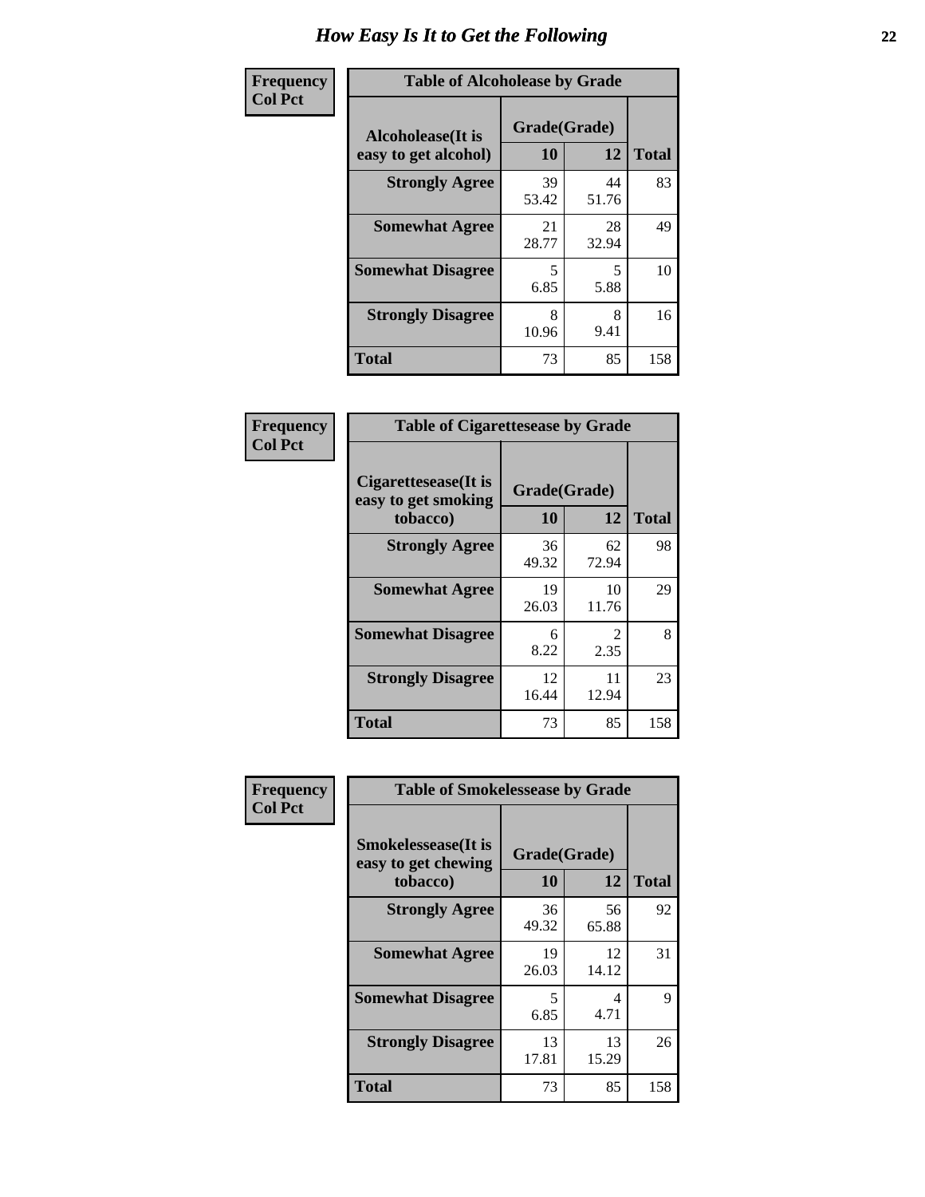# How Easy Is It to Get the Following

**Frequency**
**Col Pct**

**Table of Alcoholease by Grade**

| Alcoholease(It is easy to get alcohol) | Grade(Grade) | | Total |
|---|---|---|---|
| | 10 | 12 | |
| **Strongly Agree** | 39<br>53.42 | 44<br>51.76 | 83 |
| **Somewhat Agree** | 21<br>28.77 | 28<br>32.94 | 49 |
| **Somewhat Disagree** | 5<br>6.85 | 5<br>5.88 | 10 |
| **Strongly Disagree** | 8<br>10.96 | 8<br>9.41 | 16 |
| **Total** | 73 | 85 | 158 |

**Frequency**
**Col Pct**

**Table of Cigarettesease by Grade**

| Cigarettesease(It is easy to get smoking tobacco) | Grade(Grade) | | Total |
|---|---|---|---|
| | 10 | 12 | |
| **Strongly Agree** | 36<br>49.32 | 62<br>72.94 | 98 |
| **Somewhat Agree** | 19<br>26.03 | 10<br>11.76 | 29 |
| **Somewhat Disagree** | 6<br>8.22 | 2<br>2.35 | 8 |
| **Strongly Disagree** | 12<br>16.44 | 11<br>12.94 | 23 |
| **Total** | 73 | 85 | 158 |

**Frequency**
**Col Pct**

**Table of Smokelessease by Grade**

| Smokelessease(It is easy to get chewing tobacco) | Grade(Grade) | | Total |
|---|---|---|---|
| | 10 | 12 | |
| **Strongly Agree** | 36<br>49.32 | 56<br>65.88 | 92 |
| **Somewhat Agree** | 19<br>26.03 | 12<br>14.12 | 31 |
| **Somewhat Disagree** | 5<br>6.85 | 4<br>4.71 | 9 |
| **Strongly Disagree** | 13<br>17.81 | 13<br>15.29 | 26 |
| **Total** | 73 | 85 | 158 |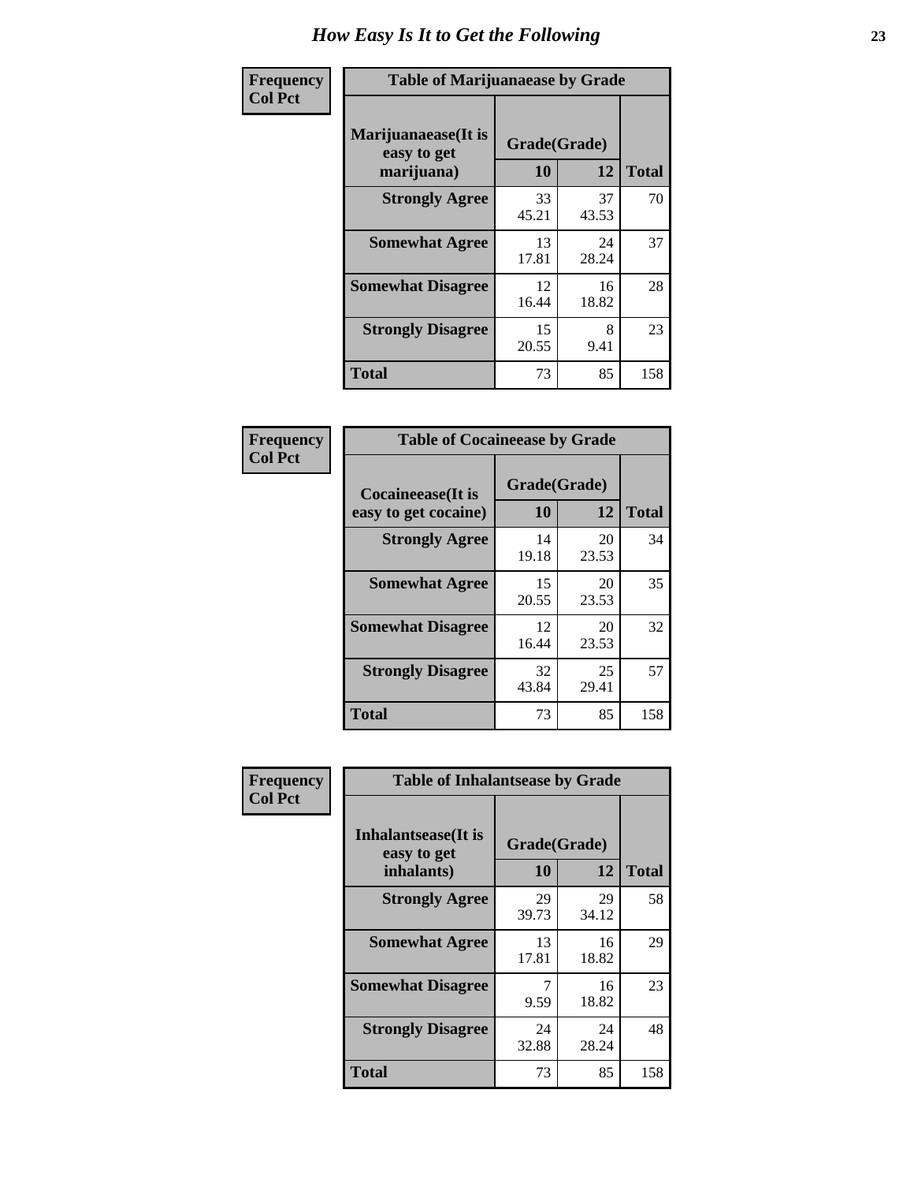# How Easy Is It to Get the Following

**Frequency**
**Col Pct**

**Table of Marijuanaease by Grade**

| Marijuanaease(It is easy to get marijuana) | Grade(Grade) 10 | 12 | Total |
|---|---|---|---|
| **Strongly Agree** | 33<br>45.21 | 37<br>43.53 | 70 |
| **Somewhat Agree** | 13<br>17.81 | 24<br>28.24 | 37 |
| **Somewhat Disagree** | 12<br>16.44 | 16<br>18.82 | 28 |
| **Strongly Disagree** | 15<br>20.55 | 8<br>9.41 | 23 |
| **Total** | 73 | 85 | 158 |

**Frequency**
**Col Pct**

**Table of Cocaineease by Grade**

| Cocaineease(It is easy to get cocaine) | Grade(Grade) 10 | 12 | Total |
|---|---|---|---|
| **Strongly Agree** | 14<br>19.18 | 20<br>23.53 | 34 |
| **Somewhat Agree** | 15<br>20.55 | 20<br>23.53 | 35 |
| **Somewhat Disagree** | 12<br>16.44 | 20<br>23.53 | 32 |
| **Strongly Disagree** | 32<br>43.84 | 25<br>29.41 | 57 |
| **Total** | 73 | 85 | 158 |

**Frequency**
**Col Pct**

**Table of Inhalantsease by Grade**

| Inhalantsease(It is easy to get inhalants) | Grade(Grade) 10 | 12 | Total |
|---|---|---|---|
| **Strongly Agree** | 29<br>39.73 | 29<br>34.12 | 58 |
| **Somewhat Agree** | 13<br>17.81 | 16<br>18.82 | 29 |
| **Somewhat Disagree** | 7<br>9.59 | 16<br>18.82 | 23 |
| **Strongly Disagree** | 24<br>32.88 | 24<br>28.24 | 48 |
| **Total** | 73 | 85 | 158 |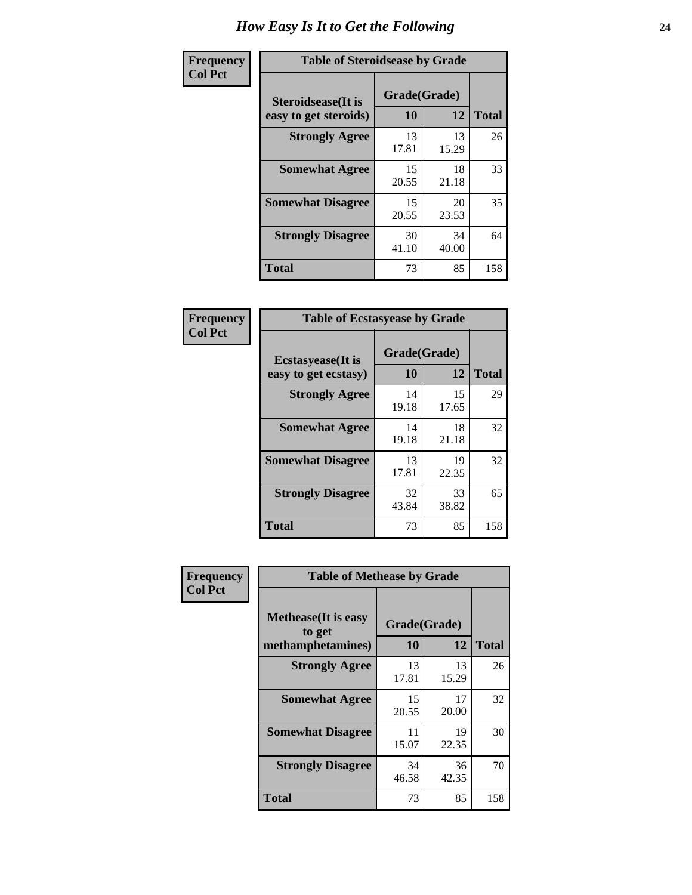# How Easy Is It to Get the Following

**Frequency**
**Col Pct**

| Table of Steroidsease by Grade | | | |
|---|---|---|---|
| **Steroidsease(It is easy to get steroids)** | **Grade(Grade)** | | **Total** |
| | **10** | **12** | |
| **Strongly Agree** | 13<br>17.81 | 13<br>15.29 | 26 |
| **Somewhat Agree** | 15<br>20.55 | 18<br>21.18 | 33 |
| **Somewhat Disagree** | 15<br>20.55 | 20<br>23.53 | 35 |
| **Strongly Disagree** | 30<br>41.10 | 34<br>40.00 | 64 |
| **Total** | 73 | 85 | 158 |

**Frequency**
**Col Pct**

| Table of Ecstasyease by Grade | | | |
|---|---|---|---|
| **Ecstasyease(It is easy to get ecstasy)** | **Grade(Grade)** | | **Total** |
| | **10** | **12** | |
| **Strongly Agree** | 14<br>19.18 | 15<br>17.65 | 29 |
| **Somewhat Agree** | 14<br>19.18 | 18<br>21.18 | 32 |
| **Somewhat Disagree** | 13<br>17.81 | 19<br>22.35 | 32 |
| **Strongly Disagree** | 32<br>43.84 | 33<br>38.82 | 65 |
| **Total** | 73 | 85 | 158 |

**Frequency**
**Col Pct**

| Table of Methease by Grade | | | |
|---|---|---|---|
| **Methease(It is easy to get methamphetamines)** | **Grade(Grade)** | | **Total** |
| | **10** | **12** | |
| **Strongly Agree** | 13<br>17.81 | 13<br>15.29 | 26 |
| **Somewhat Agree** | 15<br>20.55 | 17<br>20.00 | 32 |
| **Somewhat Disagree** | 11<br>15.07 | 19<br>22.35 | 30 |
| **Strongly Disagree** | 34<br>46.58 | 36<br>42.35 | 70 |
| **Total** | 73 | 85 | 158 |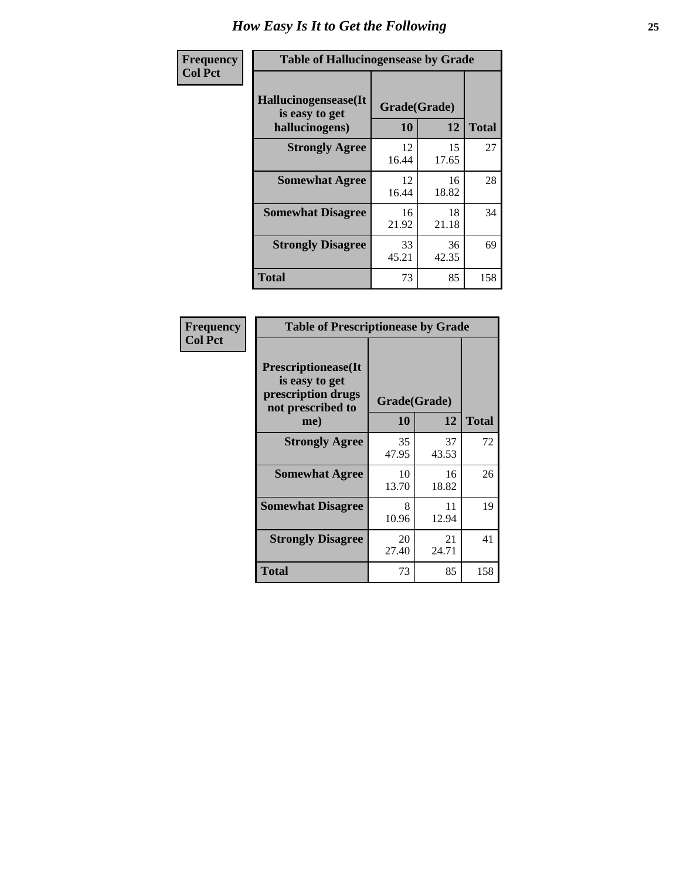# How Easy Is It to Get the Following

| Frequency<br>Col Pct | | | |
|---|---|---|---|
| **Table of Hallucinogensease by Grade** | | | |
| **Hallucinogensease(It is easy to get hallucinogens)** | **Grade(Grade)** | | **Total** |
| | **10** | **12** | |
| **Strongly Agree** | 12<br>16.44 | 15<br>17.65 | 27 |
| **Somewhat Agree** | 12<br>16.44 | 16<br>18.82 | 28 |
| **Somewhat Disagree** | 16<br>21.92 | 18<br>21.18 | 34 |
| **Strongly Disagree** | 33<br>45.21 | 36<br>42.35 | 69 |
| **Total** | 73 | 85 | 158 |

| Frequency<br>Col Pct | | | |
|---|---|---|---|
| **Table of Prescriptionease by Grade** | | | |
| **Prescriptionease(It is easy to get prescription drugs not prescribed to me)** | **Grade(Grade)** | | **Total** |
| | **10** | **12** | |
| **Strongly Agree** | 35<br>47.95 | 37<br>43.53 | 72 |
| **Somewhat Agree** | 10<br>13.70 | 16<br>18.82 | 26 |
| **Somewhat Disagree** | 8<br>10.96 | 11<br>12.94 | 19 |
| **Strongly Disagree** | 20<br>27.40 | 21<br>24.71 | 41 |
| **Total** | 73 | 85 | 158 |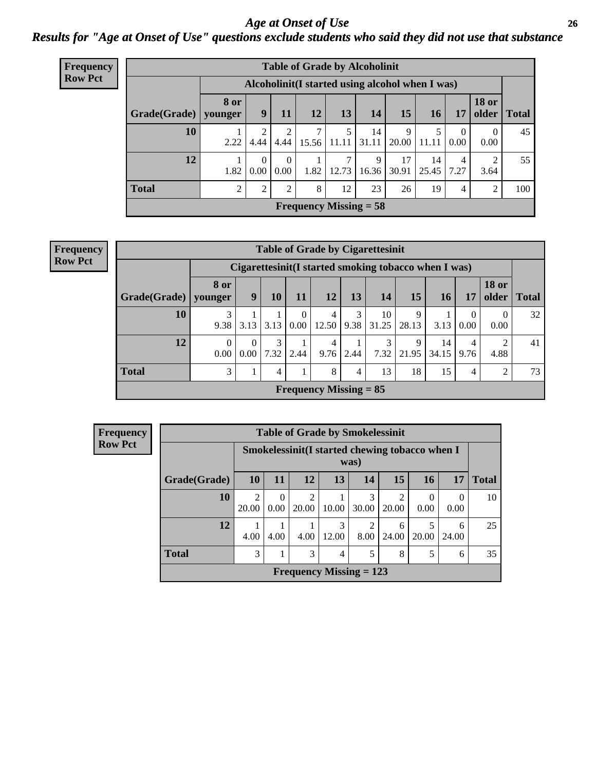# Age at Onset of Use

## Results for "Age at Onset of Use" questions exclude students who said they did not use that substance

**Frequency**
**Row Pct**

**Table of Grade by Alcoholinit**

| | Alcoholinit(I started using alcohol when I was) | | | | | | | | | | |
|---|---|---|---|---|---|---|---|---|---|---|---|
| Grade(Grade) | 8 or younger | 9 | 11 | 12 | 13 | 14 | 15 | 16 | 17 | 18 or older | Total |
| 10 | 1<br>2.22 | 2<br>4.44 | 2<br>4.44 | 7<br>15.56 | 5<br>11.11 | 14<br>31.11 | 9<br>20.00 | 5<br>11.11 | 0<br>0.00 | 0<br>0.00 | 45 |
| 12 | 1<br>1.82 | 0<br>0.00 | 0<br>0.00 | 1<br>1.82 | 7<br>12.73 | 9<br>16.36 | 17<br>30.91 | 14<br>25.45 | 4<br>7.27 | 2<br>3.64 | 55 |
| Total | 2 | 2 | 2 | 8 | 12 | 23 | 26 | 19 | 4 | 2 | 100 |

Frequency Missing = 58

**Frequency**
**Row Pct**

**Table of Grade by Cigarettesinit**

| | Cigarettesinit(I started smoking tobacco when I was) | | | | | | | | | | | |
|---|---|---|---|---|---|---|---|---|---|---|---|---|
| Grade(Grade) | 8 or younger | 9 | 10 | 11 | 12 | 13 | 14 | 15 | 16 | 17 | 18 or older | Total |
| 10 | 3<br>9.38 | 1<br>3.13 | 1<br>3.13 | 0<br>0.00 | 4<br>12.50 | 3<br>9.38 | 10<br>31.25 | 9<br>28.13 | 1<br>3.13 | 0<br>0.00 | 0<br>0.00 | 32 |
| 12 | 0<br>0.00 | 0<br>0.00 | 3<br>7.32 | 1<br>2.44 | 4<br>9.76 | 1<br>2.44 | 3<br>7.32 | 9<br>21.95 | 14<br>34.15 | 4<br>9.76 | 2<br>4.88 | 41 |
| Total | 3 | 1 | 4 | 1 | 8 | 4 | 13 | 18 | 15 | 4 | 2 | 73 |

Frequency Missing = 85

**Frequency**
**Row Pct**

**Table of Grade by Smokelessinit**

| | Smokelessinit(I started chewing tobacco when I was) | | | | | | | | |
|---|---|---|---|---|---|---|---|---|---|
| Grade(Grade) | 10 | 11 | 12 | 13 | 14 | 15 | 16 | 17 | Total |
| 10 | 2<br>20.00 | 0<br>0.00 | 2<br>20.00 | 1<br>10.00 | 3<br>30.00 | 2<br>20.00 | 0<br>0.00 | 0<br>0.00 | 10 |
| 12 | 1<br>4.00 | 1<br>4.00 | 1<br>4.00 | 3<br>12.00 | 2<br>8.00 | 6<br>24.00 | 5<br>20.00 | 6<br>24.00 | 25 |
| Total | 3 | 1 | 3 | 4 | 5 | 8 | 5 | 6 | 35 |

Frequency Missing = 123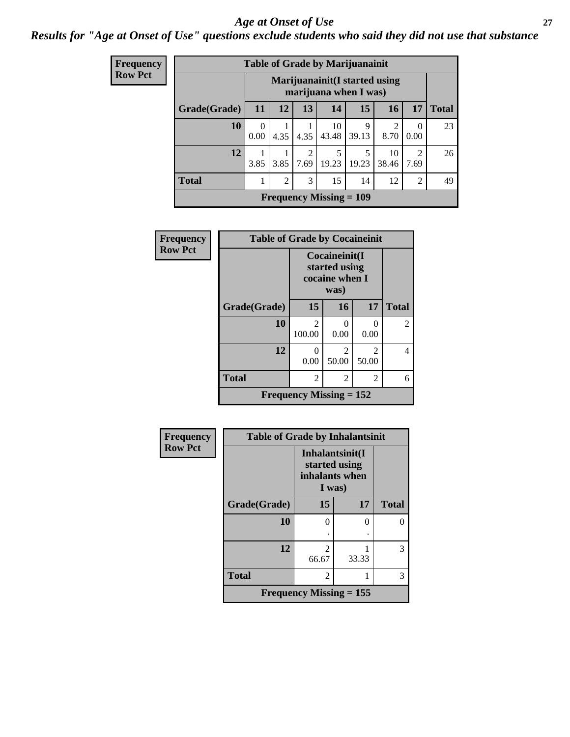# *Age at Onset of Use*

***Results for "Age at Onset of Use" questions exclude students who said they did not use that substance***

**Frequency**
**Row Pct**

**Table of Grade by Marijuanainit**

| | Marijuanainit(I started using marijuana when I was) | | | | | | | |
|---|---|---|---|---|---|---|---|---|
| **Grade(Grade)** | **11** | **12** | **13** | **14** | **15** | **16** | **17** | **Total** |
| **10** | 0<br>0.00 | 1<br>4.35 | 1<br>4.35 | 10<br>43.48 | 9<br>39.13 | 2<br>8.70 | 0<br>0.00 | 23 |
| **12** | 1<br>3.85 | 1<br>3.85 | 2<br>7.69 | 5<br>19.23 | 5<br>19.23 | 10<br>38.46 | 2<br>7.69 | 26 |
| **Total** | 1 | 2 | 3 | 15 | 14 | 12 | 2 | 49 |

**Frequency Missing = 109**

**Frequency**
**Row Pct**

**Table of Grade by Cocaineinit**

| | Cocaineinit(I started using cocaine when I was) | | | |
|---|---|---|---|---|
| **Grade(Grade)** | **15** | **16** | **17** | **Total** |
| **10** | 2<br>100.00 | 0<br>0.00 | 0<br>0.00 | 2 |
| **12** | 0<br>0.00 | 2<br>50.00 | 2<br>50.00 | 4 |
| **Total** | 2 | 2 | 2 | 6 |

**Frequency Missing = 152**

**Frequency**
**Row Pct**

**Table of Grade by Inhalantsinit**

| | Inhalantsinit(I started using inhalants when I was) | | |
|---|---|---|---|
| **Grade(Grade)** | **15** | **17** | **Total** |
| **10** | 0<br>. | 0<br>. | 0 |
| **12** | 2<br>66.67 | 1<br>33.33 | 3 |
| **Total** | 2 | 1 | 3 |

**Frequency Missing = 155**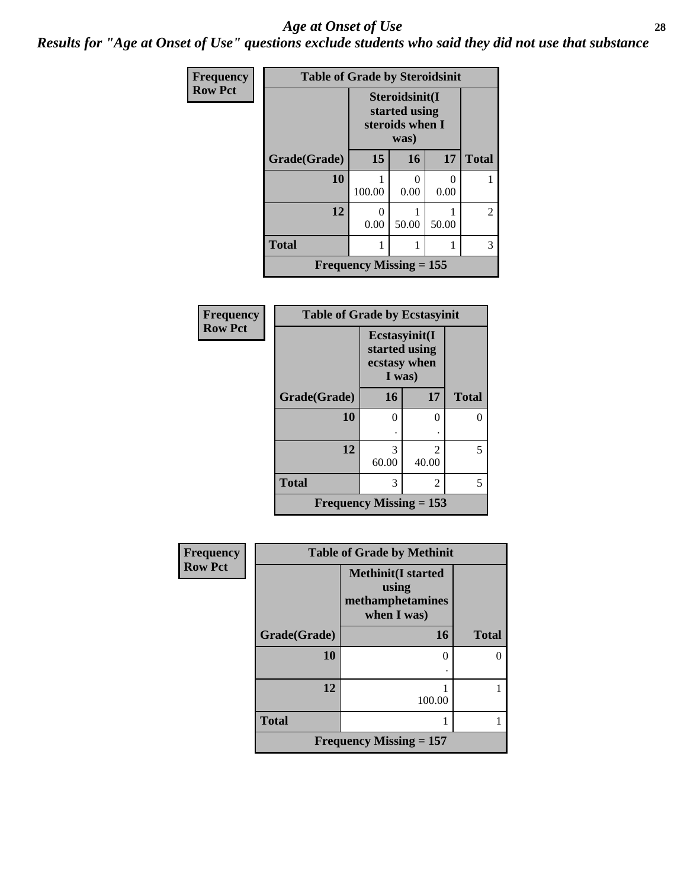# Age at Onset of Use

***Results for "Age at Onset of Use" questions exclude students who said they did not use that substance***

**Frequency**
**Row Pct**

| Table of Grade by Steroidsinit | | | | |
|---|---|---|---|---|
| | Steroidsinit(I started using steroids when I was) | | | |
| **Grade(Grade)** | **15** | **16** | **17** | **Total** |
| **10** | 1<br>100.00 | 0<br>0.00 | 0<br>0.00 | 1 |
| **12** | 0<br>0.00 | 1<br>50.00 | 1<br>50.00 | 2 |
| **Total** | 1 | 1 | 1 | 3 |
| **Frequency Missing = 155** | | | | |

**Frequency**
**Row Pct**

| Table of Grade by Ecstasyinit | | | |
|---|---|---|---|
| | Ecstasyinit(I started using ecstasy when I was) | | |
| **Grade(Grade)** | **16** | **17** | **Total** |
| **10** | 0<br>. | 0<br>. | 0 |
| **12** | 3<br>60.00 | 2<br>40.00 | 5 |
| **Total** | 3 | 2 | 5 |
| **Frequency Missing = 153** | | | |

**Frequency**
**Row Pct**

| Table of Grade by Methinit | | |
|---|---|---|
| | Methinit(I started using methamphetamines when I was) | |
| **Grade(Grade)** | **16** | **Total** |
| **10** | 0<br>. | 0 |
| **12** | 1<br>100.00 | 1 |
| **Total** | 1 | 1 |
| **Frequency Missing = 157** | | |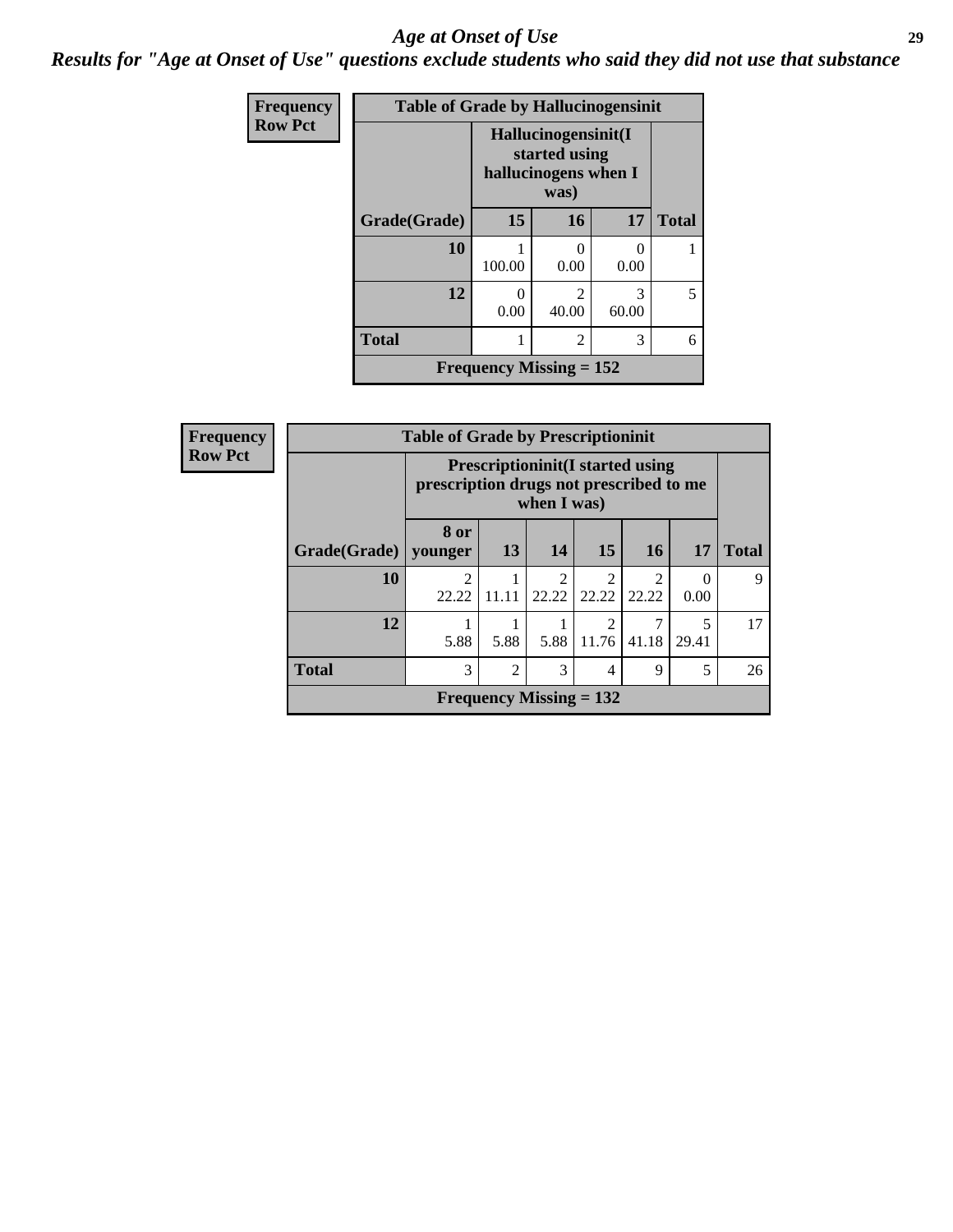# *Age at Onset of Use*

## *Results for "Age at Onset of Use" questions exclude students who said they did not use that substance*

| Frequency<br>Row Pct | | | | |
|---|---|---|---|---|
| **Table of Grade by Hallucinogensinit** | | | | |
| | **Hallucinogensinit(I started using hallucinogens when I was)** | | | |
| **Grade(Grade)** | **15** | **16** | **17** | **Total** |
| **10** | 1<br>100.00 | 0<br>0.00 | 0<br>0.00 | 1 |
| **12** | 0<br>0.00 | 2<br>40.00 | 3<br>60.00 | 5 |
| **Total** | 1 | 2 | 3 | 6 |
| **Frequency Missing = 152** | | | | |

| Frequency<br>Row Pct | | | | | | | |
|---|---|---|---|---|---|---|---|
| **Table of Grade by Prescriptioninit** | | | | | | | |
| | **Prescriptioninit(I started using prescription drugs not prescribed to me when I was)** | | | | | | |
| **Grade(Grade)** | **8 or younger** | **13** | **14** | **15** | **16** | **17** | **Total** |
| **10** | 2<br>22.22 | 1<br>11.11 | 2<br>22.22 | 2<br>22.22 | 2<br>22.22 | 0<br>0.00 | 9 |
| **12** | 1<br>5.88 | 1<br>5.88 | 1<br>5.88 | 2<br>11.76 | 7<br>41.18 | 5<br>29.41 | 17 |
| **Total** | 3 | 2 | 3 | 4 | 9 | 5 | 26 |
| **Frequency Missing = 132** | | | | | | | |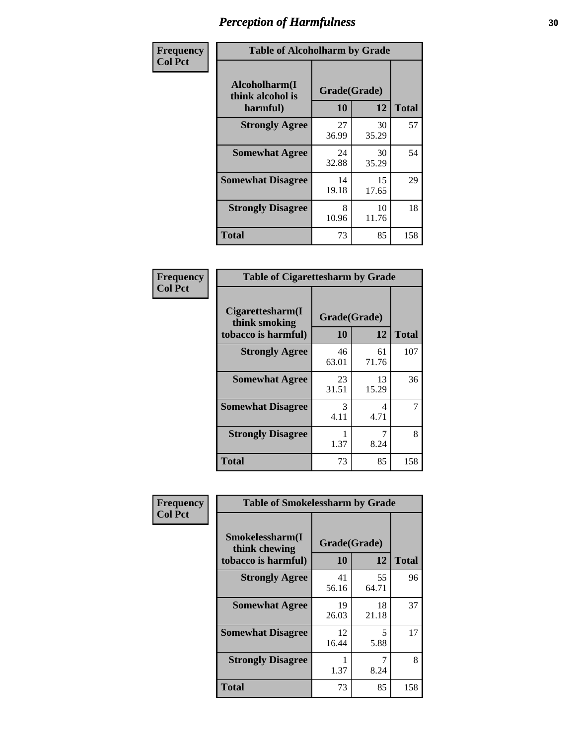# Perception of Harmfulness

| Frequency Col Pct | Table of Alcoholharm by Grade | | |
|---|---|---|---|
| Alcoholharm(I think alcohol is harmful) | Grade(Grade) | | |
| | 10 | 12 | Total |
| **Strongly Agree** | 27<br>36.99 | 30<br>35.29 | 57 |
| **Somewhat Agree** | 24<br>32.88 | 30<br>35.29 | 54 |
| **Somewhat Disagree** | 14<br>19.18 | 15<br>17.65 | 29 |
| **Strongly Disagree** | 8<br>10.96 | 10<br>11.76 | 18 |
| **Total** | 73 | 85 | 158 |

| Frequency Col Pct | Table of Cigarettesharm by Grade | | |
|---|---|---|---|
| Cigarettesharm(I think smoking tobacco is harmful) | Grade(Grade) | | |
| | 10 | 12 | Total |
| **Strongly Agree** | 46<br>63.01 | 61<br>71.76 | 107 |
| **Somewhat Agree** | 23<br>31.51 | 13<br>15.29 | 36 |
| **Somewhat Disagree** | 3<br>4.11 | 4<br>4.71 | 7 |
| **Strongly Disagree** | 1<br>1.37 | 7<br>8.24 | 8 |
| **Total** | 73 | 85 | 158 |

| Frequency Col Pct | Table of Smokelessharm by Grade | | |
|---|---|---|---|
| Smokelessharm(I think chewing tobacco is harmful) | Grade(Grade) | | |
| | 10 | 12 | Total |
| **Strongly Agree** | 41<br>56.16 | 55<br>64.71 | 96 |
| **Somewhat Agree** | 19<br>26.03 | 18<br>21.18 | 37 |
| **Somewhat Disagree** | 12<br>16.44 | 5<br>5.88 | 17 |
| **Strongly Disagree** | 1<br>1.37 | 7<br>8.24 | 8 |
| **Total** | 73 | 85 | 158 |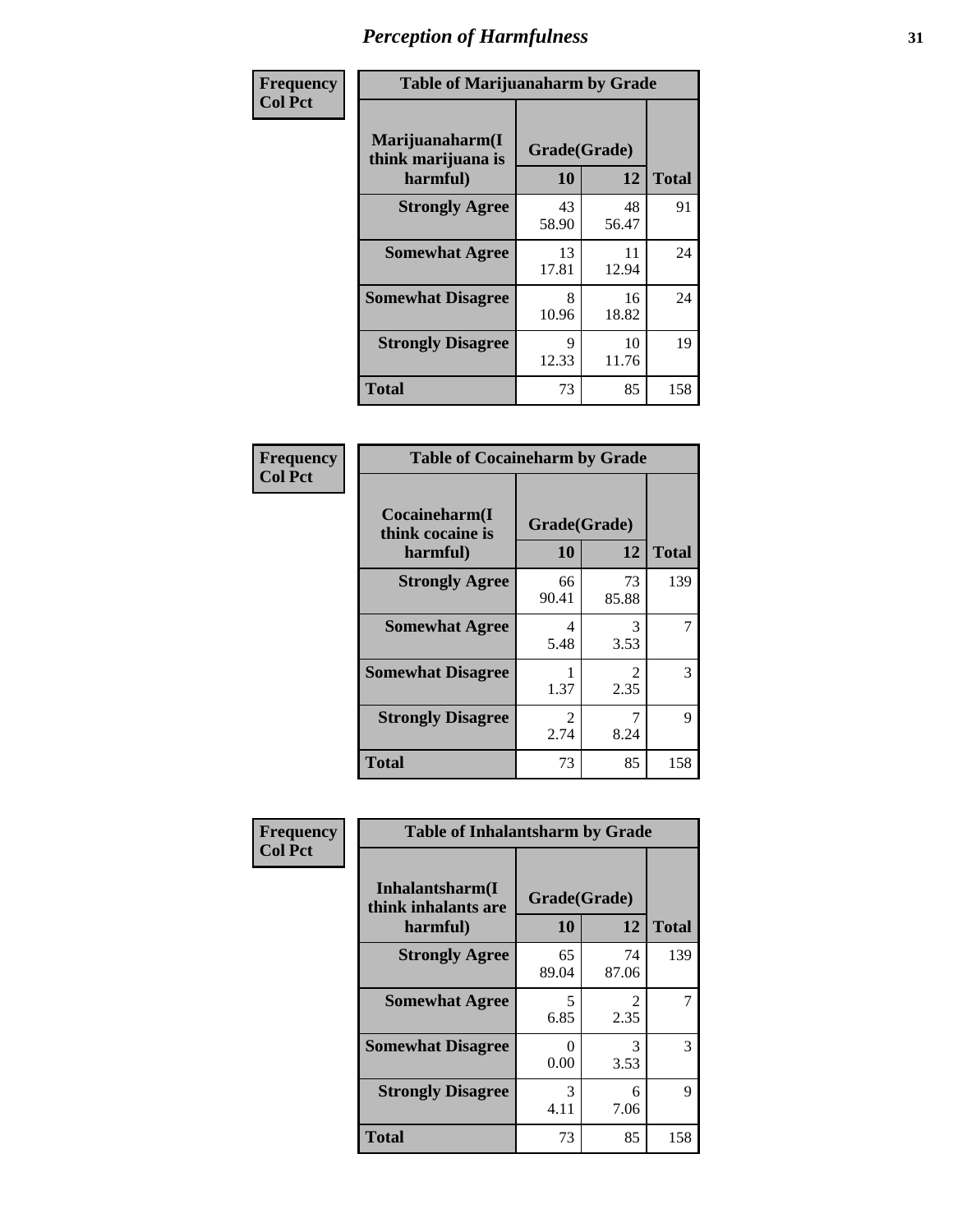# Perception of Harmfulness

**Frequency**
**Col Pct**

| Table of Marijuanaharm by Grade | | | |
|---|---|---|---|
| **Marijuanaharm(I think marijuana is harmful)** | **Grade(Grade)** | | **Total** |
| | **10** | **12** | |
| **Strongly Agree** | 43<br>58.90 | 48<br>56.47 | 91 |
| **Somewhat Agree** | 13<br>17.81 | 11<br>12.94 | 24 |
| **Somewhat Disagree** | 8<br>10.96 | 16<br>18.82 | 24 |
| **Strongly Disagree** | 9<br>12.33 | 10<br>11.76 | 19 |
| **Total** | 73 | 85 | 158 |

**Frequency**
**Col Pct**

| Table of Cocaineharm by Grade | | | |
|---|---|---|---|
| **Cocaineharm(I think cocaine is harmful)** | **Grade(Grade)** | | **Total** |
| | **10** | **12** | |
| **Strongly Agree** | 66<br>90.41 | 73<br>85.88 | 139 |
| **Somewhat Agree** | 4<br>5.48 | 3<br>3.53 | 7 |
| **Somewhat Disagree** | 1<br>1.37 | 2<br>2.35 | 3 |
| **Strongly Disagree** | 2<br>2.74 | 7<br>8.24 | 9 |
| **Total** | 73 | 85 | 158 |

**Frequency**
**Col Pct**

| Table of Inhalantsharm by Grade | | | |
|---|---|---|---|
| **Inhalantsharm(I think inhalants are harmful)** | **Grade(Grade)** | | **Total** |
| | **10** | **12** | |
| **Strongly Agree** | 65<br>89.04 | 74<br>87.06 | 139 |
| **Somewhat Agree** | 5<br>6.85 | 2<br>2.35 | 7 |
| **Somewhat Disagree** | 0<br>0.00 | 3<br>3.53 | 3 |
| **Strongly Disagree** | 3<br>4.11 | 6<br>7.06 | 9 |
| **Total** | 73 | 85 | 158 |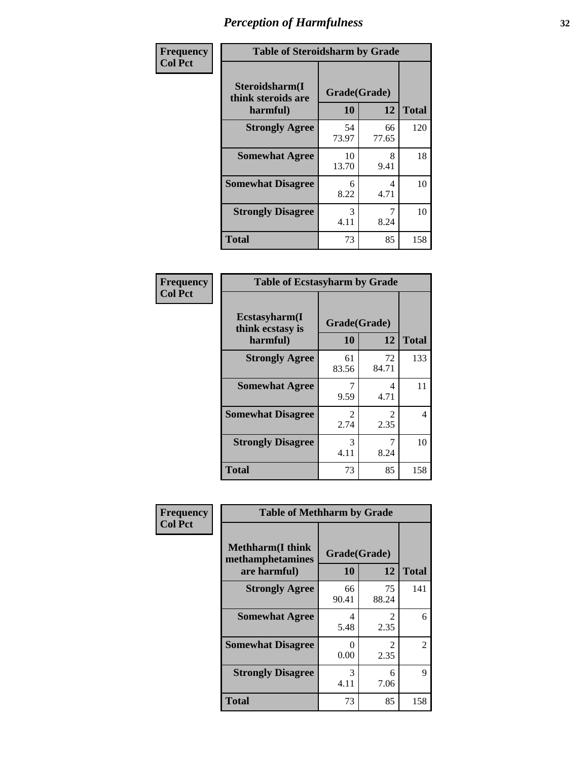# *Perception of Harmfulness*

| Frequency<br>Col Pct | Table of Steroidsharm by Grade | | |
|---|---|---|---|
| **Steroidsharm(I think steroids are harmful)** | **Grade(Grade)** | | |
| | **10** | **12** | **Total** |
| **Strongly Agree** | 54<br>73.97 | 66<br>77.65 | 120 |
| **Somewhat Agree** | 10<br>13.70 | 8<br>9.41 | 18 |
| **Somewhat Disagree** | 6<br>8.22 | 4<br>4.71 | 10 |
| **Strongly Disagree** | 3<br>4.11 | 7<br>8.24 | 10 |
| **Total** | 73 | 85 | 158 |

| Frequency<br>Col Pct | Table of Ecstasyharm by Grade | | |
|---|---|---|---|
| **Ecstasyharm(I think ecstasy is harmful)** | **Grade(Grade)** | | |
| | **10** | **12** | **Total** |
| **Strongly Agree** | 61<br>83.56 | 72<br>84.71 | 133 |
| **Somewhat Agree** | 7<br>9.59 | 4<br>4.71 | 11 |
| **Somewhat Disagree** | 2<br>2.74 | 2<br>2.35 | 4 |
| **Strongly Disagree** | 3<br>4.11 | 7<br>8.24 | 10 |
| **Total** | 73 | 85 | 158 |

| Frequency<br>Col Pct | Table of Methharm by Grade | | |
|---|---|---|---|
| **Methharm(I think methamphetamines are harmful)** | **Grade(Grade)** | | |
| | **10** | **12** | **Total** |
| **Strongly Agree** | 66<br>90.41 | 75<br>88.24 | 141 |
| **Somewhat Agree** | 4<br>5.48 | 2<br>2.35 | 6 |
| **Somewhat Disagree** | 0<br>0.00 | 2<br>2.35 | 2 |
| **Strongly Disagree** | 3<br>4.11 | 6<br>7.06 | 9 |
| **Total** | 73 | 85 | 158 |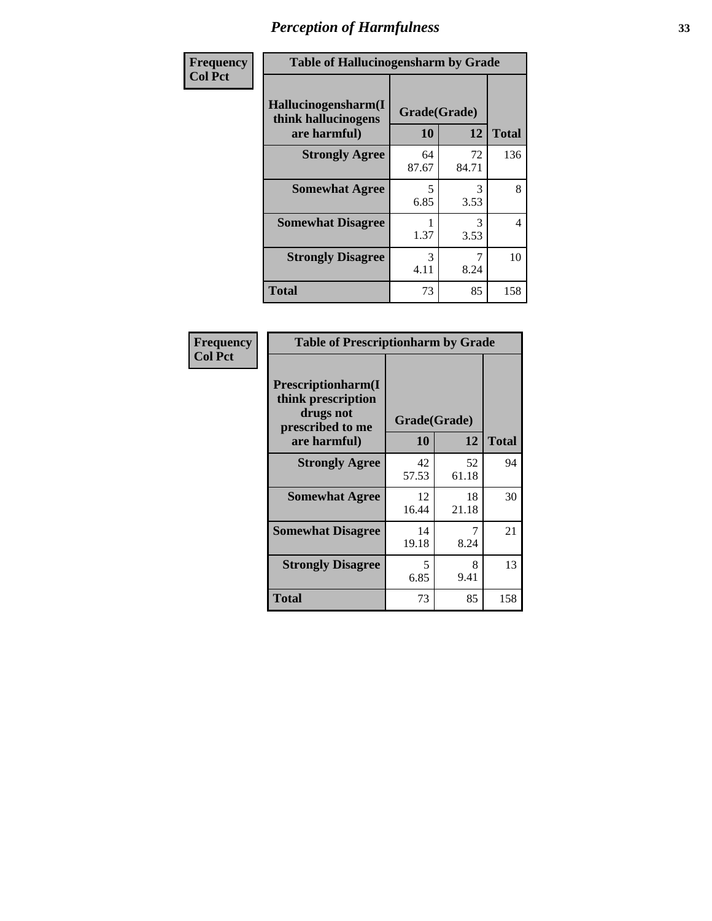# Perception of Harmfulness

**Frequency**
**Col Pct**

**Table of Hallucinogensharm by Grade**

| Hallucinogensharm(I think hallucinogens are harmful) | Grade(Grade) | | Total |
|---|---|---|---|
| | 10 | 12 | |
| **Strongly Agree** | 64<br>87.67 | 72<br>84.71 | 136 |
| **Somewhat Agree** | 5<br>6.85 | 3<br>3.53 | 8 |
| **Somewhat Disagree** | 1<br>1.37 | 3<br>3.53 | 4 |
| **Strongly Disagree** | 3<br>4.11 | 7<br>8.24 | 10 |
| **Total** | 73 | 85 | 158 |

**Frequency**
**Col Pct**

**Table of Prescriptionharm by Grade**

| Prescriptionharm(I think prescription drugs not prescribed to me are harmful) | Grade(Grade) | | Total |
|---|---|---|---|
| | 10 | 12 | |
| **Strongly Agree** | 42<br>57.53 | 52<br>61.18 | 94 |
| **Somewhat Agree** | 12<br>16.44 | 18<br>21.18 | 30 |
| **Somewhat Disagree** | 14<br>19.18 | 7<br>8.24 | 21 |
| **Strongly Disagree** | 5<br>6.85 | 8<br>9.41 | 13 |
| **Total** | 73 | 85 | 158 |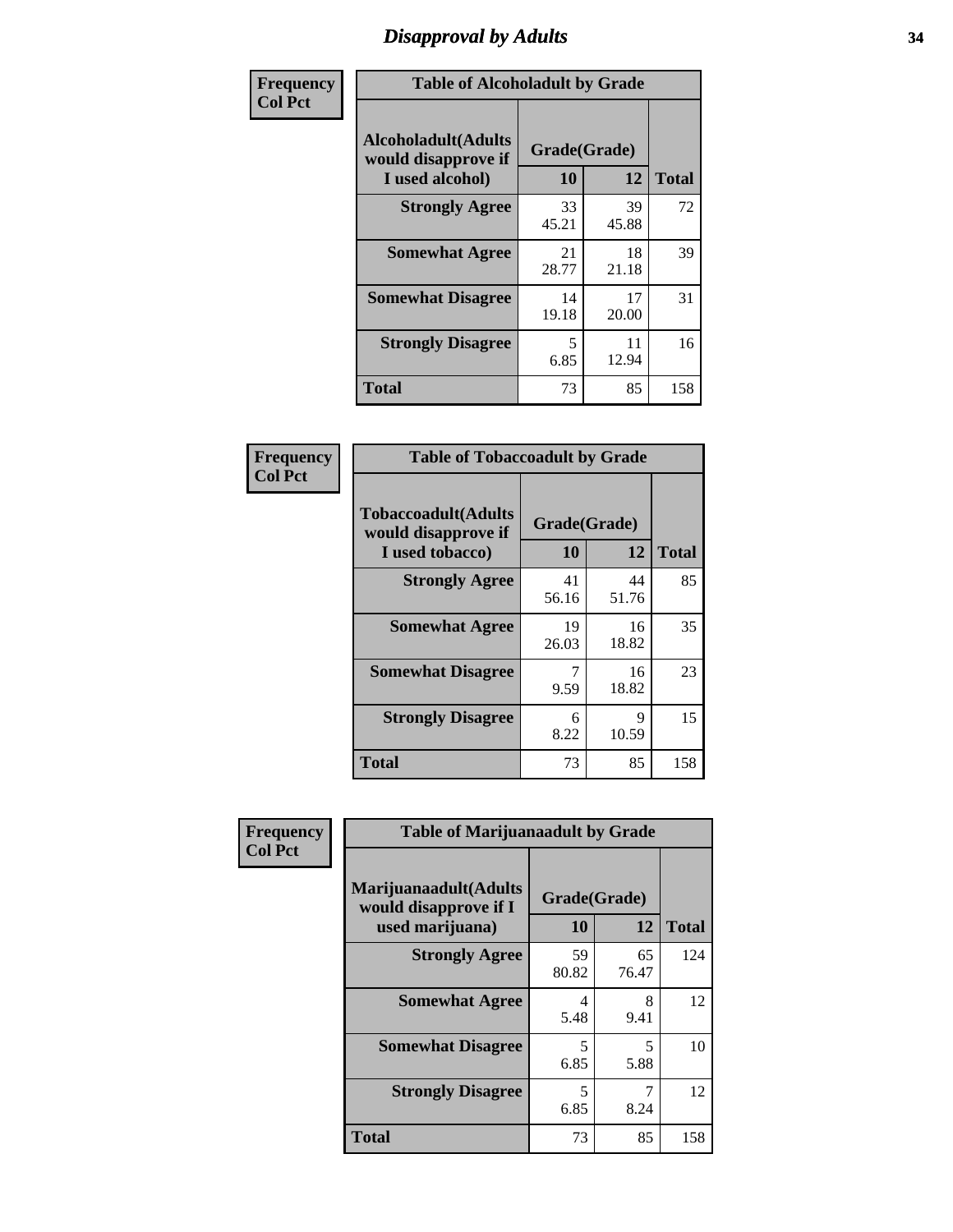# Disapproval by Adults

| Frequency<br>Col Pct |
|---|

**Table of Alcoholadult by Grade**

| Alcoholadult(Adults would disapprove if I used alcohol) | Grade(Grade) 10 | 12 | Total |
|---|---|---|---|
| Strongly Agree | 33<br>45.21 | 39<br>45.88 | 72 |
| Somewhat Agree | 21<br>28.77 | 18<br>21.18 | 39 |
| Somewhat Disagree | 14<br>19.18 | 17<br>20.00 | 31 |
| Strongly Disagree | 5<br>6.85 | 11<br>12.94 | 16 |
| Total | 73 | 85 | 158 |

| Frequency<br>Col Pct |
|---|

**Table of Tobaccoadult by Grade**

| Tobaccoadult(Adults would disapprove if I used tobacco) | Grade(Grade) 10 | 12 | Total |
|---|---|---|---|
| Strongly Agree | 41<br>56.16 | 44<br>51.76 | 85 |
| Somewhat Agree | 19<br>26.03 | 16<br>18.82 | 35 |
| Somewhat Disagree | 7<br>9.59 | 16<br>18.82 | 23 |
| Strongly Disagree | 6<br>8.22 | 9<br>10.59 | 15 |
| Total | 73 | 85 | 158 |

| Frequency<br>Col Pct |
|---|

**Table of Marijuanaadult by Grade**

| Marijuanaadult(Adults would disapprove if I used marijuana) | Grade(Grade) 10 | 12 | Total |
|---|---|---|---|
| Strongly Agree | 59<br>80.82 | 65<br>76.47 | 124 |
| Somewhat Agree | 4<br>5.48 | 8<br>9.41 | 12 |
| Somewhat Disagree | 5<br>6.85 | 5<br>5.88 | 10 |
| Strongly Disagree | 5<br>6.85 | 7<br>8.24 | 12 |
| Total | 73 | 85 | 158 |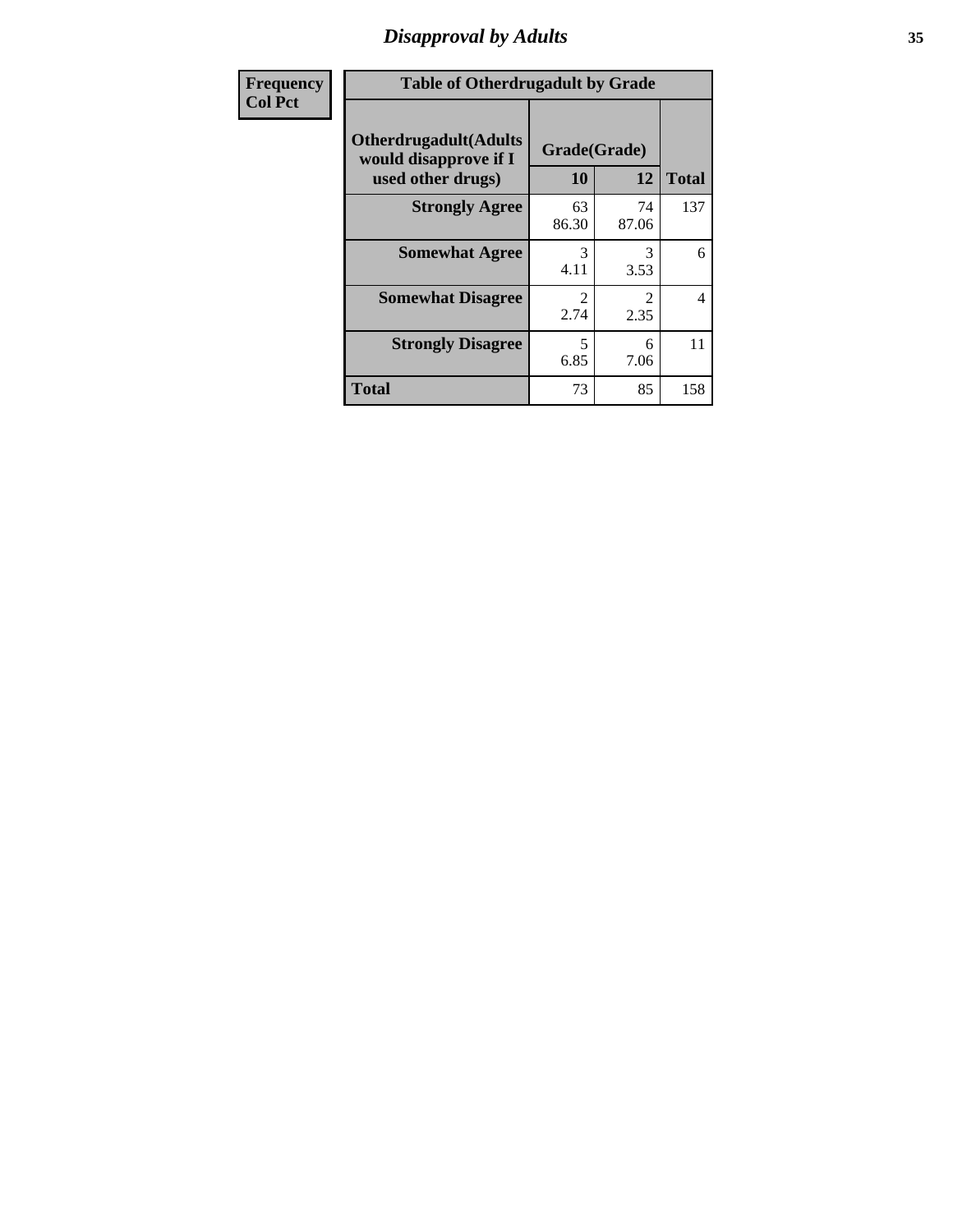## Disapproval by Adults

| Frequency<br>Col Pct | Table of Otherdrugadult by Grade | | | |
|---|---|---|---|---|
| | Otherdrugadult(Adults would disapprove if I used other drugs) | Grade(Grade) | | |
| | | 10 | 12 | Total |
| | **Strongly Agree** | 63<br>86.30 | 74<br>87.06 | 137 |
| | **Somewhat Agree** | 3<br>4.11 | 3<br>3.53 | 6 |
| | **Somewhat Disagree** | 2<br>2.74 | 2<br>2.35 | 4 |
| | **Strongly Disagree** | 5<br>6.85 | 6<br>7.06 | 11 |
| | **Total** | 73 | 85 | 158 |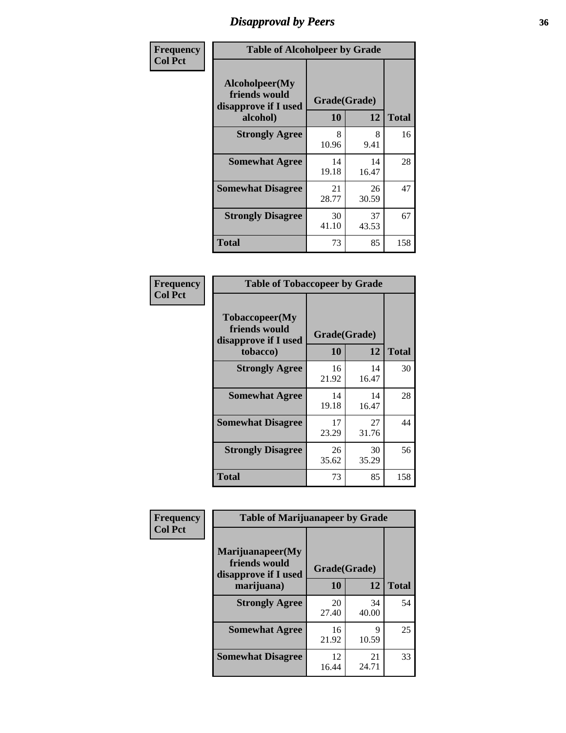# Disapproval by Peers

| Frequency<br>Col Pct | Table of Alcoholpeer by Grade | | |
|---|---|---|---|
| Alcoholpeer(My friends would disapprove if I used alcohol) | Grade(Grade) | | |
| | 10 | 12 | Total |
| Strongly Agree | 8<br>10.96 | 8<br>9.41 | 16 |
| Somewhat Agree | 14<br>19.18 | 14<br>16.47 | 28 |
| Somewhat Disagree | 21<br>28.77 | 26<br>30.59 | 47 |
| Strongly Disagree | 30<br>41.10 | 37<br>43.53 | 67 |
| Total | 73 | 85 | 158 |

| Frequency<br>Col Pct | Table of Tobaccopeer by Grade | | |
|---|---|---|---|
| Tobaccopeer(My friends would disapprove if I used tobacco) | Grade(Grade) | | |
| | 10 | 12 | Total |
| Strongly Agree | 16<br>21.92 | 14<br>16.47 | 30 |
| Somewhat Agree | 14<br>19.18 | 14<br>16.47 | 28 |
| Somewhat Disagree | 17<br>23.29 | 27<br>31.76 | 44 |
| Strongly Disagree | 26<br>35.62 | 30<br>35.29 | 56 |
| Total | 73 | 85 | 158 |

| Frequency<br>Col Pct | Table of Marijuanapeer by Grade | | |
|---|---|---|---|
| Marijuanapeer(My friends would disapprove if I used marijuana) | Grade(Grade) | | |
| | 10 | 12 | Total |
| Strongly Agree | 20<br>27.40 | 34<br>40.00 | 54 |
| Somewhat Agree | 16<br>21.92 | 9<br>10.59 | 25 |
| Somewhat Disagree | 12<br>16.44 | 21<br>24.71 | 33 |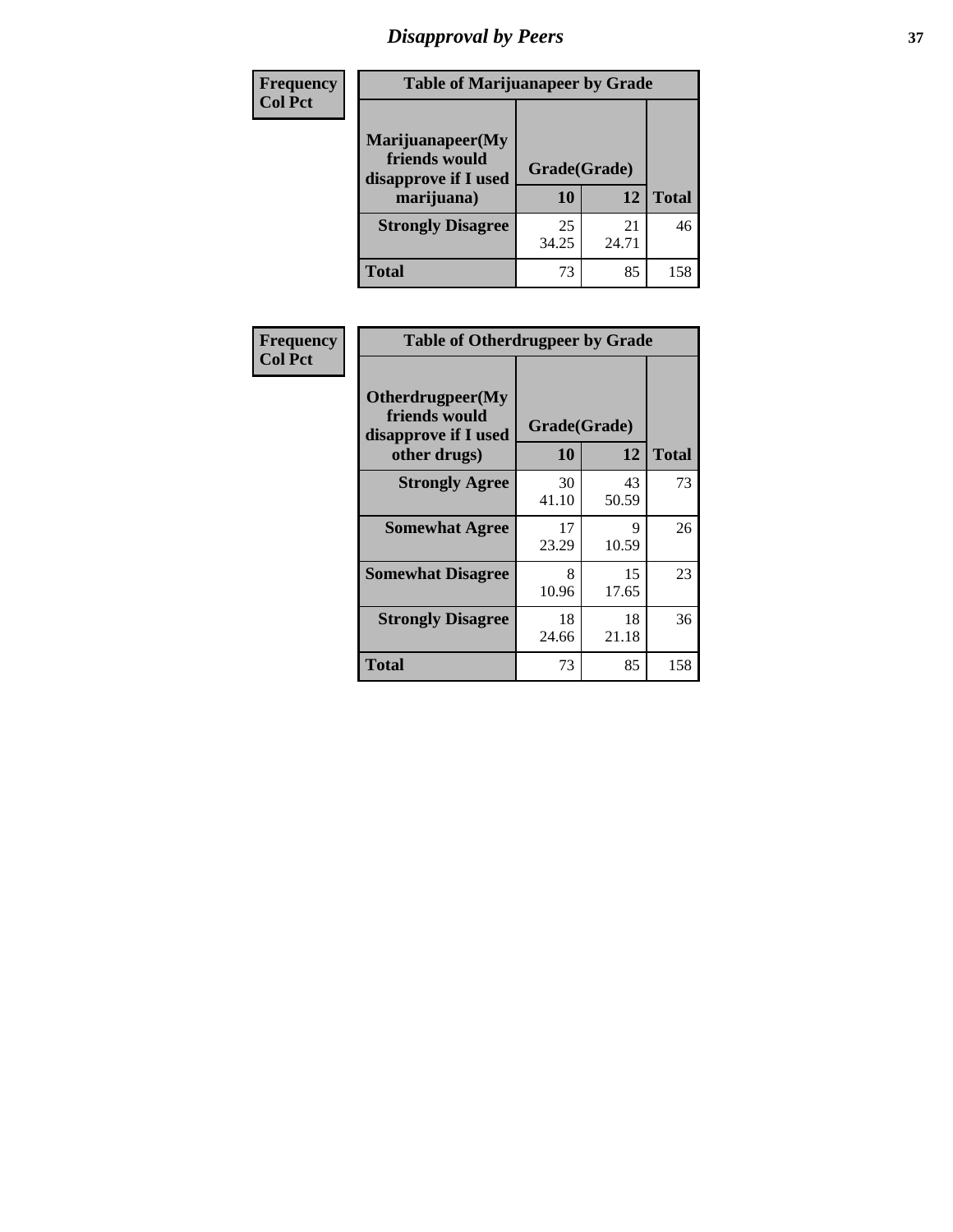# Disapproval by Peers

| Frequency<br>Col Pct | Table of Marijuanapeer by Grade | | |
|---|---|---|---|
| Marijuanapeer(My friends would disapprove if I used marijuana) | Grade(Grade) | | |
| | 10 | 12 | Total |
| Strongly Disagree | 25<br>34.25 | 21<br>24.71 | 46 |
| Total | 73 | 85 | 158 |

| Frequency<br>Col Pct | Table of Otherdrugpeer by Grade | | |
|---|---|---|---|
| Otherdrugpeer(My friends would disapprove if I used other drugs) | Grade(Grade) | | |
| | 10 | 12 | Total |
| Strongly Agree | 30<br>41.10 | 43<br>50.59 | 73 |
| Somewhat Agree | 17<br>23.29 | 9<br>10.59 | 26 |
| Somewhat Disagree | 8<br>10.96 | 15<br>17.65 | 23 |
| Strongly Disagree | 18<br>24.66 | 18<br>21.18 | 36 |
| Total | 73 | 85 | 158 |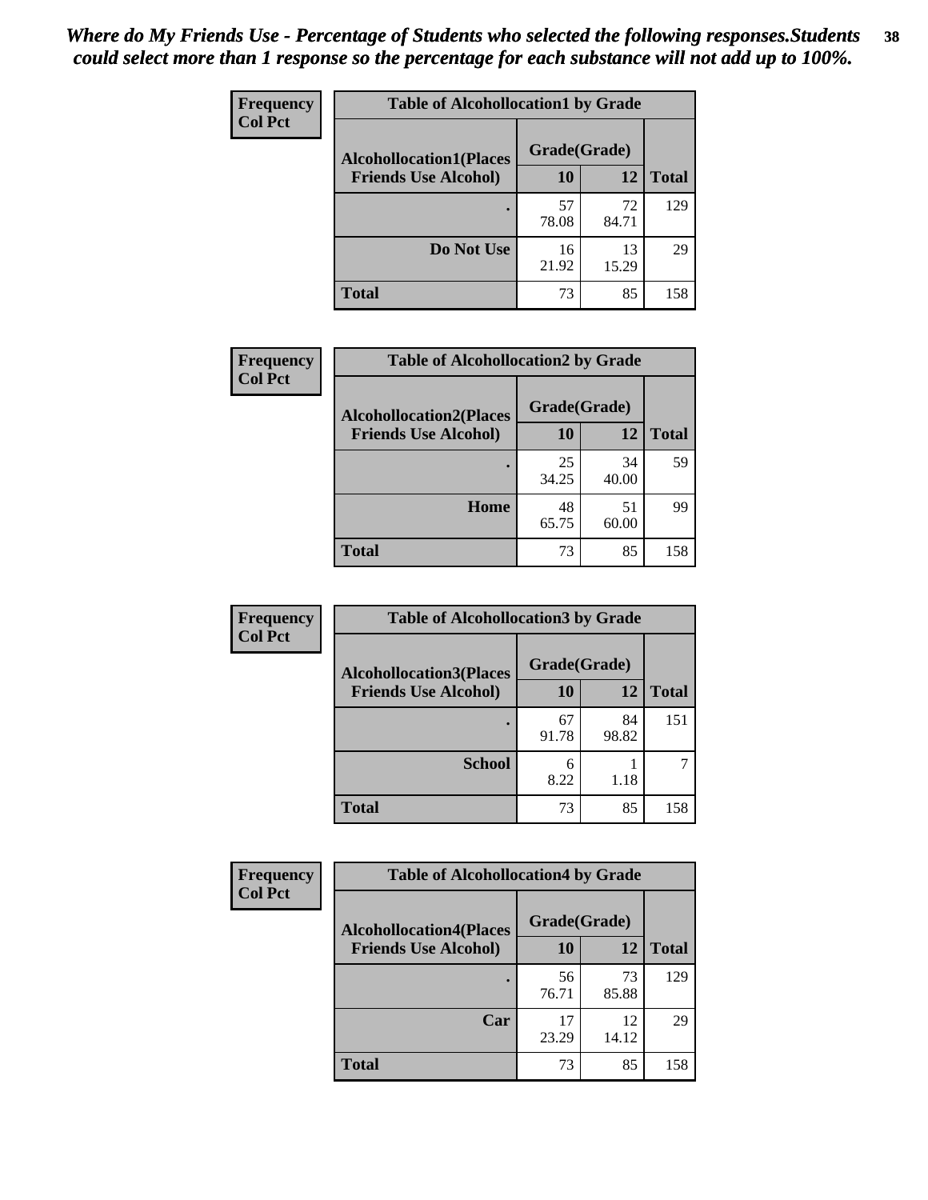*Where do My Friends Use - Percentage of Students who selected the following responses.Students could select more than 1 response so the percentage for each substance will not add up to 100%.*

**Frequency**
**Col Pct**

| Table of Alcohollocation1 by Grade | | | |
|---|---|---|---|
| **Alcohollocation1(Places Friends Use Alcohol)** | **Grade(Grade)** | | |
| | **10** | **12** | **Total** |
| **.** | 57<br>78.08 | 72<br>84.71 | 129 |
| **Do Not Use** | 16<br>21.92 | 13<br>15.29 | 29 |
| **Total** | 73 | 85 | 158 |

**Frequency**
**Col Pct**

| Table of Alcohollocation2 by Grade | | | |
|---|---|---|---|
| **Alcohollocation2(Places Friends Use Alcohol)** | **Grade(Grade)** | | |
| | **10** | **12** | **Total** |
| **.** | 25<br>34.25 | 34<br>40.00 | 59 |
| **Home** | 48<br>65.75 | 51<br>60.00 | 99 |
| **Total** | 73 | 85 | 158 |

**Frequency**
**Col Pct**

| Table of Alcohollocation3 by Grade | | | |
|---|---|---|---|
| **Alcohollocation3(Places Friends Use Alcohol)** | **Grade(Grade)** | | |
| | **10** | **12** | **Total** |
| **.** | 67<br>91.78 | 84<br>98.82 | 151 |
| **School** | 6<br>8.22 | 1<br>1.18 | 7 |
| **Total** | 73 | 85 | 158 |

**Frequency**
**Col Pct**

| Table of Alcohollocation4 by Grade | | | |
|---|---|---|---|
| **Alcohollocation4(Places Friends Use Alcohol)** | **Grade(Grade)** | | |
| | **10** | **12** | **Total** |
| **.** | 56<br>76.71 | 73<br>85.88 | 129 |
| **Car** | 17<br>23.29 | 12<br>14.12 | 29 |
| **Total** | 73 | 85 | 158 |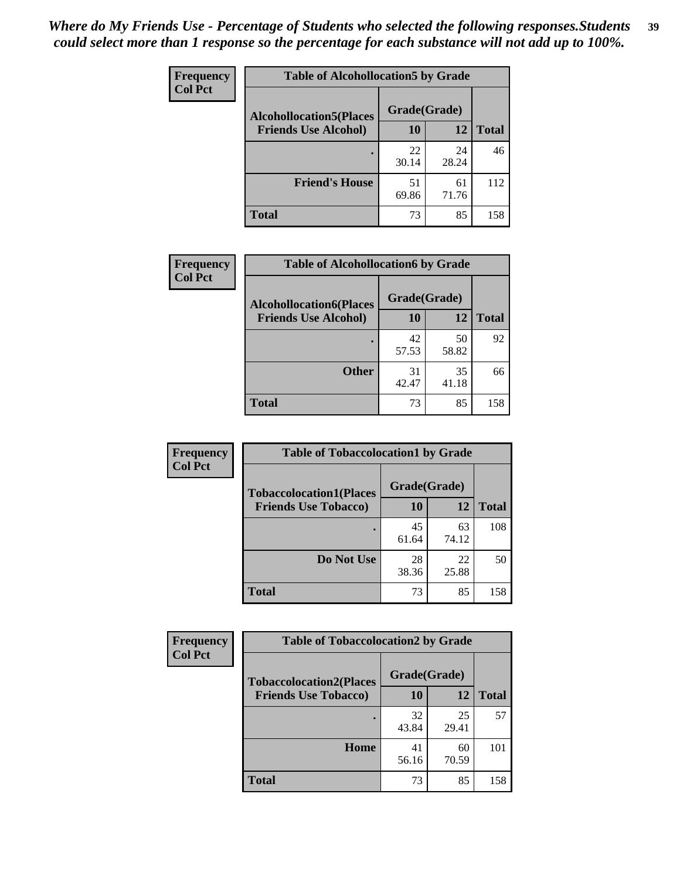*Where do My Friends Use - Percentage of Students who selected the following responses.Students could select more than 1 response so the percentage for each substance will not add up to 100%.*

**Frequency**
**Col Pct**

| Table of Alcohollocation5 by Grade | | | |
|---|---|---|---|
| **Alcohollocation5(Places Friends Use Alcohol)** | **Grade(Grade)** | | **Total** |
| | **10** | **12** | |
| **.** | 22<br>30.14 | 24<br>28.24 | 46 |
| **Friend's House** | 51<br>69.86 | 61<br>71.76 | 112 |
| **Total** | 73 | 85 | 158 |

**Frequency**
**Col Pct**

| Table of Alcohollocation6 by Grade | | | |
|---|---|---|---|
| **Alcohollocation6(Places Friends Use Alcohol)** | **Grade(Grade)** | | **Total** |
| | **10** | **12** | |
| **.** | 42<br>57.53 | 50<br>58.82 | 92 |
| **Other** | 31<br>42.47 | 35<br>41.18 | 66 |
| **Total** | 73 | 85 | 158 |

**Frequency**
**Col Pct**

| Table of Tobaccolocation1 by Grade | | | |
|---|---|---|---|
| **Tobaccolocation1(Places Friends Use Tobacco)** | **Grade(Grade)** | | **Total** |
| | **10** | **12** | |
| **.** | 45<br>61.64 | 63<br>74.12 | 108 |
| **Do Not Use** | 28<br>38.36 | 22<br>25.88 | 50 |
| **Total** | 73 | 85 | 158 |

**Frequency**
**Col Pct**

| Table of Tobaccolocation2 by Grade | | | |
|---|---|---|---|
| **Tobaccolocation2(Places Friends Use Tobacco)** | **Grade(Grade)** | | **Total** |
| | **10** | **12** | |
| **.** | 32<br>43.84 | 25<br>29.41 | 57 |
| **Home** | 41<br>56.16 | 60<br>70.59 | 101 |
| **Total** | 73 | 85 | 158 |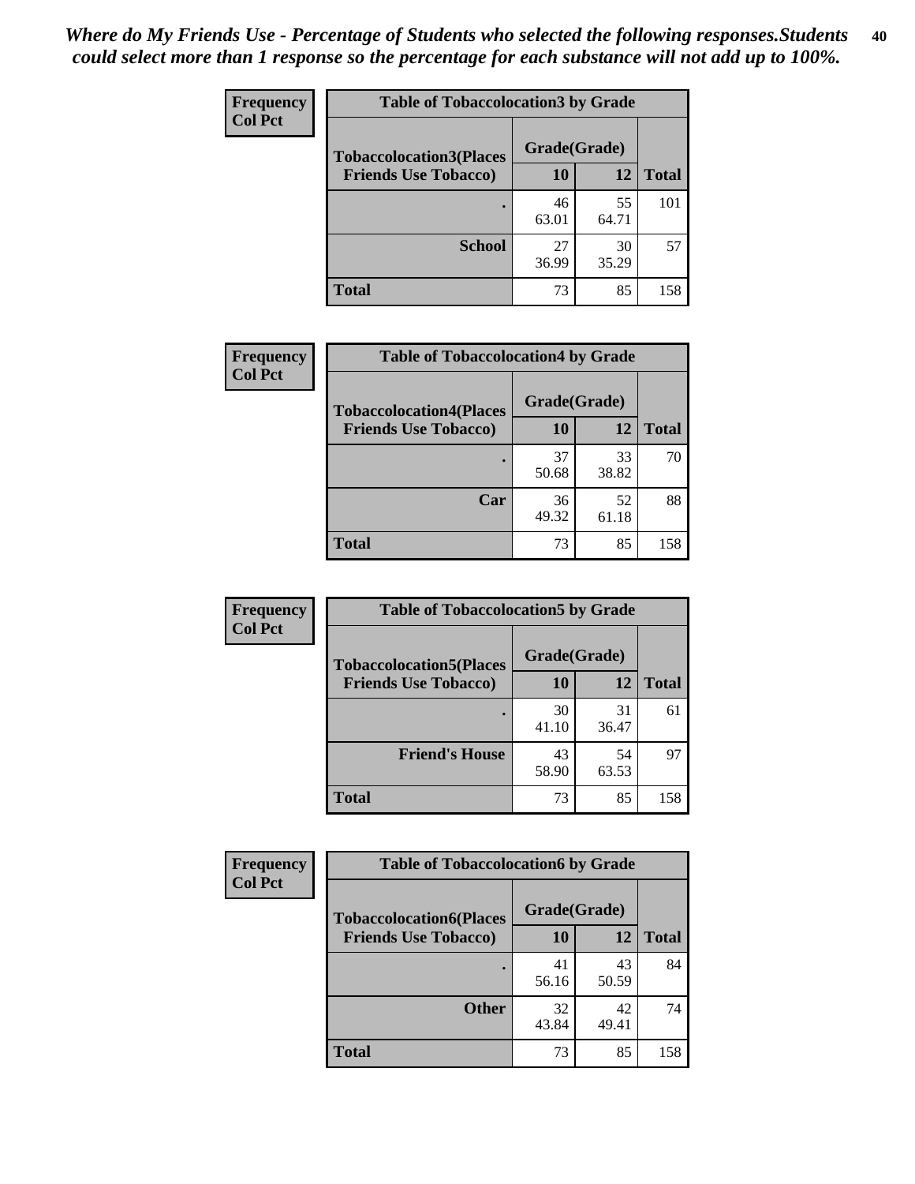*Where do My Friends Use - Percentage of Students who selected the following responses.Students could select more than 1 response so the percentage for each substance will not add up to 100%.*

**Frequency**
**Col Pct**

| Table of Tobaccolocation3 by Grade | | | |
|---|---|---|---|
| **Tobaccolocation3(Places Friends Use Tobacco)** | **Grade(Grade)** | | **Total** |
| | **10** | **12** | |
| **.** | 46<br>63.01 | 55<br>64.71 | 101 |
| **School** | 27<br>36.99 | 30<br>35.29 | 57 |
| **Total** | 73 | 85 | 158 |

**Frequency**
**Col Pct**

| Table of Tobaccolocation4 by Grade | | | |
|---|---|---|---|
| **Tobaccolocation4(Places Friends Use Tobacco)** | **Grade(Grade)** | | **Total** |
| | **10** | **12** | |
| **.** | 37<br>50.68 | 33<br>38.82 | 70 |
| **Car** | 36<br>49.32 | 52<br>61.18 | 88 |
| **Total** | 73 | 85 | 158 |

**Frequency**
**Col Pct**

| Table of Tobaccolocation5 by Grade | | | |
|---|---|---|---|
| **Tobaccolocation5(Places Friends Use Tobacco)** | **Grade(Grade)** | | **Total** |
| | **10** | **12** | |
| **.** | 30<br>41.10 | 31<br>36.47 | 61 |
| **Friend's House** | 43<br>58.90 | 54<br>63.53 | 97 |
| **Total** | 73 | 85 | 158 |

**Frequency**
**Col Pct**

| Table of Tobaccolocation6 by Grade | | | |
|---|---|---|---|
| **Tobaccolocation6(Places Friends Use Tobacco)** | **Grade(Grade)** | | **Total** |
| | **10** | **12** | |
| **.** | 41<br>56.16 | 43<br>50.59 | 84 |
| **Other** | 32<br>43.84 | 42<br>49.41 | 74 |
| **Total** | 73 | 85 | 158 |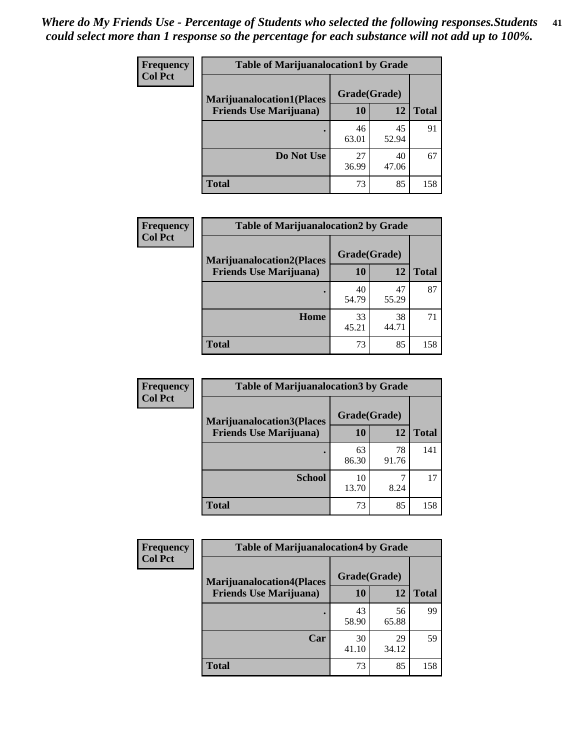*Where do My Friends Use - Percentage of Students who selected the following responses.Students could select more than 1 response so the percentage for each substance will not add up to 100%.*

**Frequency**
**Col Pct**

| Table of Marijuanalocation1 by Grade | | | |
|---|---|---|---|
| **Marijuanalocation1(Places Friends Use Marijuana)** | **Grade(Grade)** | | |
| | **10** | **12** | **Total** |
| **.** | 46<br>63.01 | 45<br>52.94 | 91 |
| **Do Not Use** | 27<br>36.99 | 40<br>47.06 | 67 |
| **Total** | 73 | 85 | 158 |

**Frequency**
**Col Pct**

| Table of Marijuanalocation2 by Grade | | | |
|---|---|---|---|
| **Marijuanalocation2(Places Friends Use Marijuana)** | **Grade(Grade)** | | |
| | **10** | **12** | **Total** |
| **.** | 40<br>54.79 | 47<br>55.29 | 87 |
| **Home** | 33<br>45.21 | 38<br>44.71 | 71 |
| **Total** | 73 | 85 | 158 |

**Frequency**
**Col Pct**

| Table of Marijuanalocation3 by Grade | | | |
|---|---|---|---|
| **Marijuanalocation3(Places Friends Use Marijuana)** | **Grade(Grade)** | | |
| | **10** | **12** | **Total** |
| **.** | 63<br>86.30 | 78<br>91.76 | 141 |
| **School** | 10<br>13.70 | 7<br>8.24 | 17 |
| **Total** | 73 | 85 | 158 |

**Frequency**
**Col Pct**

| Table of Marijuanalocation4 by Grade | | | |
|---|---|---|---|
| **Marijuanalocation4(Places Friends Use Marijuana)** | **Grade(Grade)** | | |
| | **10** | **12** | **Total** |
| **.** | 43<br>58.90 | 56<br>65.88 | 99 |
| **Car** | 30<br>41.10 | 29<br>34.12 | 59 |
| **Total** | 73 | 85 | 158 |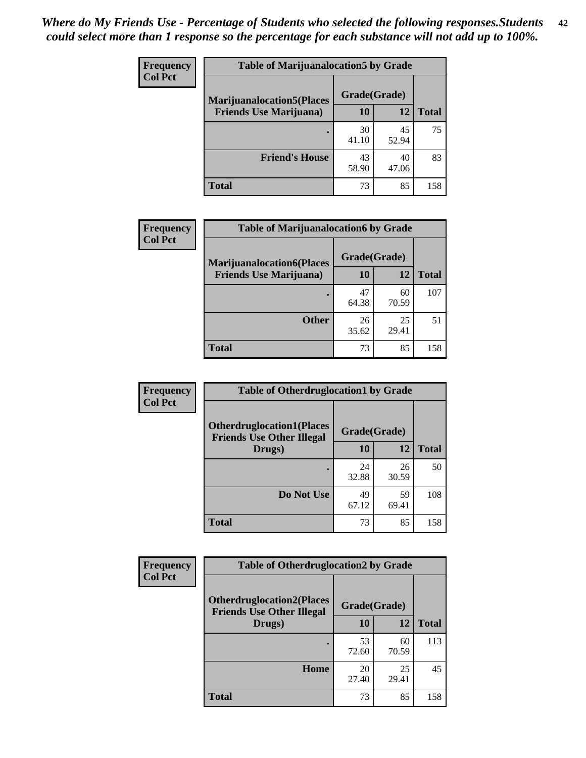*Where do My Friends Use - Percentage of Students who selected the following responses.Students could select more than 1 response so the percentage for each substance will not add up to 100%.*

**Frequency**
**Col Pct**

| Table of Marijuanalocation5 by Grade | | | |
|---|---|---|---|
| **Marijuanalocation5(Places Friends Use Marijuana)** | **Grade(Grade)** | | **Total** |
| | **10** | **12** | |
| **.** | 30<br>41.10 | 45<br>52.94 | 75 |
| **Friend's House** | 43<br>58.90 | 40<br>47.06 | 83 |
| **Total** | 73 | 85 | 158 |

**Frequency**
**Col Pct**

| Table of Marijuanalocation6 by Grade | | | |
|---|---|---|---|
| **Marijuanalocation6(Places Friends Use Marijuana)** | **Grade(Grade)** | | **Total** |
| | **10** | **12** | |
| **.** | 47<br>64.38 | 60<br>70.59 | 107 |
| **Other** | 26<br>35.62 | 25<br>29.41 | 51 |
| **Total** | 73 | 85 | 158 |

**Frequency**
**Col Pct**

| Table of Otherdruglocation1 by Grade | | | |
|---|---|---|---|
| **Otherdruglocation1(Places Friends Use Other Illegal Drugs)** | **Grade(Grade)** | | **Total** |
| | **10** | **12** | |
| **.** | 24<br>32.88 | 26<br>30.59 | 50 |
| **Do Not Use** | 49<br>67.12 | 59<br>69.41 | 108 |
| **Total** | 73 | 85 | 158 |

**Frequency**
**Col Pct**

| Table of Otherdruglocation2 by Grade | | | |
|---|---|---|---|
| **Otherdruglocation2(Places Friends Use Other Illegal Drugs)** | **Grade(Grade)** | | **Total** |
| | **10** | **12** | |
| **.** | 53<br>72.60 | 60<br>70.59 | 113 |
| **Home** | 20<br>27.40 | 25<br>29.41 | 45 |
| **Total** | 73 | 85 | 158 |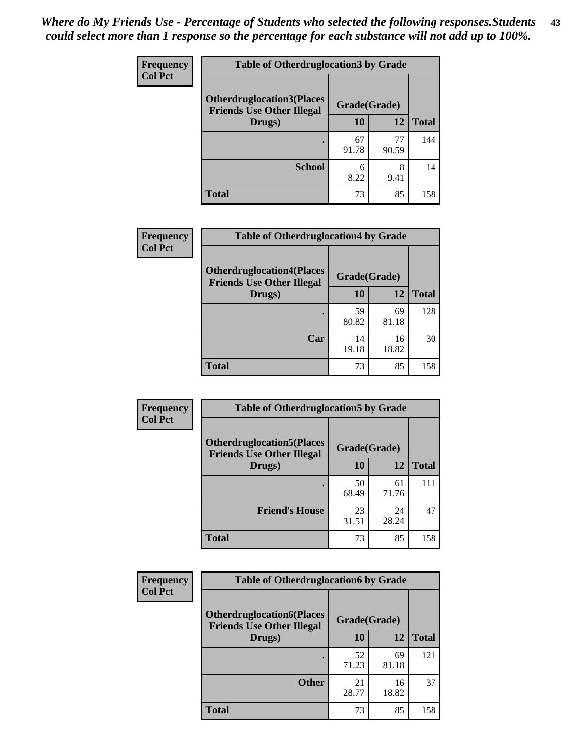*Where do My Friends Use - Percentage of Students who selected the following responses.Students could select more than 1 response so the percentage for each substance will not add up to 100%.*

**Frequency**
**Col Pct**

| Table of Otherdruglocation3 by Grade | | | |
|---|---|---|---|
| Otherdruglocation3(Places Friends Use Other Illegal Drugs) | Grade(Grade) | | Total |
| | 10 | 12 | |
| . | 67<br>91.78 | 77<br>90.59 | 144 |
| School | 6<br>8.22 | 8<br>9.41 | 14 |
| Total | 73 | 85 | 158 |

**Frequency**
**Col Pct**

| Table of Otherdruglocation4 by Grade | | | |
|---|---|---|---|
| Otherdruglocation4(Places Friends Use Other Illegal Drugs) | Grade(Grade) | | Total |
| | 10 | 12 | |
| . | 59<br>80.82 | 69<br>81.18 | 128 |
| Car | 14<br>19.18 | 16<br>18.82 | 30 |
| Total | 73 | 85 | 158 |

**Frequency**
**Col Pct**

| Table of Otherdruglocation5 by Grade | | | |
|---|---|---|---|
| Otherdruglocation5(Places Friends Use Other Illegal Drugs) | Grade(Grade) | | Total |
| | 10 | 12 | |
| . | 50<br>68.49 | 61<br>71.76 | 111 |
| Friend's House | 23<br>31.51 | 24<br>28.24 | 47 |
| Total | 73 | 85 | 158 |

**Frequency**
**Col Pct**

| Table of Otherdruglocation6 by Grade | | | |
|---|---|---|---|
| Otherdruglocation6(Places Friends Use Other Illegal Drugs) | Grade(Grade) | | Total |
| | 10 | 12 | |
| . | 52<br>71.23 | 69<br>81.18 | 121 |
| Other | 21<br>28.77 | 16<br>18.82 | 37 |
| Total | 73 | 85 | 158 |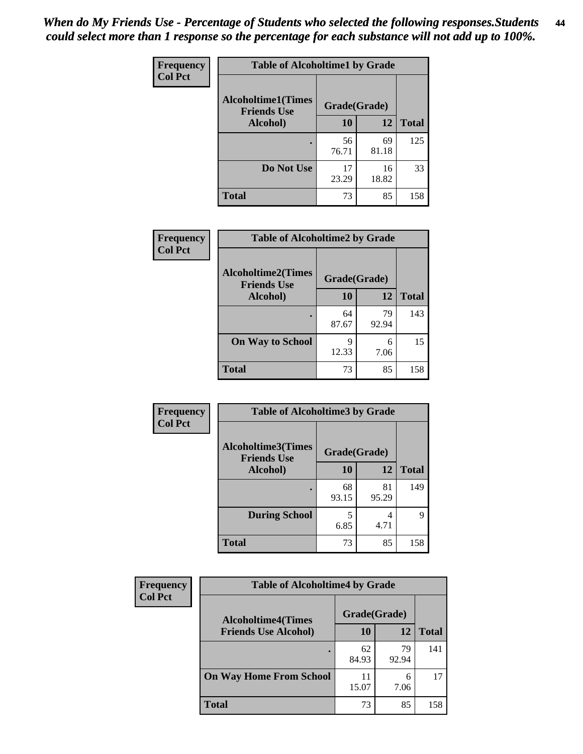*When do My Friends Use - Percentage of Students who selected the following responses.Students could select more than 1 response so the percentage for each substance will not add up to 100%.*

**Frequency**
**Col Pct**

| Table of Alcoholtime1 by Grade | | | |
|---|---|---|---|
| Alcoholtime1(Times Friends Use Alcohol) | Grade(Grade) | | |
| | 10 | 12 | Total |
| . | 56<br>76.71 | 69<br>81.18 | 125 |
| Do Not Use | 17<br>23.29 | 16<br>18.82 | 33 |
| Total | 73 | 85 | 158 |

**Frequency**
**Col Pct**

| Table of Alcoholtime2 by Grade | | | |
|---|---|---|---|
| Alcoholtime2(Times Friends Use Alcohol) | Grade(Grade) | | |
| | 10 | 12 | Total |
| . | 64<br>87.67 | 79<br>92.94 | 143 |
| On Way to School | 9<br>12.33 | 6<br>7.06 | 15 |
| Total | 73 | 85 | 158 |

**Frequency**
**Col Pct**

| Table of Alcoholtime3 by Grade | | | |
|---|---|---|---|
| Alcoholtime3(Times Friends Use Alcohol) | Grade(Grade) | | |
| | 10 | 12 | Total |
| . | 68<br>93.15 | 81<br>95.29 | 149 |
| During School | 5<br>6.85 | 4<br>4.71 | 9 |
| Total | 73 | 85 | 158 |

**Frequency**
**Col Pct**

| Table of Alcoholtime4 by Grade | | | |
|---|---|---|---|
| Alcoholtime4(Times Friends Use Alcohol) | Grade(Grade) | | |
| | 10 | 12 | Total |
| . | 62<br>84.93 | 79<br>92.94 | 141 |
| On Way Home From School | 11<br>15.07 | 6<br>7.06 | 17 |
| Total | 73 | 85 | 158 |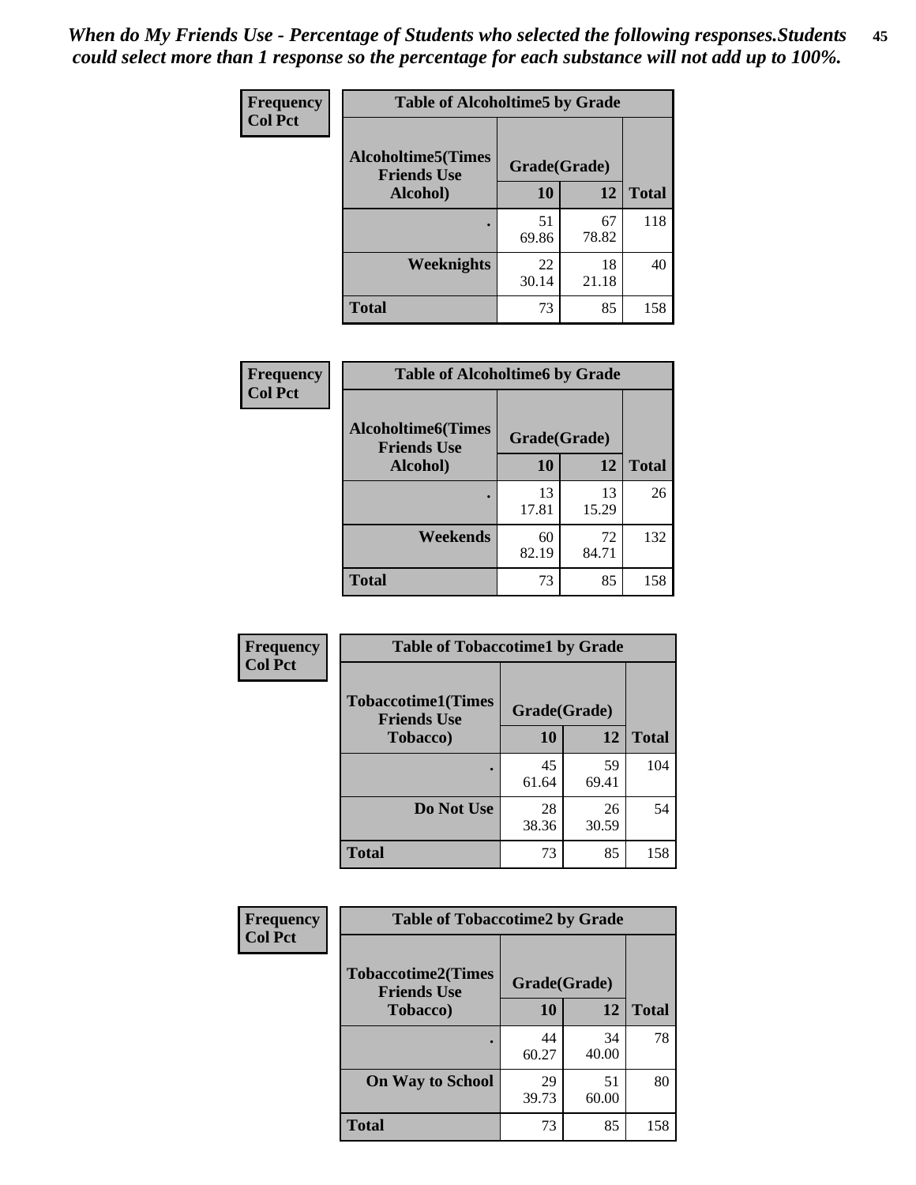***When do My Friends Use - Percentage of Students who selected the following responses.Students could select more than 1 response so the percentage for each substance will not add up to 100%.***

**Frequency**
**Col Pct**

**Table of Alcoholtime5 by Grade**

| Alcoholtime5(Times Friends Use Alcohol) | Grade(Grade) | | Total |
|---|---|---|---|
| | 10 | 12 | |
| . | 51<br>69.86 | 67<br>78.82 | 118 |
| Weeknights | 22<br>30.14 | 18<br>21.18 | 40 |
| Total | 73 | 85 | 158 |

**Frequency**
**Col Pct**

**Table of Alcoholtime6 by Grade**

| Alcoholtime6(Times Friends Use Alcohol) | Grade(Grade) | | Total |
|---|---|---|---|
| | 10 | 12 | |
| . | 13<br>17.81 | 13<br>15.29 | 26 |
| Weekends | 60<br>82.19 | 72<br>84.71 | 132 |
| Total | 73 | 85 | 158 |

**Frequency**
**Col Pct**

**Table of Tobaccotime1 by Grade**

| Tobaccotime1(Times Friends Use Tobacco) | Grade(Grade) | | Total |
|---|---|---|---|
| | 10 | 12 | |
| . | 45<br>61.64 | 59<br>69.41 | 104 |
| Do Not Use | 28<br>38.36 | 26<br>30.59 | 54 |
| Total | 73 | 85 | 158 |

**Frequency**
**Col Pct**

**Table of Tobaccotime2 by Grade**

| Tobaccotime2(Times Friends Use Tobacco) | Grade(Grade) | | Total |
|---|---|---|---|
| | 10 | 12 | |
| . | 44<br>60.27 | 34<br>40.00 | 78 |
| On Way to School | 29<br>39.73 | 51<br>60.00 | 80 |
| Total | 73 | 85 | 158 |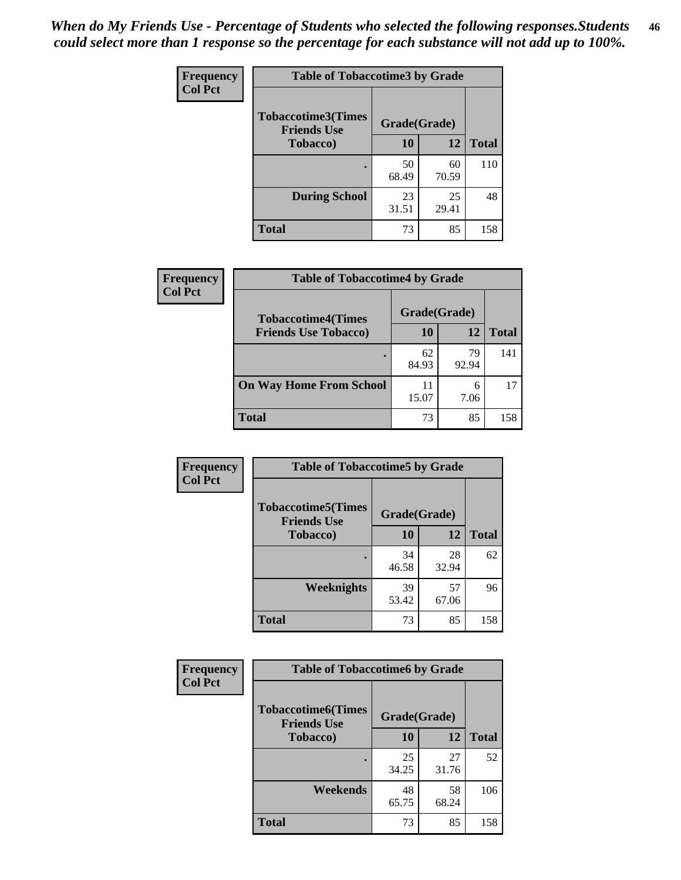*When do My Friends Use - Percentage of Students who selected the following responses.Students could select more than 1 response so the percentage for each substance will not add up to 100%.*

**Frequency**
**Col Pct**

| Table of Tobaccotime3 by Grade | | | |
|---|---|---|---|
| Tobaccotime3(Times Friends Use Tobacco) | Grade(Grade) | | Total |
| | 10 | 12 | |
| . | 50<br>68.49 | 60<br>70.59 | 110 |
| During School | 23<br>31.51 | 25<br>29.41 | 48 |
| Total | 73 | 85 | 158 |

**Frequency**
**Col Pct**

| Table of Tobaccotime4 by Grade | | | |
|---|---|---|---|
| Tobaccotime4(Times Friends Use Tobacco) | Grade(Grade) | | Total |
| | 10 | 12 | |
| . | 62<br>84.93 | 79<br>92.94 | 141 |
| On Way Home From School | 11<br>15.07 | 6<br>7.06 | 17 |
| Total | 73 | 85 | 158 |

**Frequency**
**Col Pct**

| Table of Tobaccotime5 by Grade | | | |
|---|---|---|---|
| Tobaccotime5(Times Friends Use Tobacco) | Grade(Grade) | | Total |
| | 10 | 12 | |
| . | 34<br>46.58 | 28<br>32.94 | 62 |
| Weeknights | 39<br>53.42 | 57<br>67.06 | 96 |
| Total | 73 | 85 | 158 |

**Frequency**
**Col Pct**

| Table of Tobaccotime6 by Grade | | | |
|---|---|---|---|
| Tobaccotime6(Times Friends Use Tobacco) | Grade(Grade) | | Total |
| | 10 | 12 | |
| . | 25<br>34.25 | 27<br>31.76 | 52 |
| Weekends | 48<br>65.75 | 58<br>68.24 | 106 |
| Total | 73 | 85 | 158 |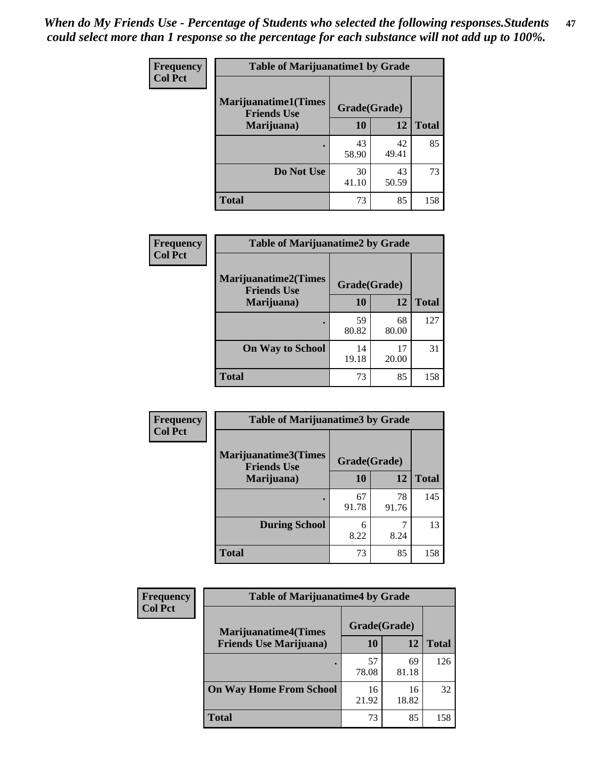*When do My Friends Use - Percentage of Students who selected the following responses.Students could select more than 1 response so the percentage for each substance will not add up to 100%.*

**Frequency**
**Col Pct**

| Table of Marijuanatime1 by Grade | | | |
|---|---|---|---|
| **Marijuanatime1(Times Friends Use Marijuana)** | **Grade(Grade)** | | |
| | **10** | **12** | **Total** |
| **.** | 43<br>58.90 | 42<br>49.41 | 85 |
| **Do Not Use** | 30<br>41.10 | 43<br>50.59 | 73 |
| **Total** | 73 | 85 | 158 |

**Frequency**
**Col Pct**

| Table of Marijuanatime2 by Grade | | | |
|---|---|---|---|
| **Marijuanatime2(Times Friends Use Marijuana)** | **Grade(Grade)** | | |
| | **10** | **12** | **Total** |
| **.** | 59<br>80.82 | 68<br>80.00 | 127 |
| **On Way to School** | 14<br>19.18 | 17<br>20.00 | 31 |
| **Total** | 73 | 85 | 158 |

**Frequency**
**Col Pct**

| Table of Marijuanatime3 by Grade | | | |
|---|---|---|---|
| **Marijuanatime3(Times Friends Use Marijuana)** | **Grade(Grade)** | | |
| | **10** | **12** | **Total** |
| **.** | 67<br>91.78 | 78<br>91.76 | 145 |
| **During School** | 6<br>8.22 | 7<br>8.24 | 13 |
| **Total** | 73 | 85 | 158 |

**Frequency**
**Col Pct**

| Table of Marijuanatime4 by Grade | | | |
|---|---|---|---|
| **Marijuanatime4(Times Friends Use Marijuana)** | **Grade(Grade)** | | |
| | **10** | **12** | **Total** |
| **.** | 57<br>78.08 | 69<br>81.18 | 126 |
| **On Way Home From School** | 16<br>21.92 | 16<br>18.82 | 32 |
| **Total** | 73 | 85 | 158 |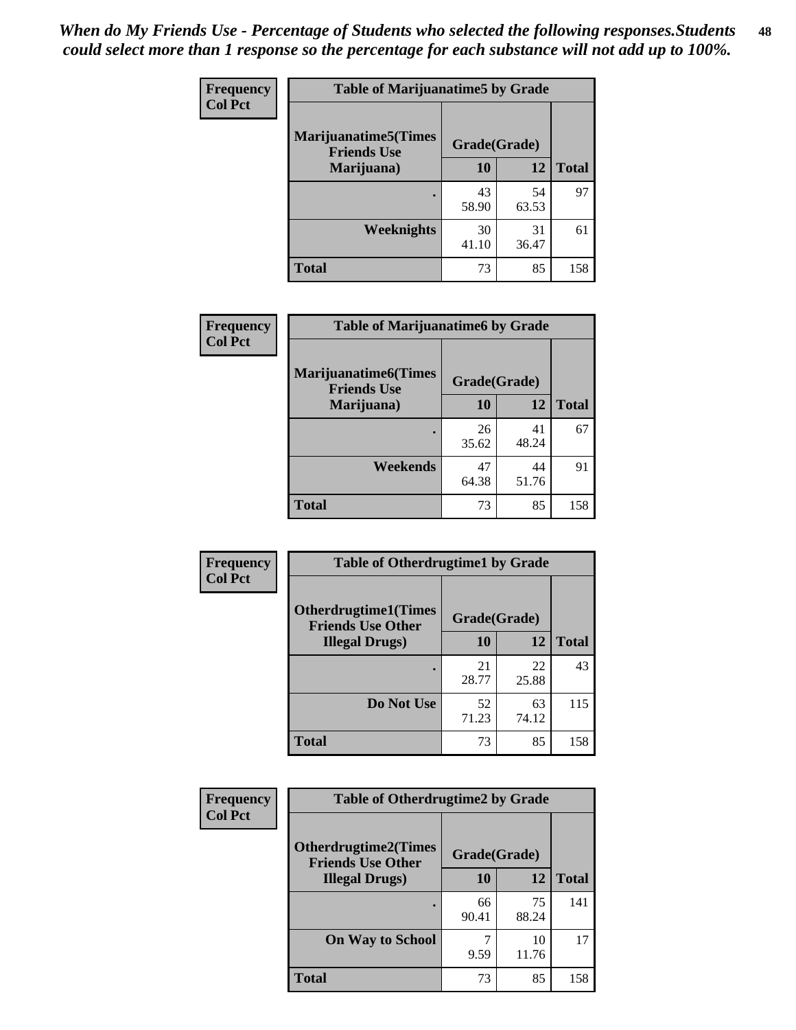*When do My Friends Use - Percentage of Students who selected the following responses.Students could select more than 1 response so the percentage for each substance will not add up to 100%.*

**Frequency**
**Col Pct**

| Table of Marijuanatime5 by Grade | | | |
|---|---|---|---|
| **Marijuanatime5(Times Friends Use Marijuana)** | **Grade(Grade)** | | **Total** |
| | **10** | **12** | |
| **.** | 43<br>58.90 | 54<br>63.53 | 97 |
| **Weeknights** | 30<br>41.10 | 31<br>36.47 | 61 |
| **Total** | 73 | 85 | 158 |

**Frequency**
**Col Pct**

| Table of Marijuanatime6 by Grade | | | |
|---|---|---|---|
| **Marijuanatime6(Times Friends Use Marijuana)** | **Grade(Grade)** | | **Total** |
| | **10** | **12** | |
| **.** | 26<br>35.62 | 41<br>48.24 | 67 |
| **Weekends** | 47<br>64.38 | 44<br>51.76 | 91 |
| **Total** | 73 | 85 | 158 |

**Frequency**
**Col Pct**

| Table of Otherdrugtime1 by Grade | | | |
|---|---|---|---|
| **Otherdrugtime1(Times Friends Use Other Illegal Drugs)** | **Grade(Grade)** | | **Total** |
| | **10** | **12** | |
| **.** | 21<br>28.77 | 22<br>25.88 | 43 |
| **Do Not Use** | 52<br>71.23 | 63<br>74.12 | 115 |
| **Total** | 73 | 85 | 158 |

**Frequency**
**Col Pct**

| Table of Otherdrugtime2 by Grade | | | |
|---|---|---|---|
| **Otherdrugtime2(Times Friends Use Other Illegal Drugs)** | **Grade(Grade)** | | **Total** |
| | **10** | **12** | |
| **.** | 66<br>90.41 | 75<br>88.24 | 141 |
| **On Way to School** | 7<br>9.59 | 10<br>11.76 | 17 |
| **Total** | 73 | 85 | 158 |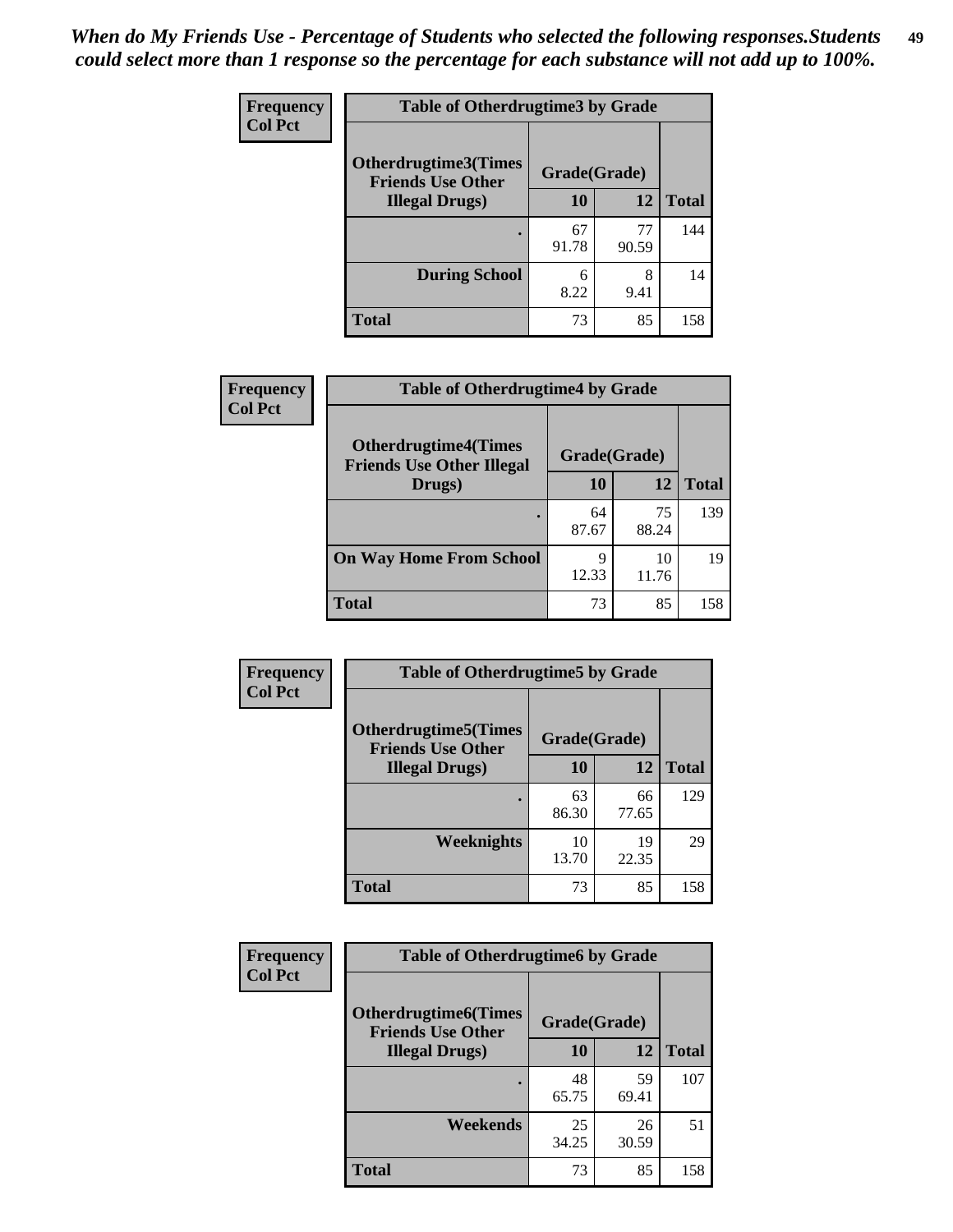*When do My Friends Use - Percentage of Students who selected the following responses.Students could select more than 1 response so the percentage for each substance will not add up to 100%.*

**Frequency**
**Col Pct**

| Table of Otherdrugtime3 by Grade | | | |
|---|---|---|---|
| Otherdrugtime3(Times Friends Use Other Illegal Drugs) | Grade(Grade) | | |
| | 10 | 12 | Total |
| . | 67<br>91.78 | 77<br>90.59 | 144 |
| During School | 6<br>8.22 | 8<br>9.41 | 14 |
| Total | 73 | 85 | 158 |

**Frequency**
**Col Pct**

| Table of Otherdrugtime4 by Grade | | | |
|---|---|---|---|
| Otherdrugtime4(Times Friends Use Other Illegal Drugs) | Grade(Grade) | | |
| | 10 | 12 | Total |
| . | 64<br>87.67 | 75<br>88.24 | 139 |
| On Way Home From School | 9<br>12.33 | 10<br>11.76 | 19 |
| Total | 73 | 85 | 158 |

**Frequency**
**Col Pct**

| Table of Otherdrugtime5 by Grade | | | |
|---|---|---|---|
| Otherdrugtime5(Times Friends Use Other Illegal Drugs) | Grade(Grade) | | |
| | 10 | 12 | Total |
| . | 63<br>86.30 | 66<br>77.65 | 129 |
| Weeknights | 10<br>13.70 | 19<br>22.35 | 29 |
| Total | 73 | 85 | 158 |

**Frequency**
**Col Pct**

| Table of Otherdrugtime6 by Grade | | | |
|---|---|---|---|
| Otherdrugtime6(Times Friends Use Other Illegal Drugs) | Grade(Grade) | | |
| | 10 | 12 | Total |
| . | 48<br>65.75 | 59<br>69.41 | 107 |
| Weekends | 25<br>34.25 | 26<br>30.59 | 51 |
| Total | 73 | 85 | 158 |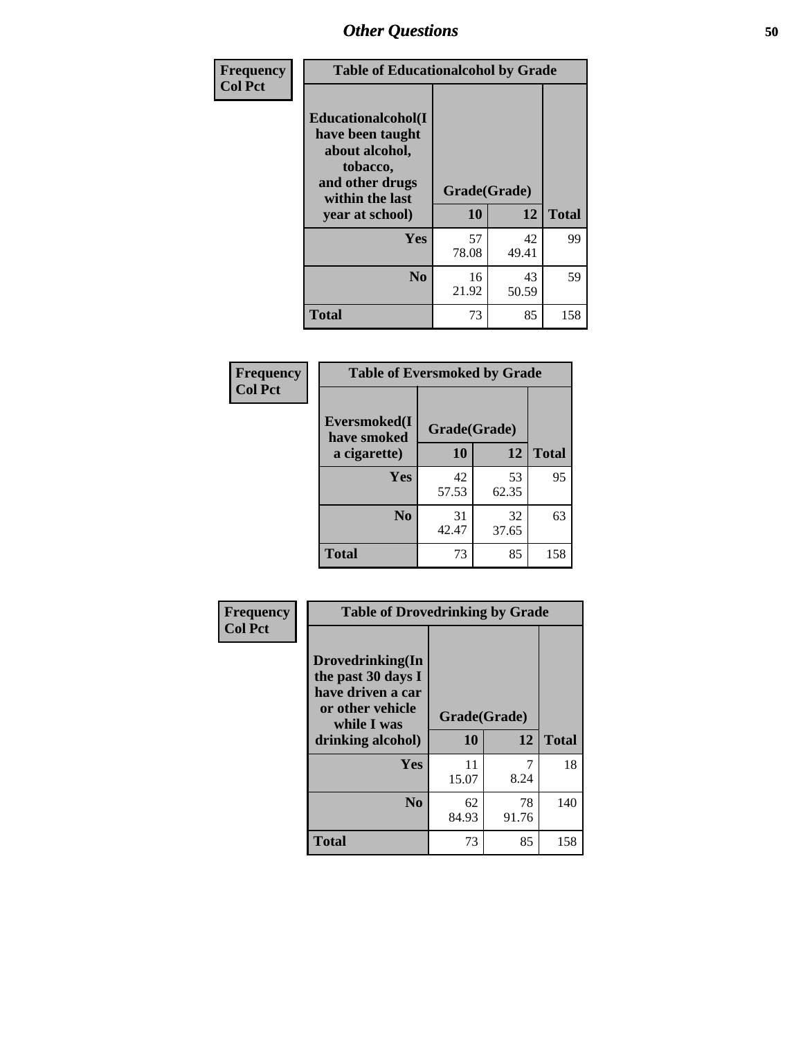## Other Questions

**Frequency**
**Col Pct**

| Table of Educationalalcohol by Grade | | | |
|---|---|---|---|
| **Educationalalcohol(I have been taught about alcohol, tobacco, and other drugs within the last year at school)** | **Grade(Grade)** | | |
| | **10** | **12** | **Total** |
| **Yes** | 57<br>78.08 | 42<br>49.41 | 99 |
| **No** | 16<br>21.92 | 43<br>50.59 | 59 |
| **Total** | 73 | 85 | 158 |

**Frequency**
**Col Pct**

| Table of Eversmoked by Grade | | | |
|---|---|---|---|
| **Eversmoked(I have smoked a cigarette)** | **Grade(Grade)** | | |
| | **10** | **12** | **Total** |
| **Yes** | 42<br>57.53 | 53<br>62.35 | 95 |
| **No** | 31<br>42.47 | 32<br>37.65 | 63 |
| **Total** | 73 | 85 | 158 |

**Frequency**
**Col Pct**

| Table of Drovedrinking by Grade | | | |
|---|---|---|---|
| **Drovedrinking(In the past 30 days I have driven a car or other vehicle while I was drinking alcohol)** | **Grade(Grade)** | | |
| | **10** | **12** | **Total** |
| **Yes** | 11<br>15.07 | 7<br>8.24 | 18 |
| **No** | 62<br>84.93 | 78<br>91.76 | 140 |
| **Total** | 73 | 85 | 158 |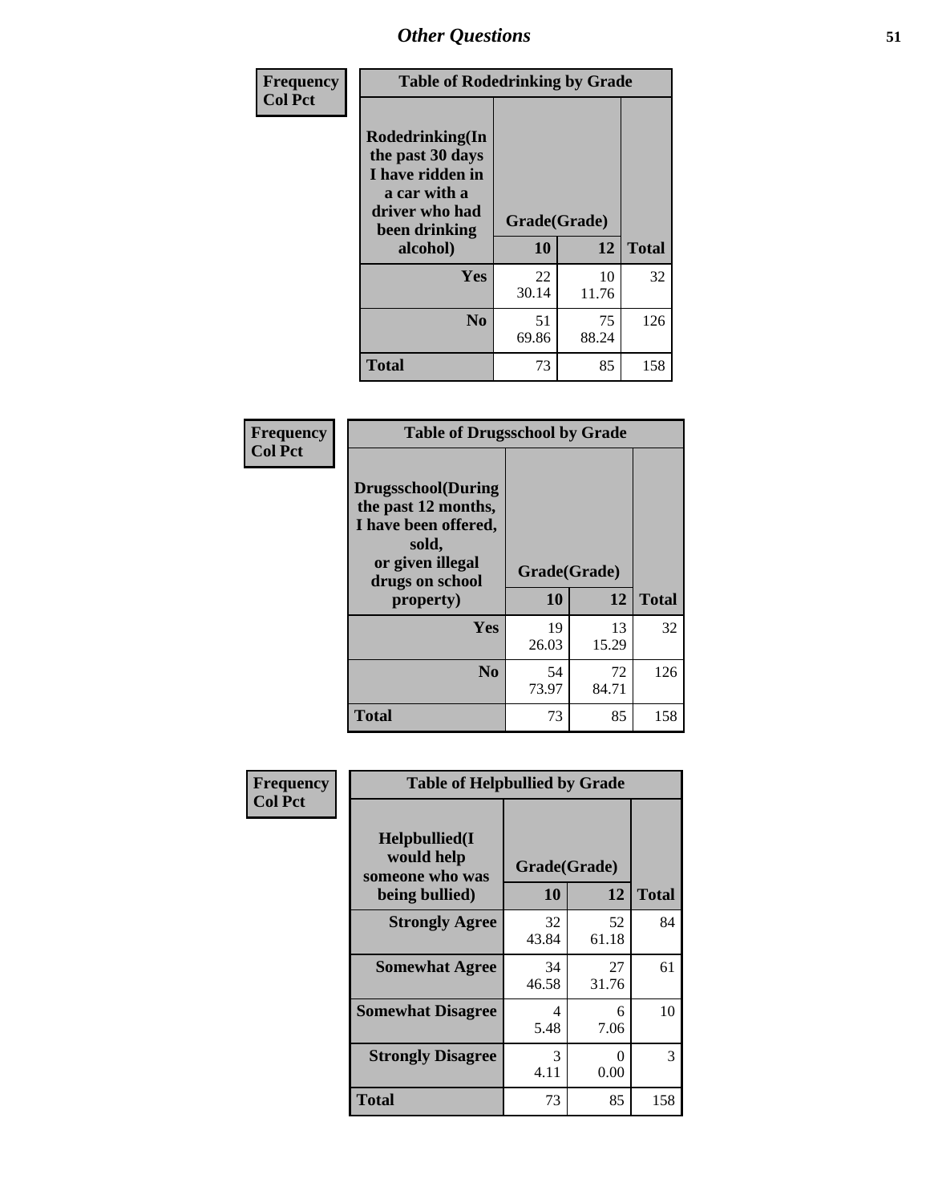| Frequency<br>Col Pct | Table of Rodedrinking by Grade | | |
|---|---|---|---|
| **Rodedrinking(In the past 30 days I have ridden in a car with a driver who had been drinking alcohol)** | **Grade(Grade)** | | |
| | **10** | **12** | **Total** |
| **Yes** | 22<br>30.14 | 10<br>11.76 | 32 |
| **No** | 51<br>69.86 | 75<br>88.24 | 126 |
| **Total** | 73 | 85 | 158 |

| Frequency<br>Col Pct | Table of Drugsschool by Grade | | |
|---|---|---|---|
| **Drugsschool(During the past 12 months, I have been offered, sold, or given illegal drugs on school property)** | **Grade(Grade)** | | |
| | **10** | **12** | **Total** |
| **Yes** | 19<br>26.03 | 13<br>15.29 | 32 |
| **No** | 54<br>73.97 | 72<br>84.71 | 126 |
| **Total** | 73 | 85 | 158 |

| Frequency<br>Col Pct | Table of Helpbullied by Grade | | |
|---|---|---|---|
| **Helpbullied(I would help someone who was being bullied)** | **Grade(Grade)** | | |
| | **10** | **12** | **Total** |
| **Strongly Agree** | 32<br>43.84 | 52<br>61.18 | 84 |
| **Somewhat Agree** | 34<br>46.58 | 27<br>31.76 | 61 |
| **Somewhat Disagree** | 4<br>5.48 | 6<br>7.06 | 10 |
| **Strongly Disagree** | 3<br>4.11 | 0<br>0.00 | 3 |
| **Total** | 73 | 85 | 158 |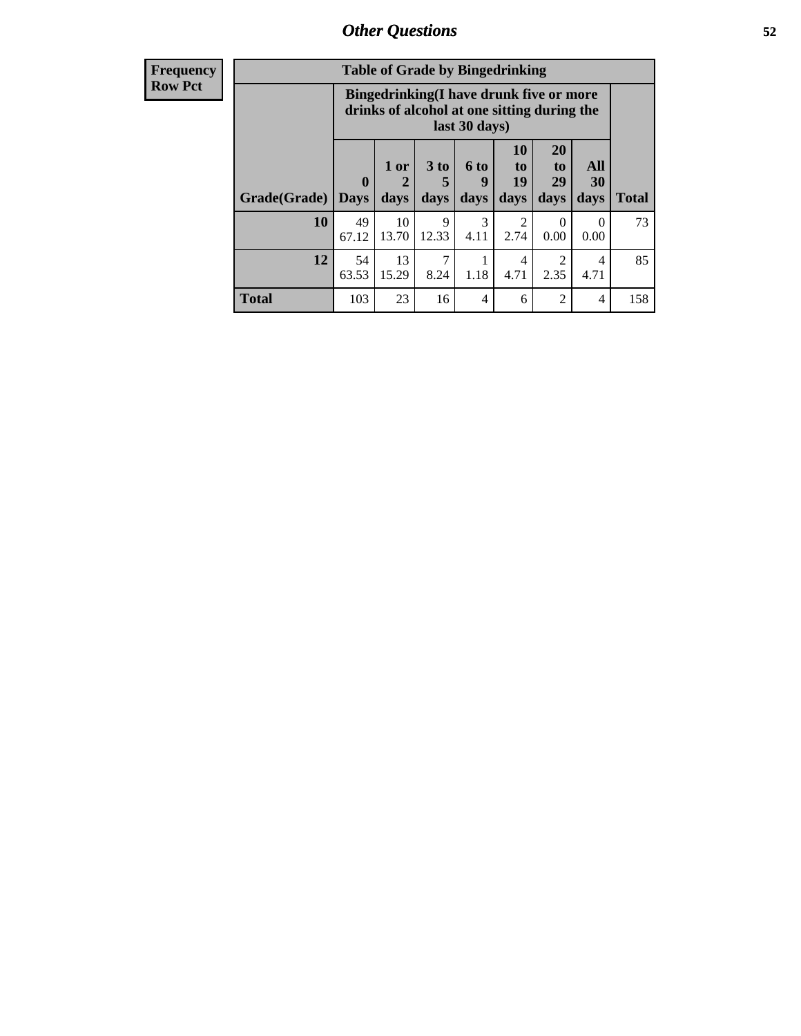## Other Questions

| Frequency<br>Row Pct |
|---|

| Table of Grade by Bingedrinking | | | | | | | | |
|---|---|---|---|---|---|---|---|---|
| | Bingedrinking(I have drunk five or more drinks of alcohol at one sitting during the last 30 days) | | | | | | | |
| Grade(Grade) | 0 Days | 1 or 2 days | 3 to 5 days | 6 to 9 days | 10 to 19 days | 20 to 29 days | All 30 days | Total |
| **10** | 49<br>67.12 | 10<br>13.70 | 9<br>12.33 | 3<br>4.11 | 2<br>2.74 | 0<br>0.00 | 0<br>0.00 | 73 |
| **12** | 54<br>63.53 | 13<br>15.29 | 7<br>8.24 | 1<br>1.18 | 4<br>4.71 | 2<br>2.35 | 4<br>4.71 | 85 |
| **Total** | 103 | 23 | 16 | 4 | 6 | 2 | 4 | 158 |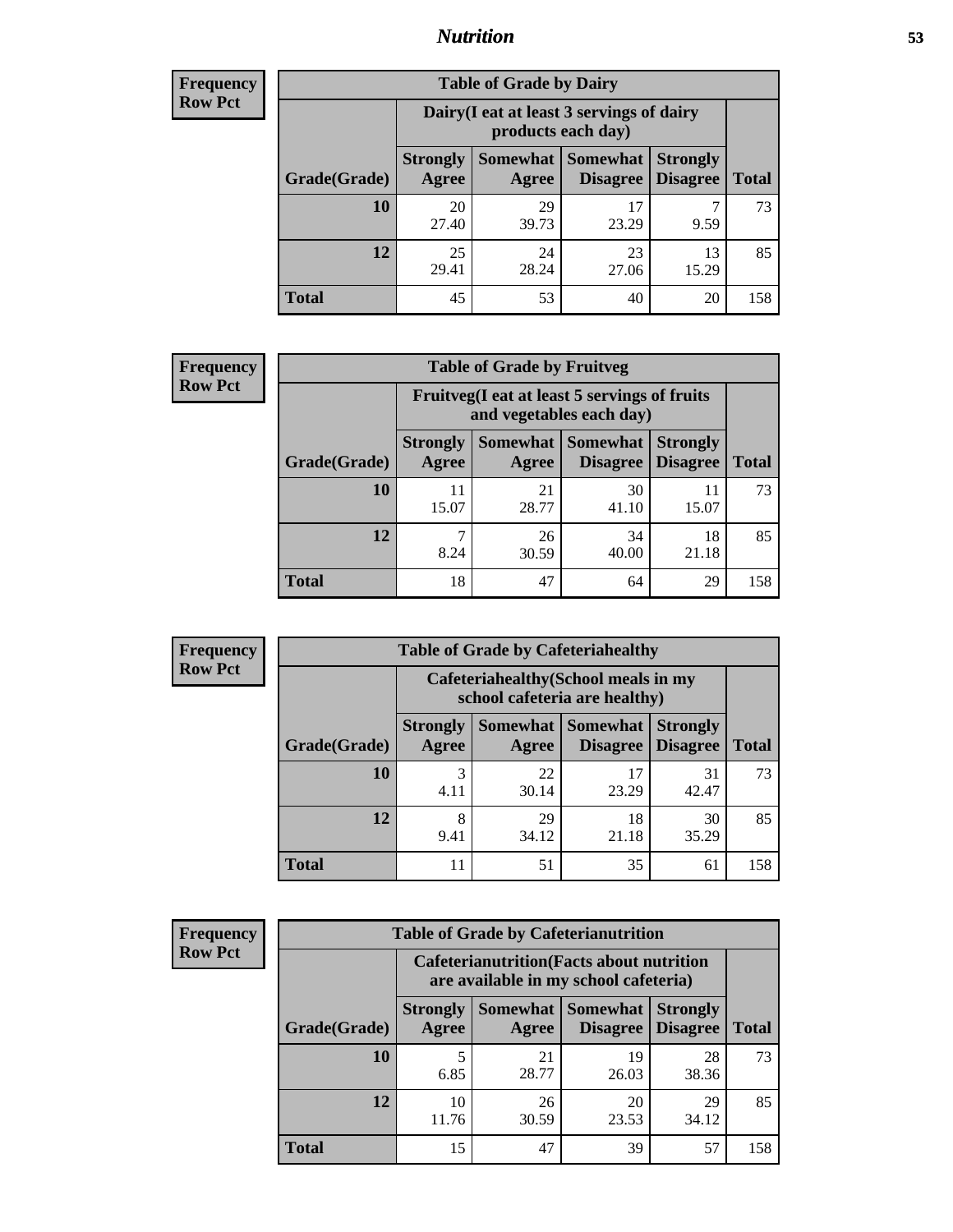## Nutrition

**Frequency**
**Row Pct**

| Table of Grade by Dairy | | | | | |
|---|---|---|---|---|---|
| | Dairy(I eat at least 3 servings of dairy products each day) | | | | |
| Grade(Grade) | Strongly Agree | Somewhat Agree | Somewhat Disagree | Strongly Disagree | Total |
| 10 | 20<br>27.40 | 29<br>39.73 | 17<br>23.29 | 7<br>9.59 | 73 |
| 12 | 25<br>29.41 | 24<br>28.24 | 23<br>27.06 | 13<br>15.29 | 85 |
| Total | 45 | 53 | 40 | 20 | 158 |

**Frequency**
**Row Pct**

| Table of Grade by Fruitveg | | | | | |
|---|---|---|---|---|---|
| | Fruitveg(I eat at least 5 servings of fruits and vegetables each day) | | | | |
| Grade(Grade) | Strongly Agree | Somewhat Agree | Somewhat Disagree | Strongly Disagree | Total |
| 10 | 11<br>15.07 | 21<br>28.77 | 30<br>41.10 | 11<br>15.07 | 73 |
| 12 | 7<br>8.24 | 26<br>30.59 | 34<br>40.00 | 18<br>21.18 | 85 |
| Total | 18 | 47 | 64 | 29 | 158 |

**Frequency**
**Row Pct**

| Table of Grade by Cafeteriahealthy | | | | | |
|---|---|---|---|---|---|
| | Cafeteriahealthy(School meals in my school cafeteria are healthy) | | | | |
| Grade(Grade) | Strongly Agree | Somewhat Agree | Somewhat Disagree | Strongly Disagree | Total |
| 10 | 3<br>4.11 | 22<br>30.14 | 17<br>23.29 | 31<br>42.47 | 73 |
| 12 | 8<br>9.41 | 29<br>34.12 | 18<br>21.18 | 30<br>35.29 | 85 |
| Total | 11 | 51 | 35 | 61 | 158 |

**Frequency**
**Row Pct**

| Table of Grade by Cafeterianutrition | | | | | |
|---|---|---|---|---|---|
| | Cafeterianutrition(Facts about nutrition are available in my school cafeteria) | | | | |
| Grade(Grade) | Strongly Agree | Somewhat Agree | Somewhat Disagree | Strongly Disagree | Total |
| 10 | 5<br>6.85 | 21<br>28.77 | 19<br>26.03 | 28<br>38.36 | 73 |
| 12 | 10<br>11.76 | 26<br>30.59 | 20<br>23.53 | 29<br>34.12 | 85 |
| Total | 15 | 47 | 39 | 57 | 158 |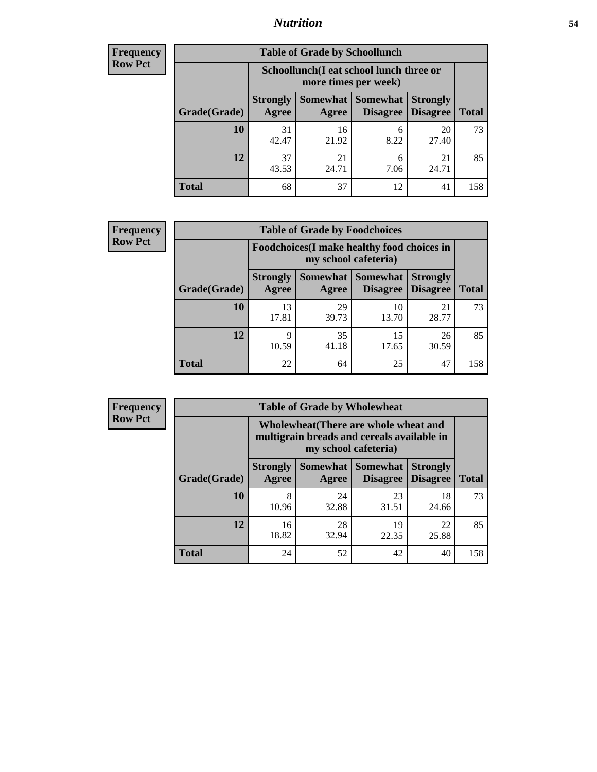| Frequency<br>Row Pct | | | | | |
|---|---|---|---|---|---|
| **Table of Grade by Schoollunch** | | | | | |
| | **Schoollunch(I eat school lunch three or more times per week)** | | | | |
| **Grade(Grade)** | **Strongly Agree** | **Somewhat Agree** | **Somewhat Disagree** | **Strongly Disagree** | **Total** |
| **10** | 31<br>42.47 | 16<br>21.92 | 6<br>8.22 | 20<br>27.40 | 73 |
| **12** | 37<br>43.53 | 21<br>24.71 | 6<br>7.06 | 21<br>24.71 | 85 |
| **Total** | 68 | 37 | 12 | 41 | 158 |

| Frequency<br>Row Pct | | | | | |
|---|---|---|---|---|---|
| **Table of Grade by Foodchoices** | | | | | |
| | **Foodchoices(I make healthy food choices in my school cafeteria)** | | | | |
| **Grade(Grade)** | **Strongly Agree** | **Somewhat Agree** | **Somewhat Disagree** | **Strongly Disagree** | **Total** |
| **10** | 13<br>17.81 | 29<br>39.73 | 10<br>13.70 | 21<br>28.77 | 73 |
| **12** | 9<br>10.59 | 35<br>41.18 | 15<br>17.65 | 26<br>30.59 | 85 |
| **Total** | 22 | 64 | 25 | 47 | 158 |

| Frequency<br>Row Pct | | | | | |
|---|---|---|---|---|---|
| **Table of Grade by Wholewheat** | | | | | |
| | **Wholewheat(There are whole wheat and multigrain breads and cereals available in my school cafeteria)** | | | | |
| **Grade(Grade)** | **Strongly Agree** | **Somewhat Agree** | **Somewhat Disagree** | **Strongly Disagree** | **Total** |
| **10** | 8<br>10.96 | 24<br>32.88 | 23<br>31.51 | 18<br>24.66 | 73 |
| **12** | 16<br>18.82 | 28<br>32.94 | 19<br>22.35 | 22<br>25.88 | 85 |
| **Total** | 24 | 52 | 42 | 40 | 158 |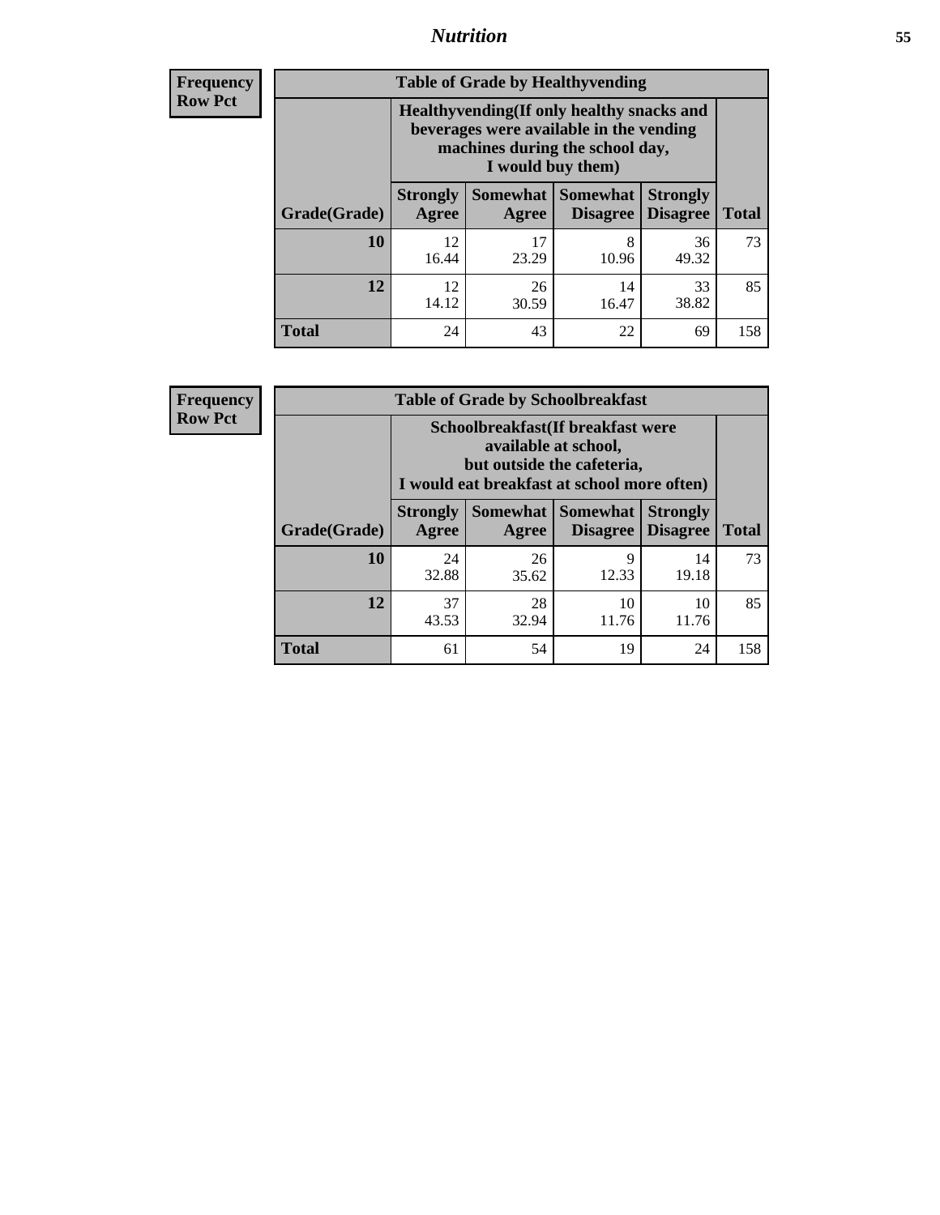| Frequency<br>Row Pct |
|---|

| Table of Grade by Healthyvending | | | | | |
|---|---|---|---|---|---|
| | Healthyvending(If only healthy snacks and beverages were available in the vending machines during the school day, I would buy them) | | | | |
| Grade(Grade) | Strongly Agree | Somewhat Agree | Somewhat Disagree | Strongly Disagree | Total |
| **10** | 12<br>16.44 | 17<br>23.29 | 8<br>10.96 | 36<br>49.32 | 73 |
| **12** | 12<br>14.12 | 26<br>30.59 | 14<br>16.47 | 33<br>38.82 | 85 |
| **Total** | 24 | 43 | 22 | 69 | 158 |

| Frequency<br>Row Pct |
|---|

| Table of Grade by Schoolbreakfast | | | | | |
|---|---|---|---|---|---|
| | Schoolbreakfast(If breakfast were available at school, but outside the cafeteria, I would eat breakfast at school more often) | | | | |
| Grade(Grade) | Strongly Agree | Somewhat Agree | Somewhat Disagree | Strongly Disagree | Total |
| **10** | 24<br>32.88 | 26<br>35.62 | 9<br>12.33 | 14<br>19.18 | 73 |
| **12** | 37<br>43.53 | 28<br>32.94 | 10<br>11.76 | 10<br>11.76 | 85 |
| **Total** | 61 | 54 | 19 | 24 | 158 |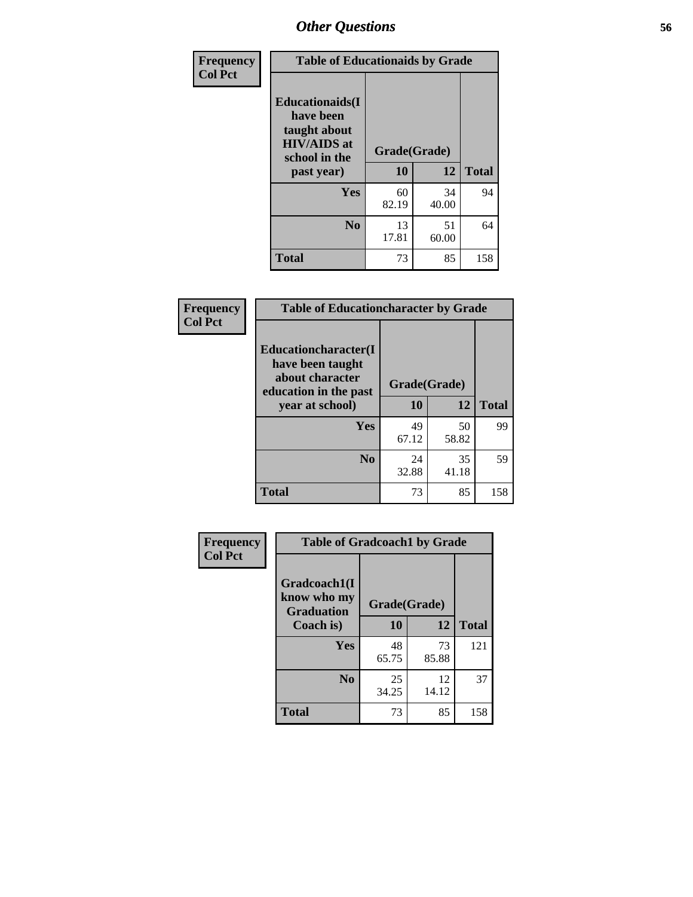| Frequency<br>Col Pct |
|---|

**Table of Educationaids by Grade**

| Educationaids(I have been taught about HIV/AIDS at school in the past year) | Grade(Grade) | | |
|---|---|---|---|
| | 10 | 12 | Total |
| Yes | 60<br>82.19 | 34<br>40.00 | 94 |
| No | 13<br>17.81 | 51<br>60.00 | 64 |
| Total | 73 | 85 | 158 |

| Frequency<br>Col Pct |
|---|

**Table of Educationcharacter by Grade**

| Educationcharacter(I have been taught about character education in the past year at school) | Grade(Grade) | | |
|---|---|---|---|
| | 10 | 12 | Total |
| Yes | 49<br>67.12 | 50<br>58.82 | 99 |
| No | 24<br>32.88 | 35<br>41.18 | 59 |
| Total | 73 | 85 | 158 |

| Frequency<br>Col Pct |
|---|

**Table of Gradcoach1 by Grade**

| Gradcoach1(I know who my Graduation Coach is) | Grade(Grade) | | |
|---|---|---|---|
| | 10 | 12 | Total |
| Yes | 48<br>65.75 | 73<br>85.88 | 121 |
| No | 25<br>34.25 | 12<br>14.12 | 37 |
| Total | 73 | 85 | 158 |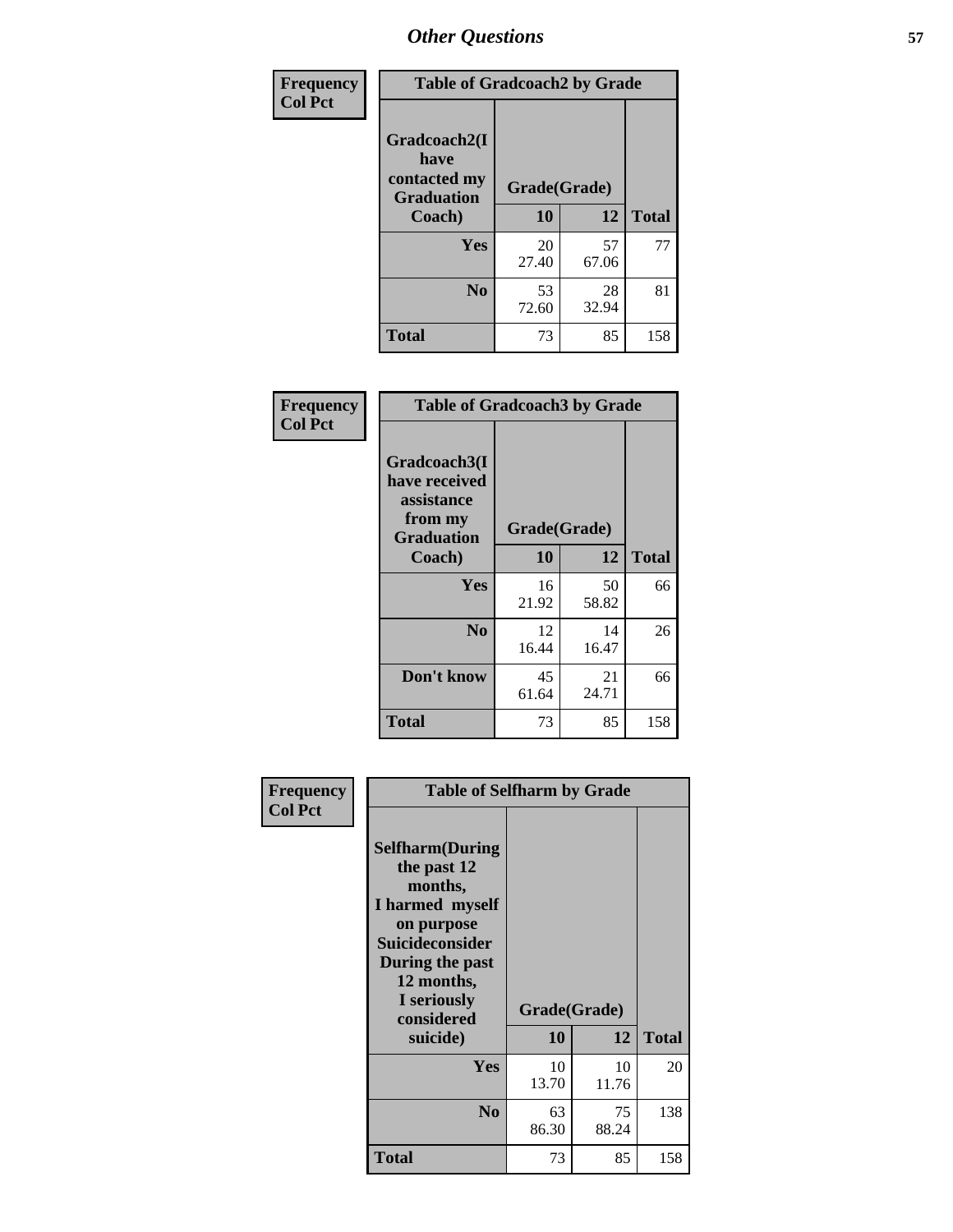# Other Questions

**Frequency**
**Col Pct**

| Table of Gradcoach2 by Grade | | | |
|---|---|---|---|
| Gradcoach2(I have contacted my Graduation Coach) | Grade(Grade) | | |
| | 10 | 12 | Total |
| Yes | 20<br>27.40 | 57<br>67.06 | 77 |
| No | 53<br>72.60 | 28<br>32.94 | 81 |
| Total | 73 | 85 | 158 |

**Frequency**
**Col Pct**

| Table of Gradcoach3 by Grade | | | |
|---|---|---|---|
| Gradcoach3(I have received assistance from my Graduation Coach) | Grade(Grade) | | |
| | 10 | 12 | Total |
| Yes | 16<br>21.92 | 50<br>58.82 | 66 |
| No | 12<br>16.44 | 14<br>16.47 | 26 |
| Don't know | 45<br>61.64 | 21<br>24.71 | 66 |
| Total | 73 | 85 | 158 |

**Frequency**
**Col Pct**

| Table of Selfharm by Grade | | | |
|---|---|---|---|
| Selfharm(During the past 12 months, I harmed myself on purpose Suicideconsider During the past 12 months, I seriously considered suicide) | Grade(Grade) | | |
| | 10 | 12 | Total |
| Yes | 10<br>13.70 | 10<br>11.76 | 20 |
| No | 63<br>86.30 | 75<br>88.24 | 138 |
| Total | 73 | 85 | 158 |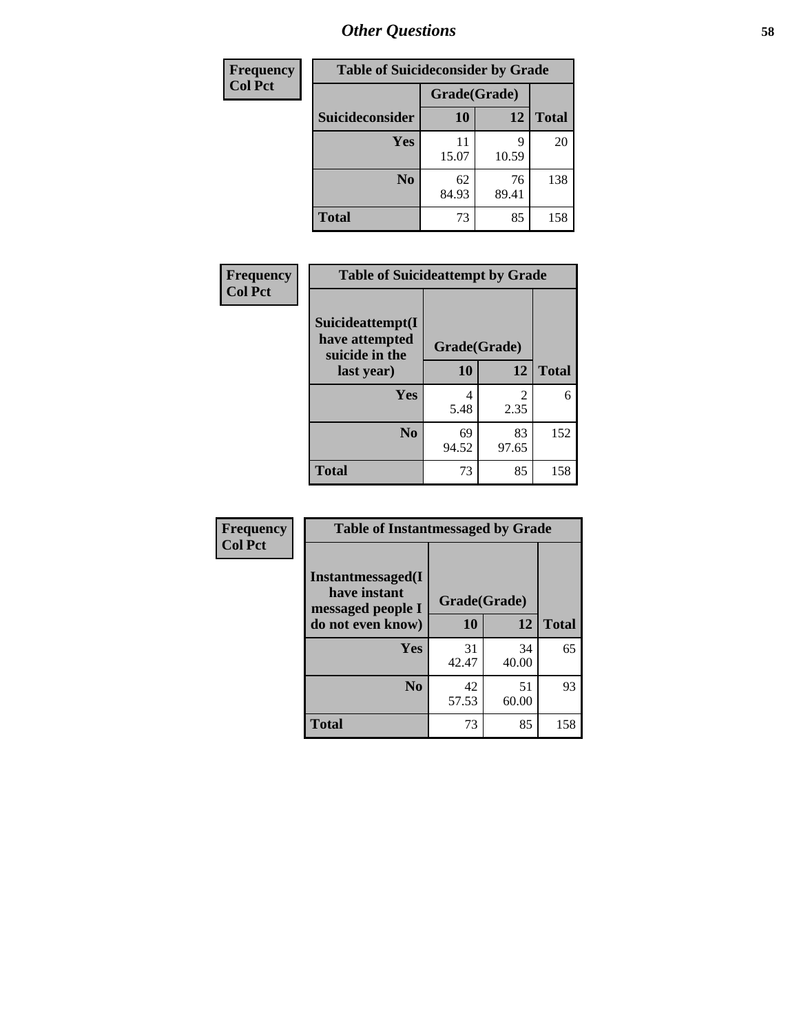## Other Questions

| Frequency<br>Col Pct |
|---|

**Table of Suicideconsider by Grade**

| Suicideconsider | Grade(Grade) 10 | 12 | Total |
|---|---|---|---|
| Yes | 11<br>15.07 | 9<br>10.59 | 20 |
| No | 62<br>84.93 | 76<br>89.41 | 138 |
| Total | 73 | 85 | 158 |

| Frequency<br>Col Pct |
|---|

**Table of Suicideattempt by Grade**

| Suicideattempt(I have attempted suicide in the last year) | Grade(Grade) 10 | 12 | Total |
|---|---|---|---|
| Yes | 4<br>5.48 | 2<br>2.35 | 6 |
| No | 69<br>94.52 | 83<br>97.65 | 152 |
| Total | 73 | 85 | 158 |

| Frequency<br>Col Pct |
|---|

**Table of Instantmessaged by Grade**

| Instantmessaged(I have instant messaged people I do not even know) | Grade(Grade) 10 | 12 | Total |
|---|---|---|---|
| Yes | 31<br>42.47 | 34<br>40.00 | 65 |
| No | 42<br>57.53 | 51<br>60.00 | 93 |
| Total | 73 | 85 | 158 |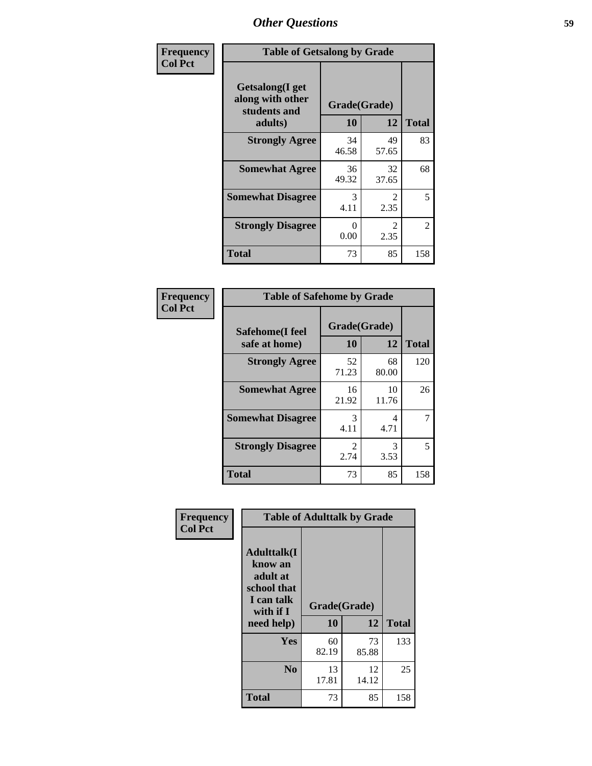| Frequency Col Pct | Table of Getsalong by Grade | | |
|---|---|---|---|
| Getsalong(I get along with other students and adults) | Grade(Grade) | | |
| | 10 | 12 | Total |
| Strongly Agree | 34<br>46.58 | 49<br>57.65 | 83 |
| Somewhat Agree | 36<br>49.32 | 32<br>37.65 | 68 |
| Somewhat Disagree | 3<br>4.11 | 2<br>2.35 | 5 |
| Strongly Disagree | 0<br>0.00 | 2<br>2.35 | 2 |
| Total | 73 | 85 | 158 |

| Frequency Col Pct | Table of Safehome by Grade | | |
|---|---|---|---|
| Safehome(I feel safe at home) | Grade(Grade) | | |
| | 10 | 12 | Total |
| Strongly Agree | 52<br>71.23 | 68<br>80.00 | 120 |
| Somewhat Agree | 16<br>21.92 | 10<br>11.76 | 26 |
| Somewhat Disagree | 3<br>4.11 | 4<br>4.71 | 7 |
| Strongly Disagree | 2<br>2.74 | 3<br>3.53 | 5 |
| Total | 73 | 85 | 158 |

| Frequency Col Pct | Table of Adulttalk by Grade | | |
|---|---|---|---|
| Adulttalk(I know an adult at school that I can talk with if I need help) | Grade(Grade) | | |
| | 10 | 12 | Total |
| Yes | 60<br>82.19 | 73<br>85.88 | 133 |
| No | 13<br>17.81 | 12<br>14.12 | 25 |
| Total | 73 | 85 | 158 |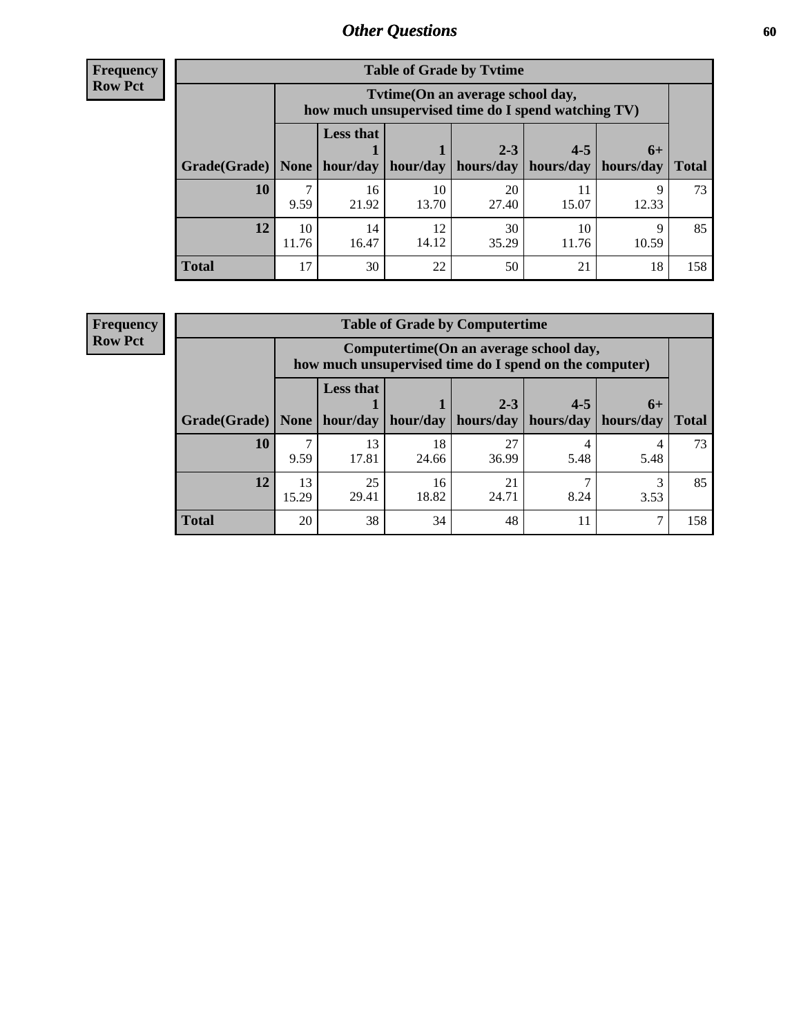## Other Questions

**Frequency**
**Row Pct**

**Table of Grade by Tvtime**

| Grade(Grade) | Tvtime(On an average school day, how much unsupervised time do I spend watching TV) None | Less that 1 hour/day | 1 hour/day | 2-3 hours/day | 4-5 hours/day | 6+ hours/day | Total |
|---|---|---|---|---|---|---|---|
| **10** | 7<br>9.59 | 16<br>21.92 | 10<br>13.70 | 20<br>27.40 | 11<br>15.07 | 9<br>12.33 | 73 |
| **12** | 10<br>11.76 | 14<br>16.47 | 12<br>14.12 | 30<br>35.29 | 10<br>11.76 | 9<br>10.59 | 85 |
| **Total** | 17 | 30 | 22 | 50 | 21 | 18 | 158 |

**Frequency**
**Row Pct**

**Table of Grade by Computertime**

| Grade(Grade) | Computertime(On an average school day, how much unsupervised time do I spend on the computer) None | Less that 1 hour/day | 1 hour/day | 2-3 hours/day | 4-5 hours/day | 6+ hours/day | Total |
|---|---|---|---|---|---|---|---|
| **10** | 7<br>9.59 | 13<br>17.81 | 18<br>24.66 | 27<br>36.99 | 4<br>5.48 | 4<br>5.48 | 73 |
| **12** | 13<br>15.29 | 25<br>29.41 | 16<br>18.82 | 21<br>24.71 | 7<br>8.24 | 3<br>3.53 | 85 |
| **Total** | 20 | 38 | 34 | 48 | 11 | 7 | 158 |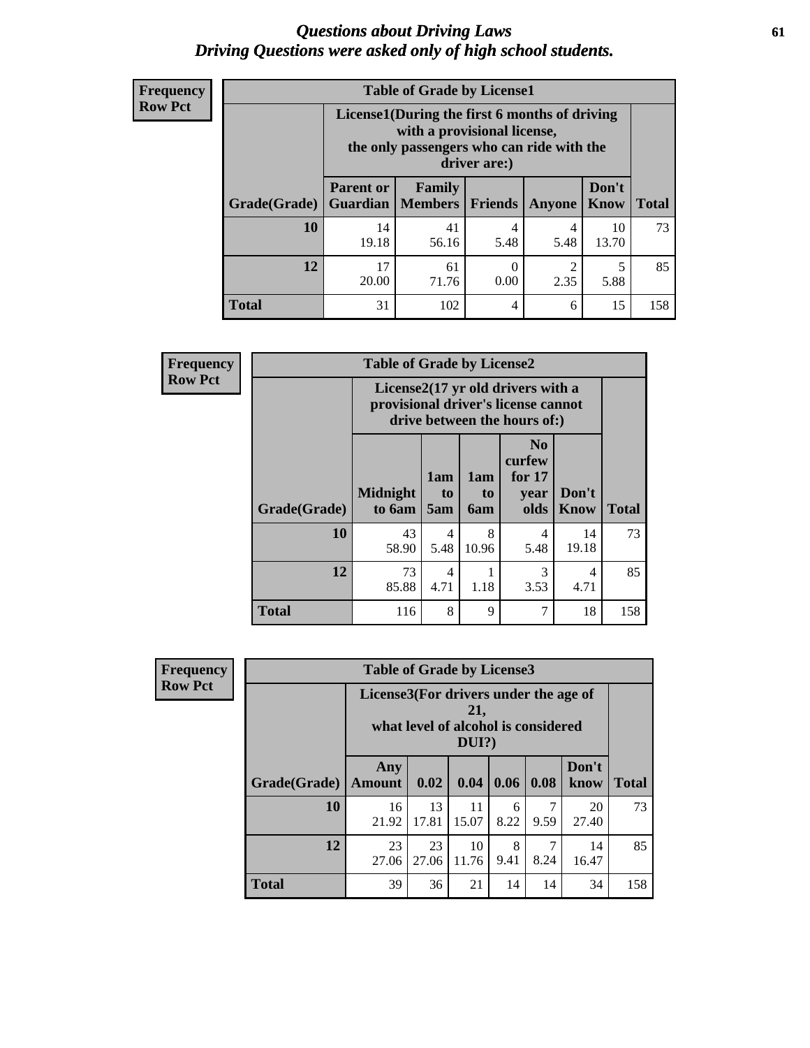# Questions about Driving Laws
*Driving Questions were asked only of high school students.*

**Frequency Row Pct**

**Table of Grade by License1**

| Grade(Grade) | License1(During the first 6 months of driving with a provisional license, the only passengers who can ride with the driver are:) | | | | | Total |
|---|---|---|---|---|---|---|
| | Parent or Guardian | Family Members | Friends | Anyone | Don't Know | |
| 10 | 14<br>19.18 | 41<br>56.16 | 4<br>5.48 | 4<br>5.48 | 10<br>13.70 | 73 |
| 12 | 17<br>20.00 | 61<br>71.76 | 0<br>0.00 | 2<br>2.35 | 5<br>5.88 | 85 |
| Total | 31 | 102 | 4 | 6 | 15 | 158 |

**Frequency Row Pct**

**Table of Grade by License2**

| Grade(Grade) | License2(17 yr old drivers with a provisional driver's license cannot drive between the hours of:) | | | | | Total |
|---|---|---|---|---|---|---|
| | Midnight to 6am | 1am to 5am | 1am to 6am | No curfew for 17 year olds | Don't Know | |
| 10 | 43<br>58.90 | 4<br>5.48 | 8<br>10.96 | 4<br>5.48 | 14<br>19.18 | 73 |
| 12 | 73<br>85.88 | 4<br>4.71 | 1<br>1.18 | 3<br>3.53 | 4<br>4.71 | 85 |
| Total | 116 | 8 | 9 | 7 | 18 | 158 |

**Frequency Row Pct**

**Table of Grade by License3**

| Grade(Grade) | License3(For drivers under the age of 21, what level of alcohol is considered DUI?) | | | | | | Total |
|---|---|---|---|---|---|---|---|
| | Any Amount | 0.02 | 0.04 | 0.06 | 0.08 | Don't know | |
| 10 | 16<br>21.92 | 13<br>17.81 | 11<br>15.07 | 6<br>8.22 | 7<br>9.59 | 20<br>27.40 | 73 |
| 12 | 23<br>27.06 | 23<br>27.06 | 10<br>11.76 | 8<br>9.41 | 7<br>8.24 | 14<br>16.47 | 85 |
| Total | 39 | 36 | 21 | 14 | 14 | 34 | 158 |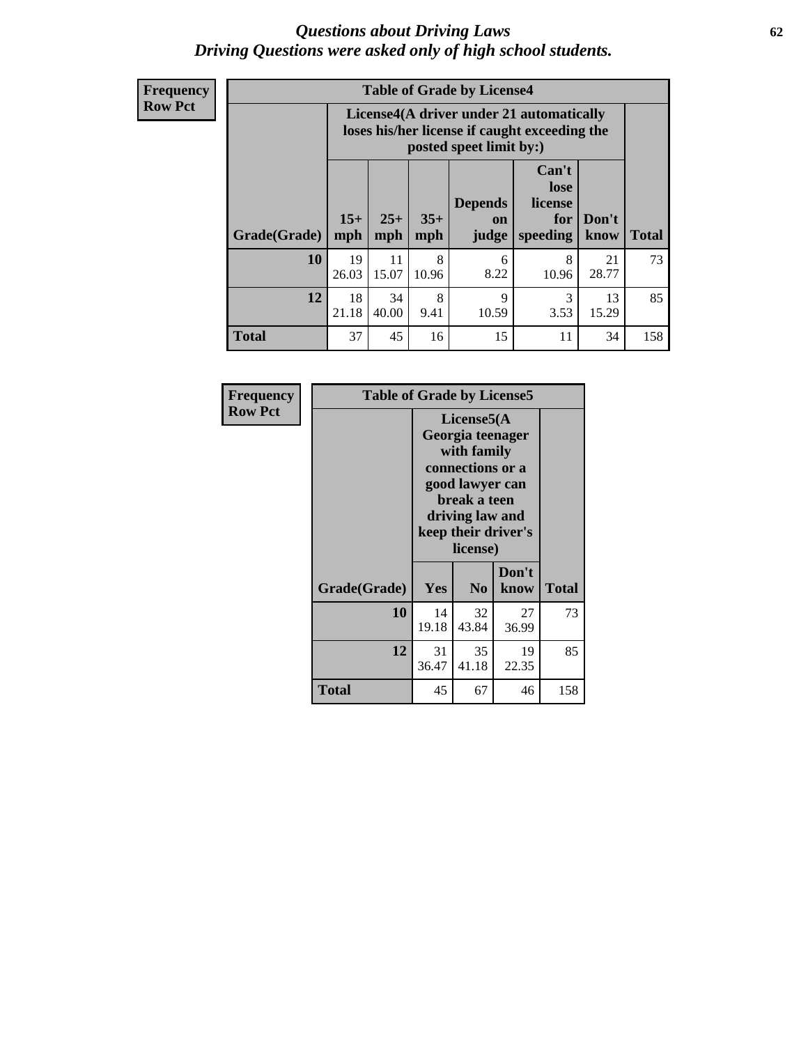# *Questions about Driving Laws*
## *Driving Questions were asked only of high school students.*

**Frequency**
**Row Pct**

**Table of Grade by License4**

| Grade(Grade) | License4(A driver under 21 automatically loses his/her license if caught exceeding the posted speet limit by:) | | | | | | Total |
|---|---|---|---|---|---|---|---|
| | 15+ mph | 25+ mph | 35+ mph | Depends on judge | Can't lose license for speeding | Don't know | |
| **10** | 19<br>26.03 | 11<br>15.07 | 8<br>10.96 | 6<br>8.22 | 8<br>10.96 | 21<br>28.77 | 73 |
| **12** | 18<br>21.18 | 34<br>40.00 | 8<br>9.41 | 9<br>10.59 | 3<br>3.53 | 13<br>15.29 | 85 |
| **Total** | 37 | 45 | 16 | 15 | 11 | 34 | 158 |

**Frequency**
**Row Pct**

**Table of Grade by License5**

| Grade(Grade) | License5(A Georgia teenager with family connections or a good lawyer can break a teen driving law and keep their driver's license) | | | Total |
|---|---|---|---|---|
| | Yes | No | Don't know | |
| **10** | 14<br>19.18 | 32<br>43.84 | 27<br>36.99 | 73 |
| **12** | 31<br>36.47 | 35<br>41.18 | 19<br>22.35 | 85 |
| **Total** | 45 | 67 | 46 | 158 |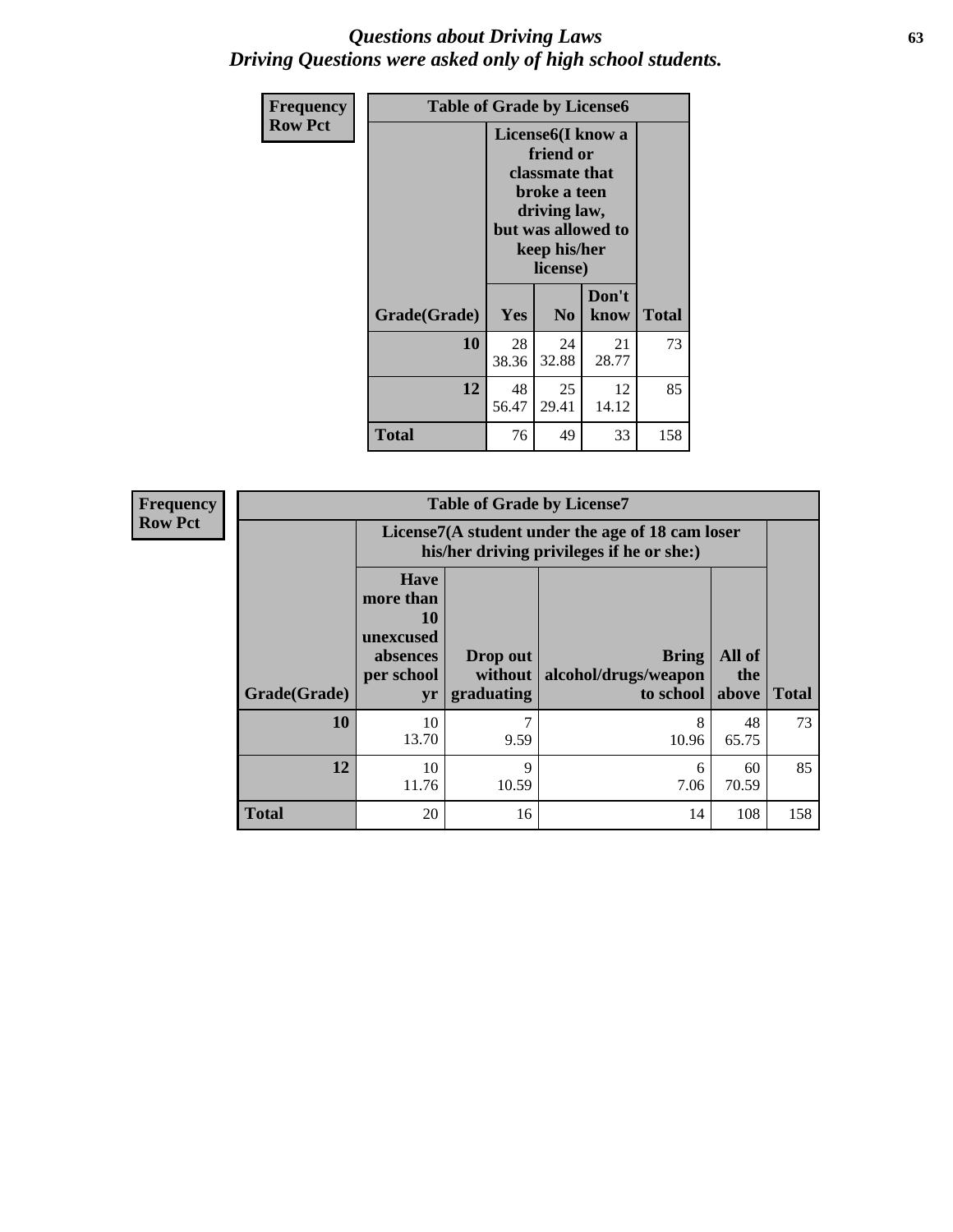# *Questions about Driving Laws*
## *Driving Questions were asked only of high school students.*

**Frequency**
**Row Pct**

| Table of Grade by License6 | | | | |
|---|---|---|---|---|
| | License6(I know a friend or classmate that broke a teen driving law, but was allowed to keep his/her license) | | | |
| Grade(Grade) | Yes | No | Don't know | Total |
| 10 | 28<br>38.36 | 24<br>32.88 | 21<br>28.77 | 73 |
| 12 | 48<br>56.47 | 25<br>29.41 | 12<br>14.12 | 85 |
| Total | 76 | 49 | 33 | 158 |

**Frequency**
**Row Pct**

| Table of Grade by License7 | | | | | |
|---|---|---|---|---|---|
| | License7(A student under the age of 18 cam loser his/her driving privileges if he or she:) | | | | |
| Grade(Grade) | Have more than 10 unexcused absences per school yr | Drop out without graduating | Bring alcohol/drugs/weapon to school | All of the above | Total |
| 10 | 10<br>13.70 | 7<br>9.59 | 8<br>10.96 | 48<br>65.75 | 73 |
| 12 | 10<br>11.76 | 9<br>10.59 | 6<br>7.06 | 60<br>70.59 | 85 |
| Total | 20 | 16 | 14 | 108 | 158 |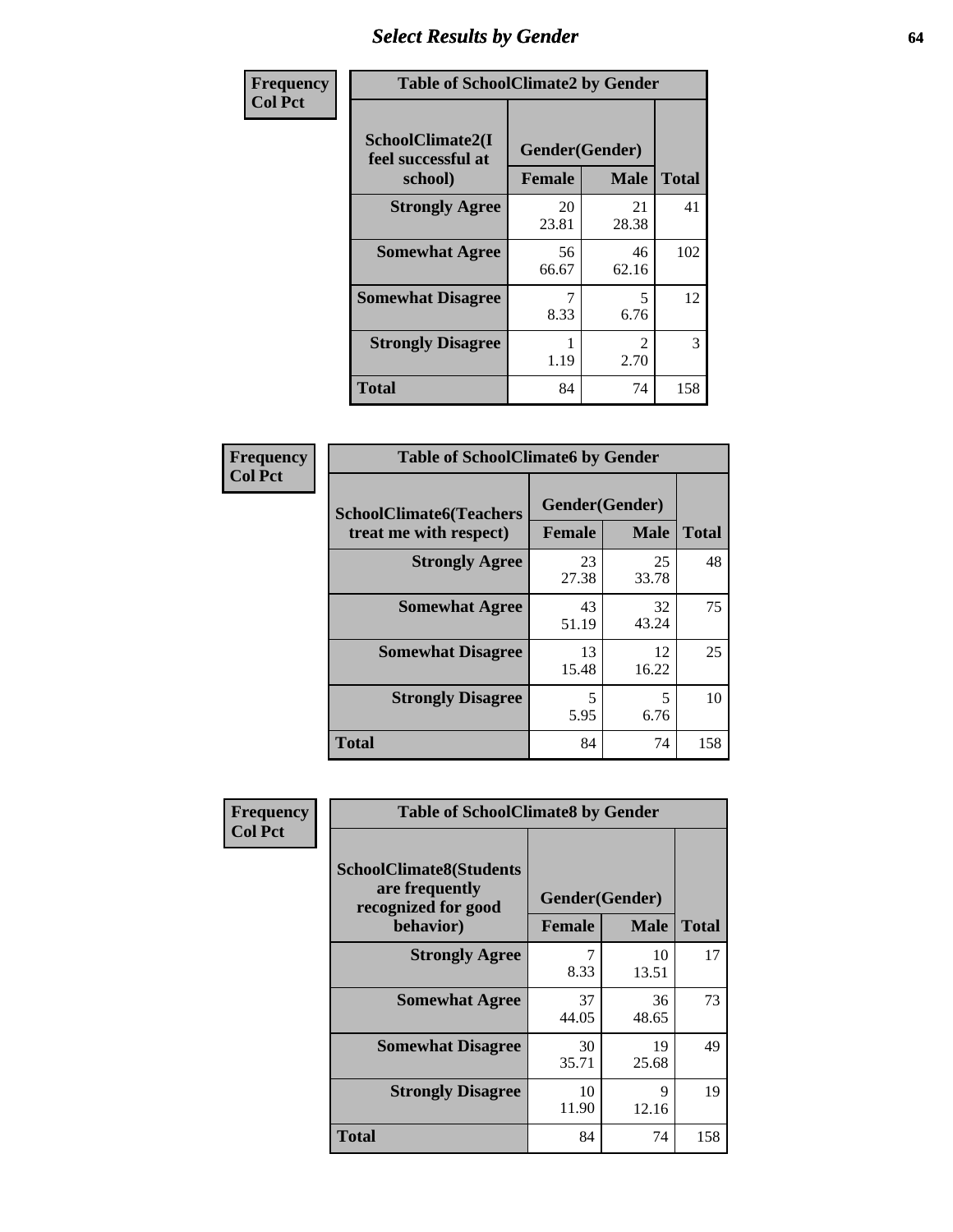# Select Results by Gender

**Frequency / Col Pct**

| Table of SchoolClimate2 by Gender | | | |
|---|---|---|---|
| SchoolClimate2(I feel successful at school) | Gender(Gender) | | |
| | Female | Male | Total |
| **Strongly Agree** | 20<br>23.81 | 21<br>28.38 | 41 |
| **Somewhat Agree** | 56<br>66.67 | 46<br>62.16 | 102 |
| **Somewhat Disagree** | 7<br>8.33 | 5<br>6.76 | 12 |
| **Strongly Disagree** | 1<br>1.19 | 2<br>2.70 | 3 |
| **Total** | 84 | 74 | 158 |

**Frequency / Col Pct**

| Table of SchoolClimate6 by Gender | | | |
|---|---|---|---|
| SchoolClimate6(Teachers treat me with respect) | Gender(Gender) | | |
| | Female | Male | Total |
| **Strongly Agree** | 23<br>27.38 | 25<br>33.78 | 48 |
| **Somewhat Agree** | 43<br>51.19 | 32<br>43.24 | 75 |
| **Somewhat Disagree** | 13<br>15.48 | 12<br>16.22 | 25 |
| **Strongly Disagree** | 5<br>5.95 | 5<br>6.76 | 10 |
| **Total** | 84 | 74 | 158 |

**Frequency / Col Pct**

| Table of SchoolClimate8 by Gender | | | |
|---|---|---|---|
| SchoolClimate8(Students are frequently recognized for good behavior) | Gender(Gender) | | |
| | Female | Male | Total |
| **Strongly Agree** | 7<br>8.33 | 10<br>13.51 | 17 |
| **Somewhat Agree** | 37<br>44.05 | 36<br>48.65 | 73 |
| **Somewhat Disagree** | 30<br>35.71 | 19<br>25.68 | 49 |
| **Strongly Disagree** | 10<br>11.90 | 9<br>12.16 | 19 |
| **Total** | 84 | 74 | 158 |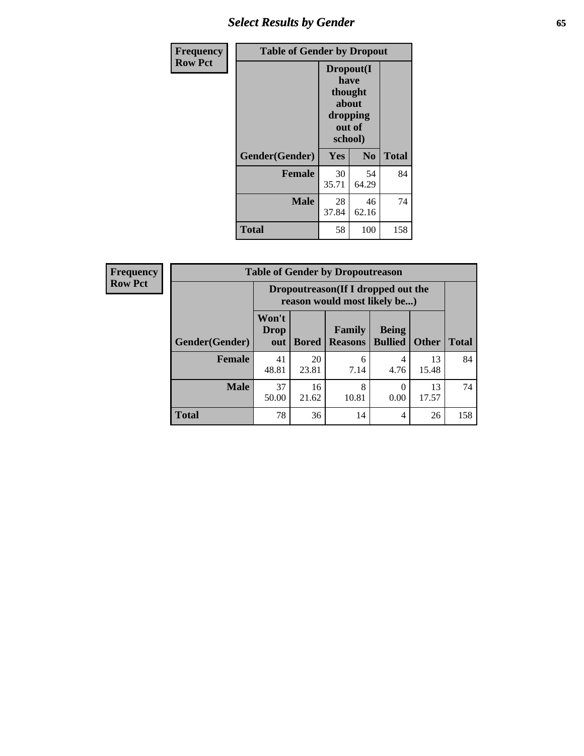| Frequency Row Pct | Table of Gender by Dropout | | |
|---|---|---|---|
| | Dropout(I have thought about dropping out of school) | | |
| Gender(Gender) | Yes | No | Total |
| **Female** | 30<br>35.71 | 54<br>64.29 | 84 |
| **Male** | 28<br>37.84 | 46<br>62.16 | 74 |
| **Total** | 58 | 100 | 158 |

| Frequency Row Pct | Table of Gender by Dropoutreason | | | | | |
|---|---|---|---|---|---|---|
| | Dropoutreason(If I dropped out the reason would most likely be...) | | | | | |
| Gender(Gender) | Won't Drop out | Bored | Family Reasons | Being Bullied | Other | Total |
| **Female** | 41<br>48.81 | 20<br>23.81 | 6<br>7.14 | 4<br>4.76 | 13<br>15.48 | 84 |
| **Male** | 37<br>50.00 | 16<br>21.62 | 8<br>10.81 | 0<br>0.00 | 13<br>17.57 | 74 |
| **Total** | 78 | 36 | 14 | 4 | 26 | 158 |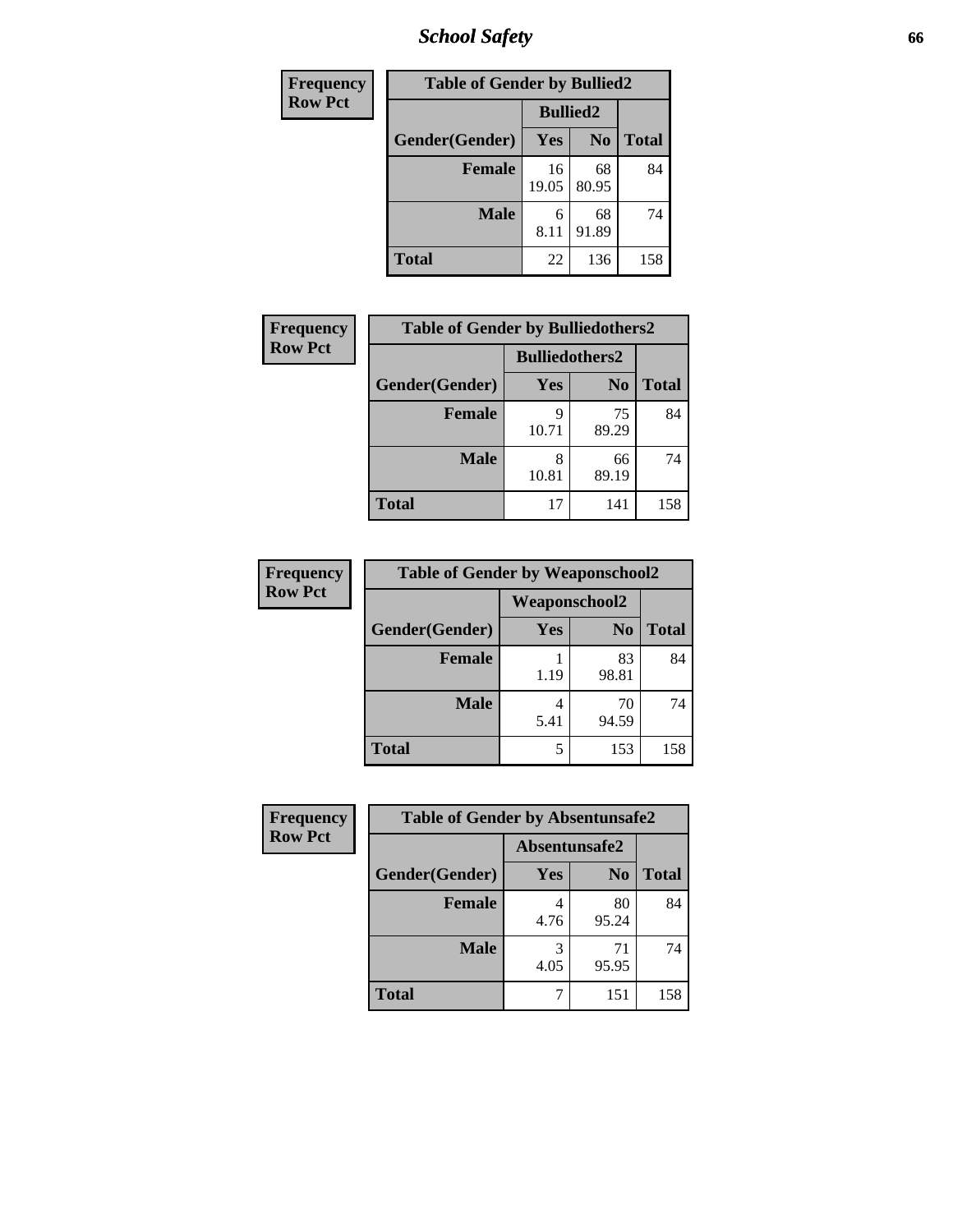| Frequency Row Pct | Table of Gender by Bullied2 | | |
|---|---|---|---|
| | Bullied2 | | |
| Gender(Gender) | Yes | No | Total |
| Female | 16<br>19.05 | 68<br>80.95 | 84 |
| Male | 6<br>8.11 | 68<br>91.89 | 74 |
| Total | 22 | 136 | 158 |

| Frequency Row Pct | Table of Gender by Bulliedothers2 | | |
|---|---|---|---|
| | Bulliedothers2 | | |
| Gender(Gender) | Yes | No | Total |
| Female | 9<br>10.71 | 75<br>89.29 | 84 |
| Male | 8<br>10.81 | 66<br>89.19 | 74 |
| Total | 17 | 141 | 158 |

| Frequency Row Pct | Table of Gender by Weaponschool2 | | |
|---|---|---|---|
| | Weaponschool2 | | |
| Gender(Gender) | Yes | No | Total |
| Female | 1<br>1.19 | 83<br>98.81 | 84 |
| Male | 4<br>5.41 | 70<br>94.59 | 74 |
| Total | 5 | 153 | 158 |

| Frequency Row Pct | Table of Gender by Absentunsafe2 | | |
|---|---|---|---|
| | Absentunsafe2 | | |
| Gender(Gender) | Yes | No | Total |
| Female | 4<br>4.76 | 80<br>95.24 | 84 |
| Male | 3<br>4.05 | 71<br>95.95 | 74 |
| Total | 7 | 151 | 158 |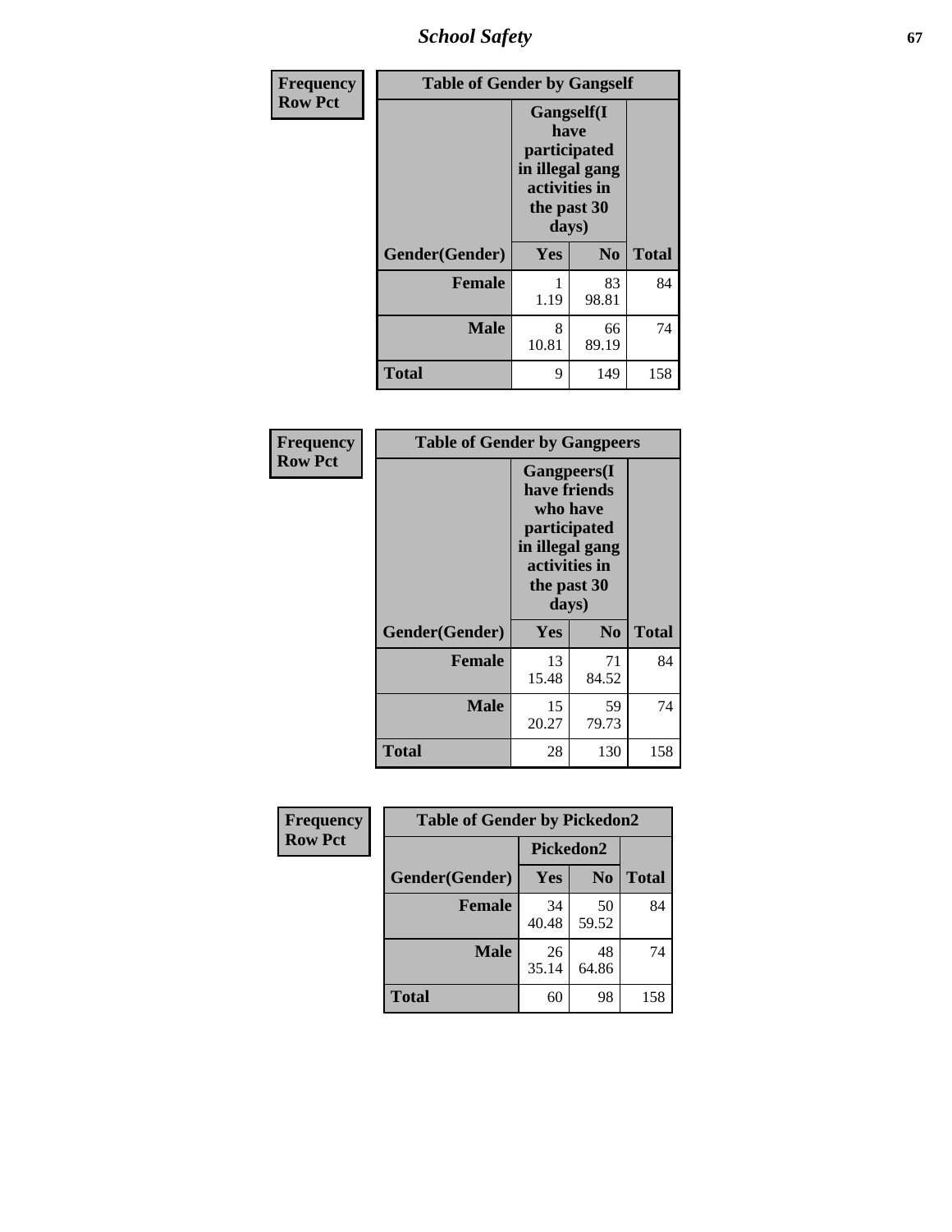| Frequency Row Pct | Table of Gender by Gangself | | |
|---|---|---|---|
| | Gangself(I have participated in illegal gang activities in the past 30 days) | | |
| Gender(Gender) | Yes | No | Total |
| Female | 1<br>1.19 | 83<br>98.81 | 84 |
| Male | 8<br>10.81 | 66<br>89.19 | 74 |
| Total | 9 | 149 | 158 |

| Frequency Row Pct | Table of Gender by Gangpeers | | |
|---|---|---|---|
| | Gangpeers(I have friends who have participated in illegal gang activities in the past 30 days) | | |
| Gender(Gender) | Yes | No | Total |
| Female | 13<br>15.48 | 71<br>84.52 | 84 |
| Male | 15<br>20.27 | 59<br>79.73 | 74 |
| Total | 28 | 130 | 158 |

| Frequency Row Pct | Table of Gender by Pickedon2 | | |
|---|---|---|---|
| | Pickedon2 | | |
| Gender(Gender) | Yes | No | Total |
| Female | 34<br>40.48 | 50<br>59.52 | 84 |
| Male | 26<br>35.14 | 48<br>64.86 | 74 |
| Total | 60 | 98 | 158 |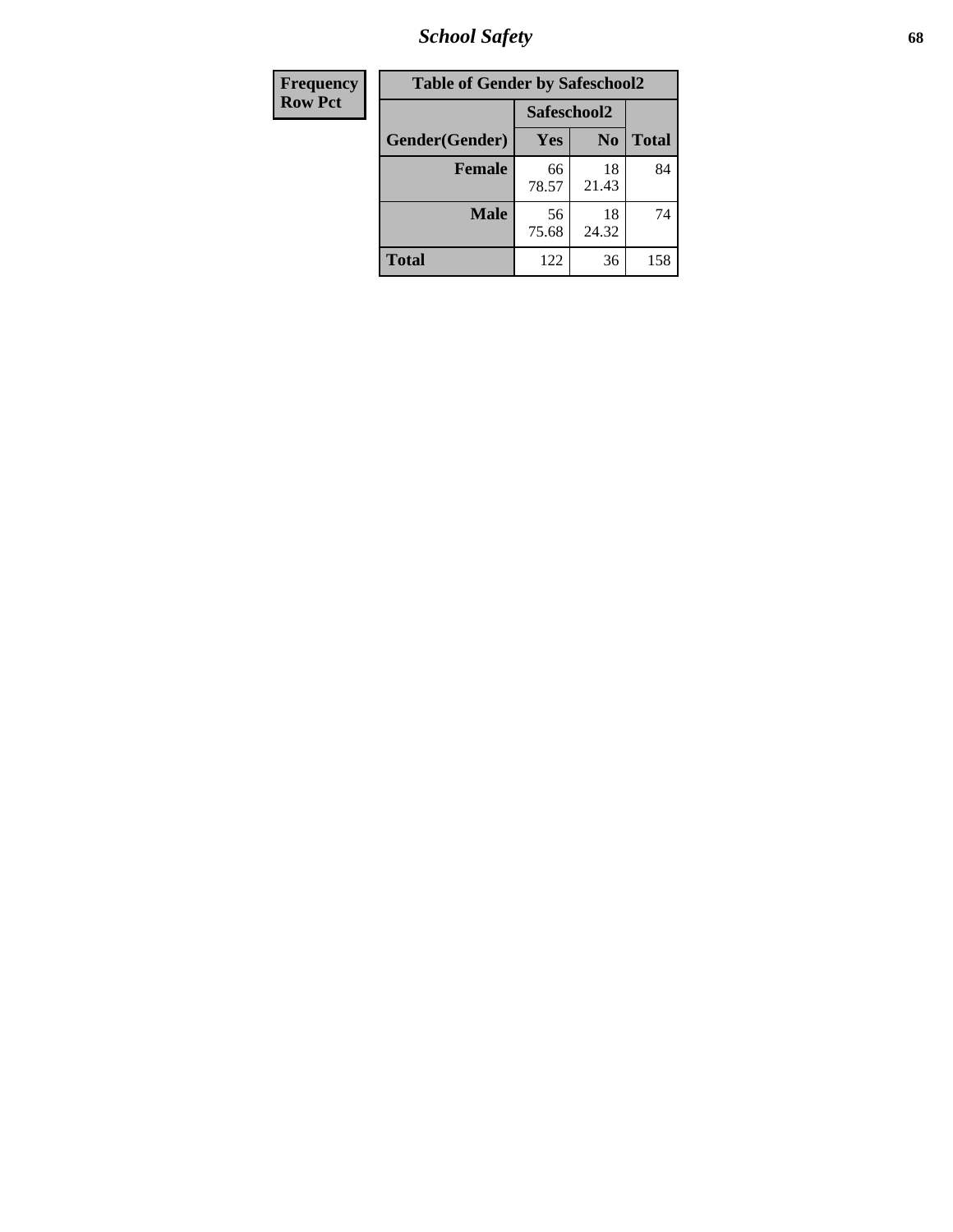| Frequency<br>Row Pct | Table of Gender by Safeschool2 | | | |
|---|---|---|---|---|
| | | Safeschool2 | | |
| | Gender(Gender) | Yes | No | Total |
| | **Female** | 66<br>78.57 | 18<br>21.43 | 84 |
| | **Male** | 56<br>75.68 | 18<br>24.32 | 74 |
| | **Total** | 122 | 36 | 158 |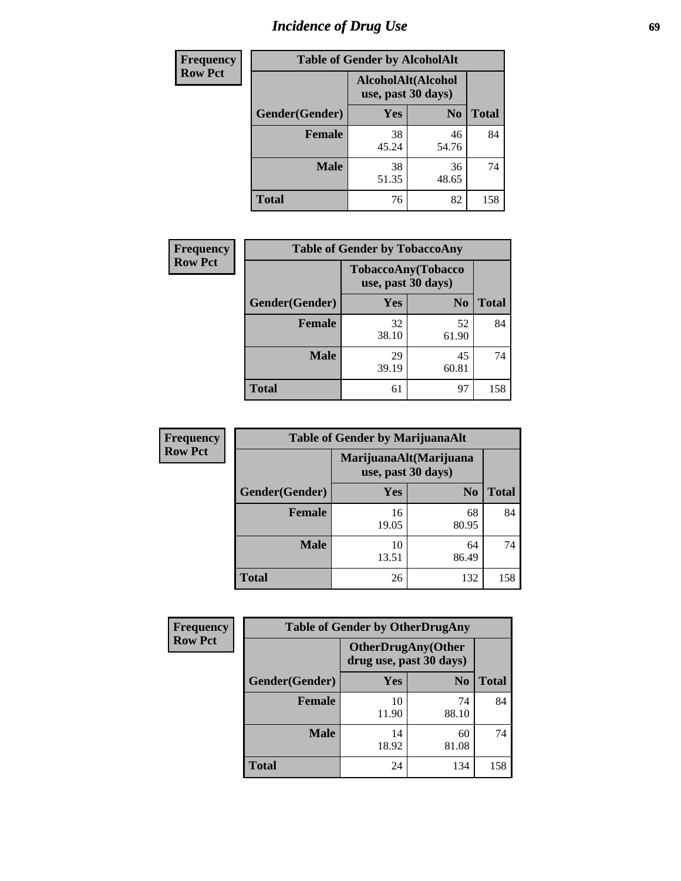# Incidence of Drug Use

**Frequency**
**Row Pct**

| Table of Gender by AlcoholAlt | | | |
|---|---|---|---|
| | AlcoholAlt(Alcohol use, past 30 days) | | |
| Gender(Gender) | Yes | No | Total |
| Female | 38<br>45.24 | 46<br>54.76 | 84 |
| Male | 38<br>51.35 | 36<br>48.65 | 74 |
| Total | 76 | 82 | 158 |

**Frequency**
**Row Pct**

| Table of Gender by TobaccoAny | | | |
|---|---|---|---|
| | TobaccoAny(Tobacco use, past 30 days) | | |
| Gender(Gender) | Yes | No | Total |
| Female | 32<br>38.10 | 52<br>61.90 | 84 |
| Male | 29<br>39.19 | 45<br>60.81 | 74 |
| Total | 61 | 97 | 158 |

**Frequency**
**Row Pct**

| Table of Gender by MarijuanaAlt | | | |
|---|---|---|---|
| | MarijuanaAlt(Marijuana use, past 30 days) | | |
| Gender(Gender) | Yes | No | Total |
| Female | 16<br>19.05 | 68<br>80.95 | 84 |
| Male | 10<br>13.51 | 64<br>86.49 | 74 |
| Total | 26 | 132 | 158 |

**Frequency**
**Row Pct**

| Table of Gender by OtherDrugAny | | | |
|---|---|---|---|
| | OtherDrugAny(Other drug use, past 30 days) | | |
| Gender(Gender) | Yes | No | Total |
| Female | 10<br>11.90 | 74<br>88.10 | 84 |
| Male | 14<br>18.92 | 60<br>81.08 | 74 |
| Total | 24 | 134 | 158 |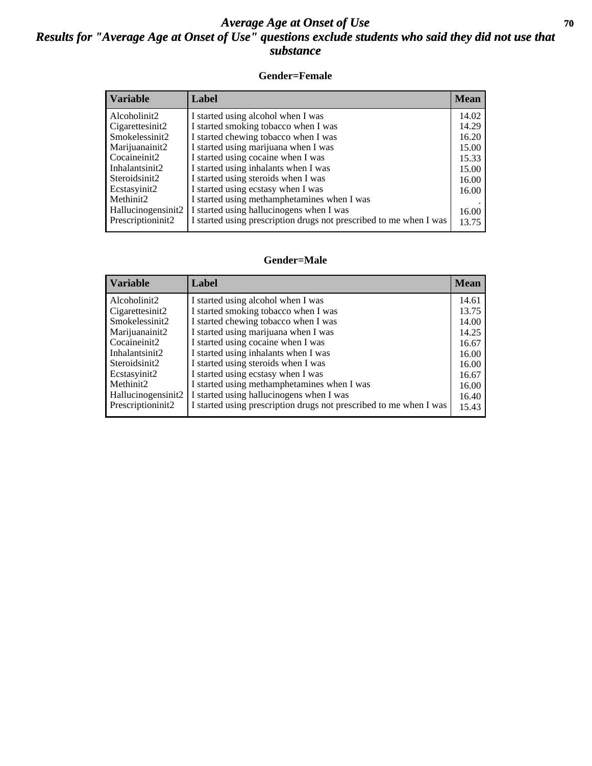# Average Age at Onset of Use
## Results for "Average Age at Onset of Use" questions exclude students who said they did not use that substance

### Gender=Female

| Variable | Label | Mean |
|---|---|---|
| Alcoholinit2 | I started using alcohol when I was | 14.02 |
| Cigarettesinit2 | I started smoking tobacco when I was | 14.29 |
| Smokelessinit2 | I started chewing tobacco when I was | 16.20 |
| Marijuanainit2 | I started using marijuana when I was | 15.00 |
| Cocaineinit2 | I started using cocaine when I was | 15.33 |
| Inhalantsinit2 | I started using inhalants when I was | 15.00 |
| Steroidsinit2 | I started using steroids when I was | 16.00 |
| Ecstasyinit2 | I started using ecstasy when I was | 16.00 |
| Methinit2 | I started using methamphetamines when I was | . |
| Hallucinogensinit2 | I started using hallucinogens when I was | 16.00 |
| Prescriptioninit2 | I started using prescription drugs not prescribed to me when I was | 13.75 |

### Gender=Male

| Variable | Label | Mean |
|---|---|---|
| Alcoholinit2 | I started using alcohol when I was | 14.61 |
| Cigarettesinit2 | I started smoking tobacco when I was | 13.75 |
| Smokelessinit2 | I started chewing tobacco when I was | 14.00 |
| Marijuanainit2 | I started using marijuana when I was | 14.25 |
| Cocaineinit2 | I started using cocaine when I was | 16.67 |
| Inhalantsinit2 | I started using inhalants when I was | 16.00 |
| Steroidsinit2 | I started using steroids when I was | 16.00 |
| Ecstasyinit2 | I started using ecstasy when I was | 16.67 |
| Methinit2 | I started using methamphetamines when I was | 16.00 |
| Hallucinogensinit2 | I started using hallucinogens when I was | 16.40 |
| Prescriptioninit2 | I started using prescription drugs not prescribed to me when I was | 15.43 |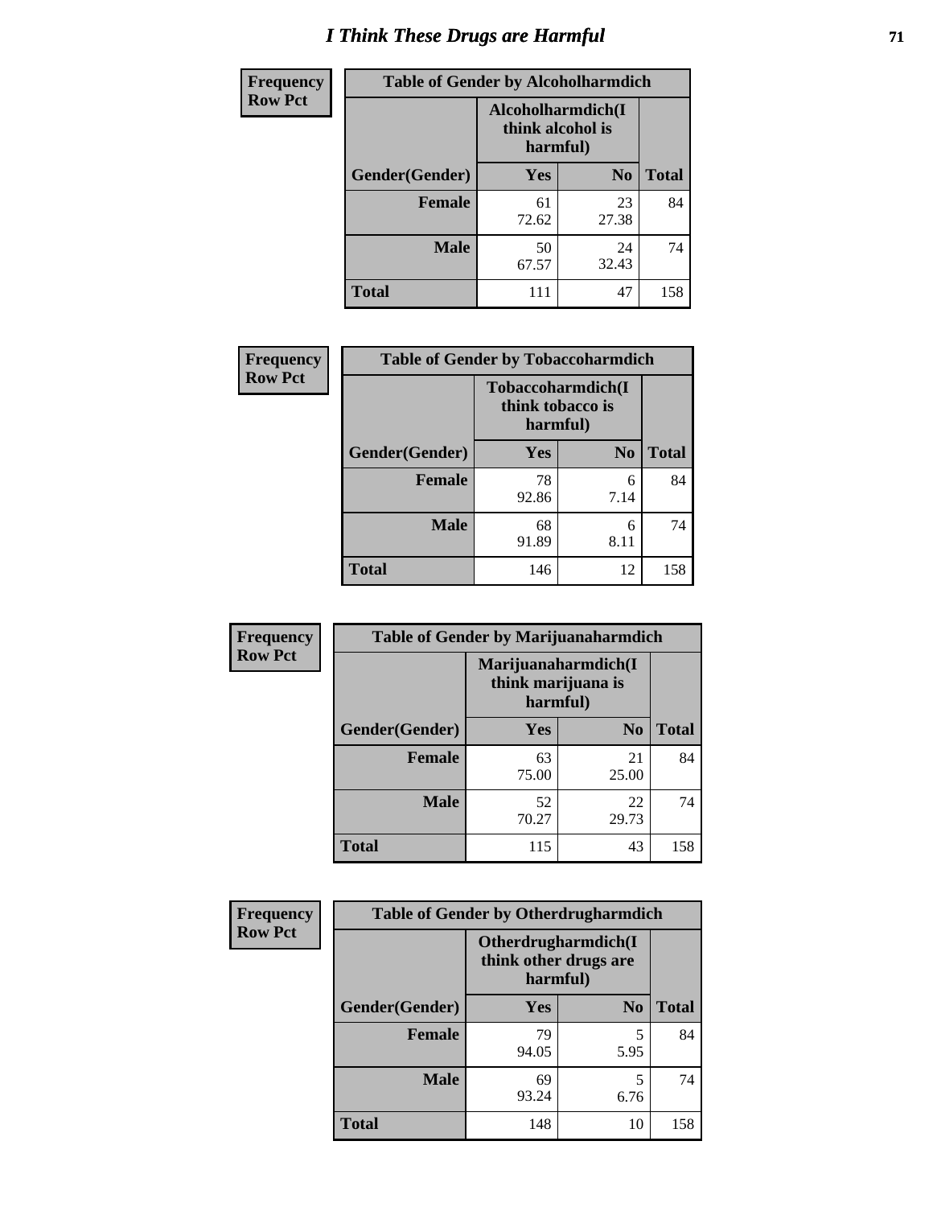# I Think These Drugs are Harmful

| Frequency Row Pct | Table of Gender by Alcoholharmdich | | |
|---|---|---|---|
| | Alcoholharmdich(I think alcohol is harmful) | | |
| Gender(Gender) | Yes | No | Total |
| Female | 61<br>72.62 | 23<br>27.38 | 84 |
| Male | 50<br>67.57 | 24<br>32.43 | 74 |
| Total | 111 | 47 | 158 |

| Frequency Row Pct | Table of Gender by Tobaccoharmdich | | |
|---|---|---|---|
| | Tobaccoharmdich(I think tobacco is harmful) | | |
| Gender(Gender) | Yes | No | Total |
| Female | 78<br>92.86 | 6<br>7.14 | 84 |
| Male | 68<br>91.89 | 6<br>8.11 | 74 |
| Total | 146 | 12 | 158 |

| Frequency Row Pct | Table of Gender by Marijuanaharmdich | | |
|---|---|---|---|
| | Marijuanaharmdich(I think marijuana is harmful) | | |
| Gender(Gender) | Yes | No | Total |
| Female | 63<br>75.00 | 21<br>25.00 | 84 |
| Male | 52<br>70.27 | 22<br>29.73 | 74 |
| Total | 115 | 43 | 158 |

| Frequency Row Pct | Table of Gender by Otherdrugharmdich | | |
|---|---|---|---|
| | Otherdrugharmdich(I think other drugs are harmful) | | |
| Gender(Gender) | Yes | No | Total |
| Female | 79<br>94.05 | 5<br>5.95 | 84 |
| Male | 69<br>93.24 | 5<br>6.76 | 74 |
| Total | 148 | 10 | 158 |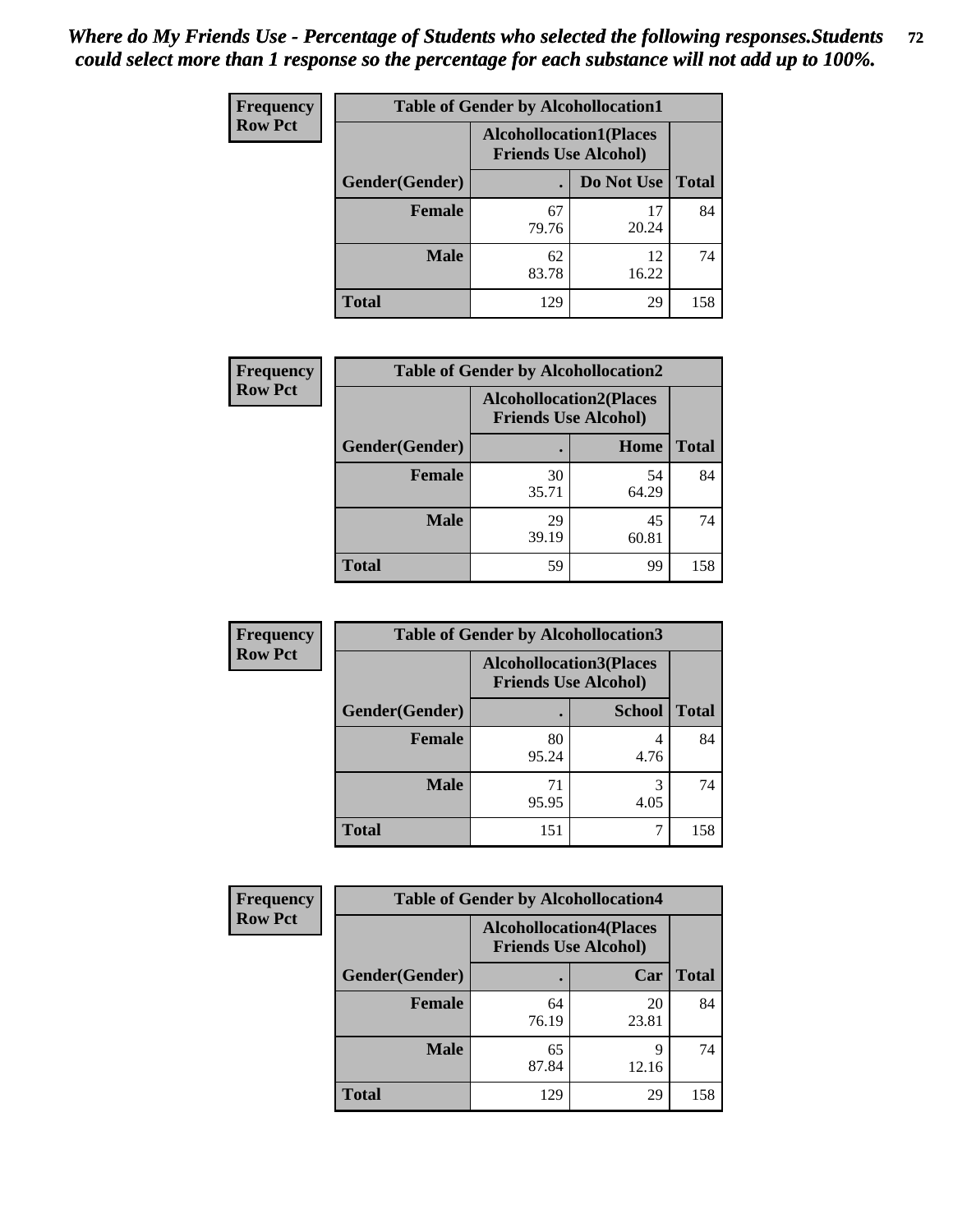*Where do My Friends Use - Percentage of Students who selected the following responses.Students could select more than 1 response so the percentage for each substance will not add up to 100%.*

**Frequency Row Pct**

| Table of Gender by Alcohollocation1 | | | |
|---|---|---|---|
| | Alcohollocation1(Places Friends Use Alcohol) | | |
| Gender(Gender) | . | Do Not Use | Total |
| Female | 67<br>79.76 | 17<br>20.24 | 84 |
| Male | 62<br>83.78 | 12<br>16.22 | 74 |
| Total | 129 | 29 | 158 |

**Frequency Row Pct**

| Table of Gender by Alcohollocation2 | | | |
|---|---|---|---|
| | Alcohollocation2(Places Friends Use Alcohol) | | |
| Gender(Gender) | . | Home | Total |
| Female | 30<br>35.71 | 54<br>64.29 | 84 |
| Male | 29<br>39.19 | 45<br>60.81 | 74 |
| Total | 59 | 99 | 158 |

**Frequency Row Pct**

| Table of Gender by Alcohollocation3 | | | |
|---|---|---|---|
| | Alcohollocation3(Places Friends Use Alcohol) | | |
| Gender(Gender) | . | School | Total |
| Female | 80<br>95.24 | 4<br>4.76 | 84 |
| Male | 71<br>95.95 | 3<br>4.05 | 74 |
| Total | 151 | 7 | 158 |

**Frequency Row Pct**

| Table of Gender by Alcohollocation4 | | | |
|---|---|---|---|
| | Alcohollocation4(Places Friends Use Alcohol) | | |
| Gender(Gender) | . | Car | Total |
| Female | 64<br>76.19 | 20<br>23.81 | 84 |
| Male | 65<br>87.84 | 9<br>12.16 | 74 |
| Total | 129 | 29 | 158 |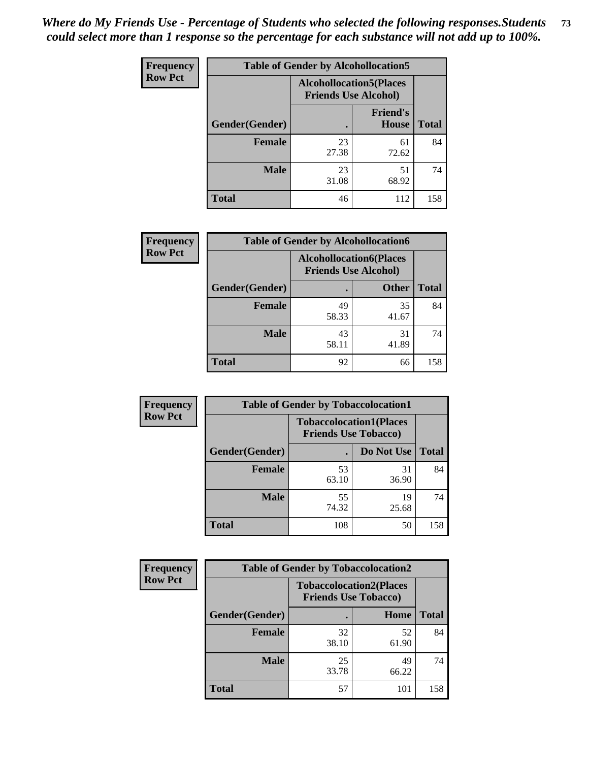*Where do My Friends Use - Percentage of Students who selected the following responses.Students could select more than 1 response so the percentage for each substance will not add up to 100%.*

**Frequency**
**Row Pct**

| Table of Gender by Alcohollocation5 | | | |
|---|---|---|---|
| | Alcohollocation5(Places Friends Use Alcohol) | | |
| Gender(Gender) | . | Friend's House | Total |
| **Female** | 23<br>27.38 | 61<br>72.62 | 84 |
| **Male** | 23<br>31.08 | 51<br>68.92 | 74 |
| **Total** | 46 | 112 | 158 |

**Frequency**
**Row Pct**

| Table of Gender by Alcohollocation6 | | | |
|---|---|---|---|
| | Alcohollocation6(Places Friends Use Alcohol) | | |
| Gender(Gender) | . | Other | Total |
| **Female** | 49<br>58.33 | 35<br>41.67 | 84 |
| **Male** | 43<br>58.11 | 31<br>41.89 | 74 |
| **Total** | 92 | 66 | 158 |

**Frequency**
**Row Pct**

| Table of Gender by Tobaccolocation1 | | | |
|---|---|---|---|
| | Tobaccolocation1(Places Friends Use Tobacco) | | |
| Gender(Gender) | . | Do Not Use | Total |
| **Female** | 53<br>63.10 | 31<br>36.90 | 84 |
| **Male** | 55<br>74.32 | 19<br>25.68 | 74 |
| **Total** | 108 | 50 | 158 |

**Frequency**
**Row Pct**

| Table of Gender by Tobaccolocation2 | | | |
|---|---|---|---|
| | Tobaccolocation2(Places Friends Use Tobacco) | | |
| Gender(Gender) | . | Home | Total |
| **Female** | 32<br>38.10 | 52<br>61.90 | 84 |
| **Male** | 25<br>33.78 | 49<br>66.22 | 74 |
| **Total** | 57 | 101 | 158 |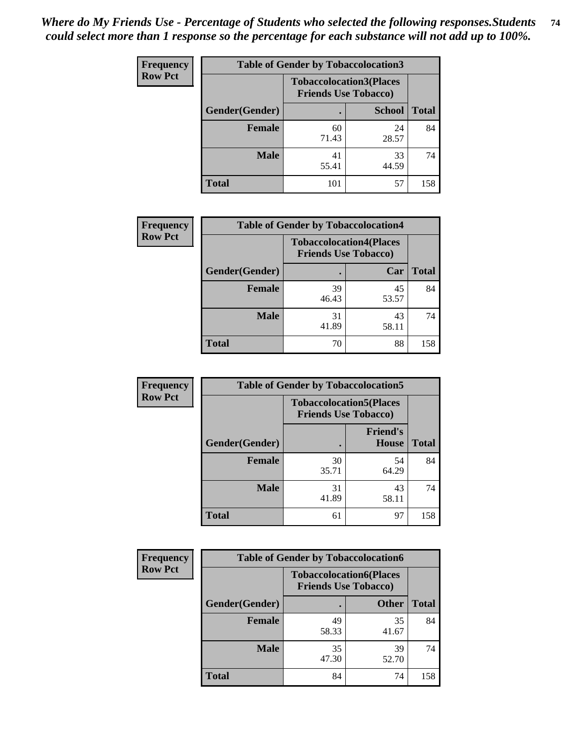*Where do My Friends Use - Percentage of Students who selected the following responses.Students could select more than 1 response so the percentage for each substance will not add up to 100%.*

**Frequency**
**Row Pct**

| Table of Gender by Tobaccolocation3 | | | |
|---|---|---|---|
| | Tobaccolocation3(Places Friends Use Tobacco) | | |
| Gender(Gender) | . | School | Total |
| Female | 60<br>71.43 | 24<br>28.57 | 84 |
| Male | 41<br>55.41 | 33<br>44.59 | 74 |
| Total | 101 | 57 | 158 |

**Frequency**
**Row Pct**

| Table of Gender by Tobaccolocation4 | | | |
|---|---|---|---|
| | Tobaccolocation4(Places Friends Use Tobacco) | | |
| Gender(Gender) | . | Car | Total |
| Female | 39<br>46.43 | 45<br>53.57 | 84 |
| Male | 31<br>41.89 | 43<br>58.11 | 74 |
| Total | 70 | 88 | 158 |

**Frequency**
**Row Pct**

| Table of Gender by Tobaccolocation5 | | | |
|---|---|---|---|
| | Tobaccolocation5(Places Friends Use Tobacco) | | |
| Gender(Gender) | . | Friend's House | Total |
| Female | 30<br>35.71 | 54<br>64.29 | 84 |
| Male | 31<br>41.89 | 43<br>58.11 | 74 |
| Total | 61 | 97 | 158 |

**Frequency**
**Row Pct**

| Table of Gender by Tobaccolocation6 | | | |
|---|---|---|---|
| | Tobaccolocation6(Places Friends Use Tobacco) | | |
| Gender(Gender) | . | Other | Total |
| Female | 49<br>58.33 | 35<br>41.67 | 84 |
| Male | 35<br>47.30 | 39<br>52.70 | 74 |
| Total | 84 | 74 | 158 |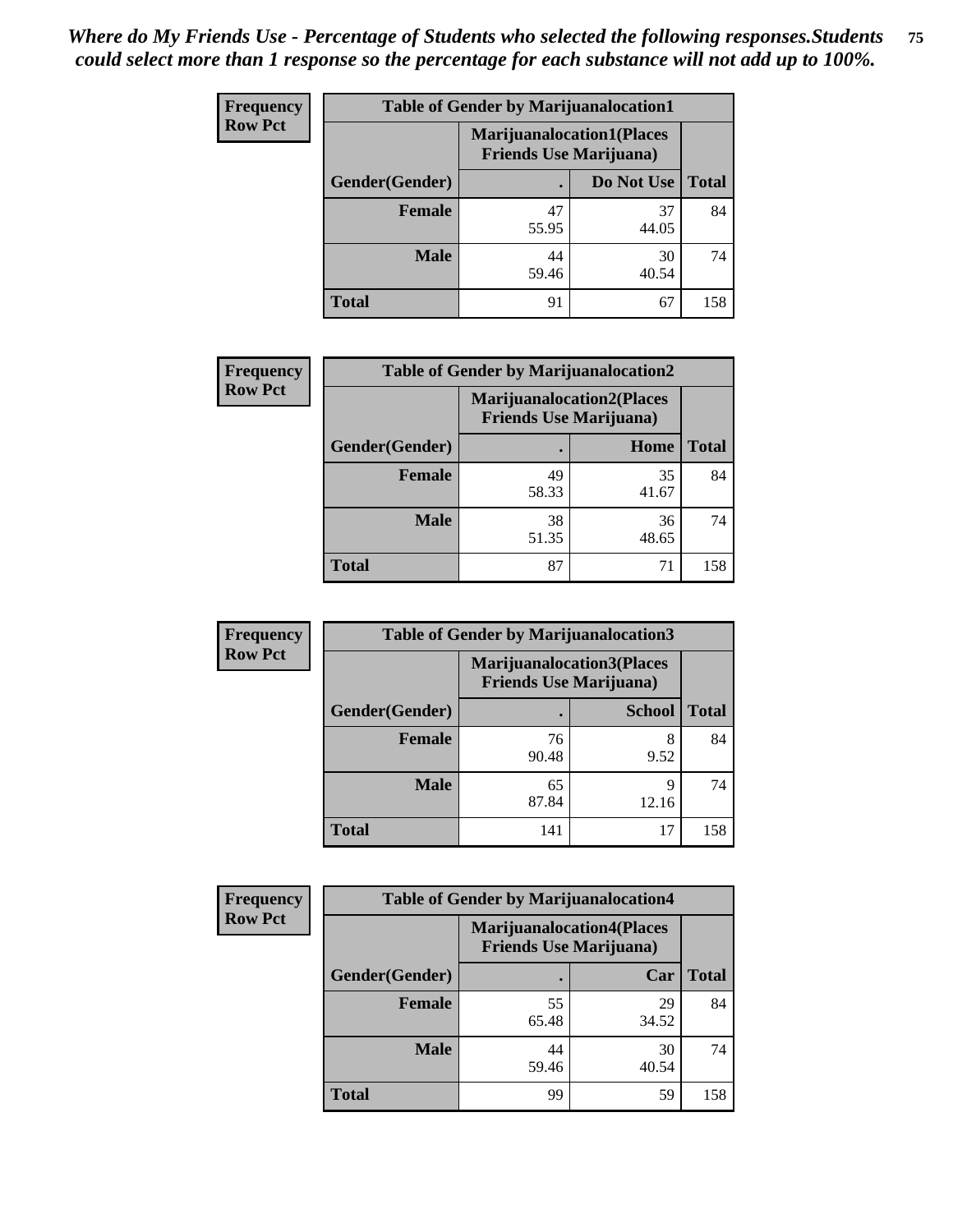*Where do My Friends Use - Percentage of Students who selected the following responses.Students could select more than 1 response so the percentage for each substance will not add up to 100%.*

**Frequency**
**Row Pct**

| Table of Gender by Marijuanalocation1 | | | |
|---|---|---|---|
| | Marijuanalocation1(Places Friends Use Marijuana) | | |
| Gender(Gender) | . | Do Not Use | Total |
| Female | 47<br>55.95 | 37<br>44.05 | 84 |
| Male | 44<br>59.46 | 30<br>40.54 | 74 |
| Total | 91 | 67 | 158 |

**Frequency**
**Row Pct**

| Table of Gender by Marijuanalocation2 | | | |
|---|---|---|---|
| | Marijuanalocation2(Places Friends Use Marijuana) | | |
| Gender(Gender) | . | Home | Total |
| Female | 49<br>58.33 | 35<br>41.67 | 84 |
| Male | 38<br>51.35 | 36<br>48.65 | 74 |
| Total | 87 | 71 | 158 |

**Frequency**
**Row Pct**

| Table of Gender by Marijuanalocation3 | | | |
|---|---|---|---|
| | Marijuanalocation3(Places Friends Use Marijuana) | | |
| Gender(Gender) | . | School | Total |
| Female | 76<br>90.48 | 8<br>9.52 | 84 |
| Male | 65<br>87.84 | 9<br>12.16 | 74 |
| Total | 141 | 17 | 158 |

**Frequency**
**Row Pct**

| Table of Gender by Marijuanalocation4 | | | |
|---|---|---|---|
| | Marijuanalocation4(Places Friends Use Marijuana) | | |
| Gender(Gender) | . | Car | Total |
| Female | 55<br>65.48 | 29<br>34.52 | 84 |
| Male | 44<br>59.46 | 30<br>40.54 | 74 |
| Total | 99 | 59 | 158 |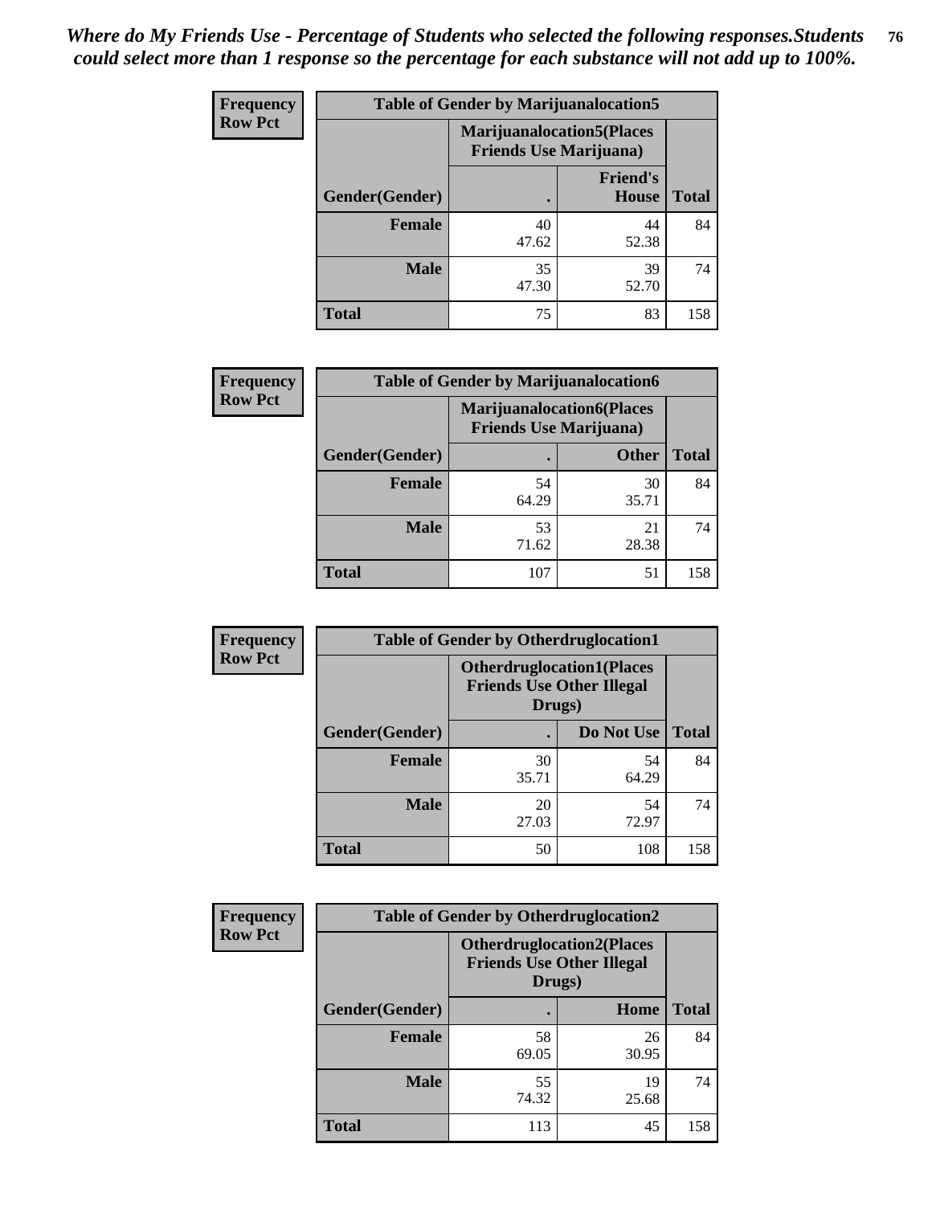*Where do My Friends Use - Percentage of Students who selected the following responses.Students could select more than 1 response so the percentage for each substance will not add up to 100%.*

**Frequency**
**Row Pct**

| Table of Gender by Marijuanalocation5 | | | |
|---|---|---|---|
| | Marijuanalocation5(Places Friends Use Marijuana) | | |
| Gender(Gender) | . | Friend's House | Total |
| **Female** | 40<br>47.62 | 44<br>52.38 | 84 |
| **Male** | 35<br>47.30 | 39<br>52.70 | 74 |
| **Total** | 75 | 83 | 158 |

**Frequency**
**Row Pct**

| Table of Gender by Marijuanalocation6 | | | |
|---|---|---|---|
| | Marijuanalocation6(Places Friends Use Marijuana) | | |
| Gender(Gender) | . | Other | Total |
| **Female** | 54<br>64.29 | 30<br>35.71 | 84 |
| **Male** | 53<br>71.62 | 21<br>28.38 | 74 |
| **Total** | 107 | 51 | 158 |

**Frequency**
**Row Pct**

| Table of Gender by Otherdruglocation1 | | | |
|---|---|---|---|
| | Otherdruglocation1(Places Friends Use Other Illegal Drugs) | | |
| Gender(Gender) | . | Do Not Use | Total |
| **Female** | 30<br>35.71 | 54<br>64.29 | 84 |
| **Male** | 20<br>27.03 | 54<br>72.97 | 74 |
| **Total** | 50 | 108 | 158 |

**Frequency**
**Row Pct**

| Table of Gender by Otherdruglocation2 | | | |
|---|---|---|---|
| | Otherdruglocation2(Places Friends Use Other Illegal Drugs) | | |
| Gender(Gender) | . | Home | Total |
| **Female** | 58<br>69.05 | 26<br>30.95 | 84 |
| **Male** | 55<br>74.32 | 19<br>25.68 | 74 |
| **Total** | 113 | 45 | 158 |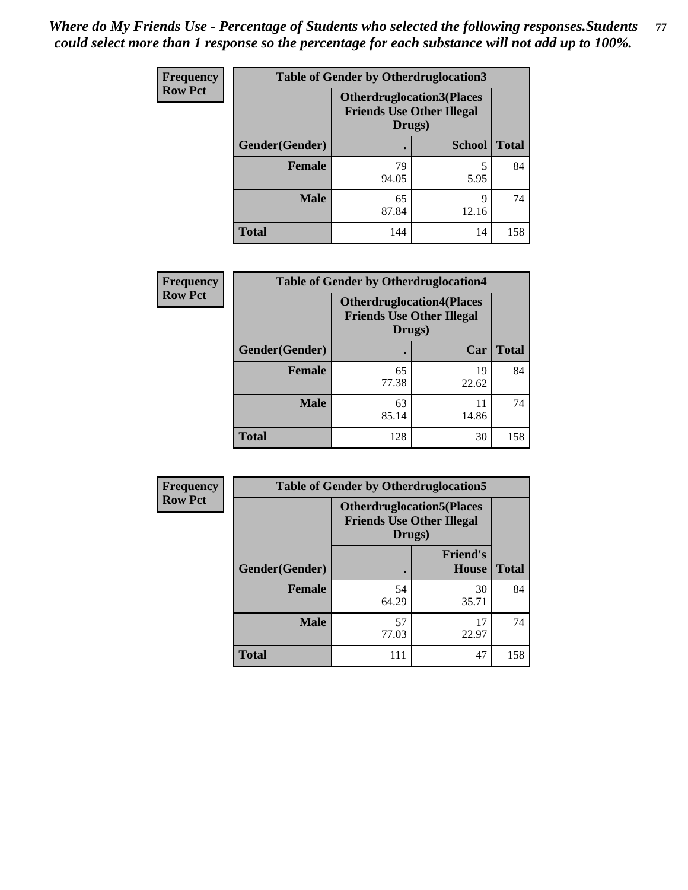*Where do My Friends Use - Percentage of Students who selected the following responses.Students could select more than 1 response so the percentage for each substance will not add up to 100%.*

**Frequency**
**Row Pct**

| Table of Gender by Otherdruglocation3 | | | |
|---|---|---|---|
| | Otherdruglocation3(Places Friends Use Other Illegal Drugs) | | |
| Gender(Gender) | . | School | Total |
| Female | 79<br>94.05 | 5<br>5.95 | 84 |
| Male | 65<br>87.84 | 9<br>12.16 | 74 |
| Total | 144 | 14 | 158 |

**Frequency**
**Row Pct**

| Table of Gender by Otherdruglocation4 | | | |
|---|---|---|---|
| | Otherdruglocation4(Places Friends Use Other Illegal Drugs) | | |
| Gender(Gender) | . | Car | Total |
| Female | 65<br>77.38 | 19<br>22.62 | 84 |
| Male | 63<br>85.14 | 11<br>14.86 | 74 |
| Total | 128 | 30 | 158 |

**Frequency**
**Row Pct**

| Table of Gender by Otherdruglocation5 | | | |
|---|---|---|---|
| | Otherdruglocation5(Places Friends Use Other Illegal Drugs) | | |
| Gender(Gender) | . | Friend's House | Total |
| Female | 54<br>64.29 | 30<br>35.71 | 84 |
| Male | 57<br>77.03 | 17<br>22.97 | 74 |
| Total | 111 | 47 | 158 |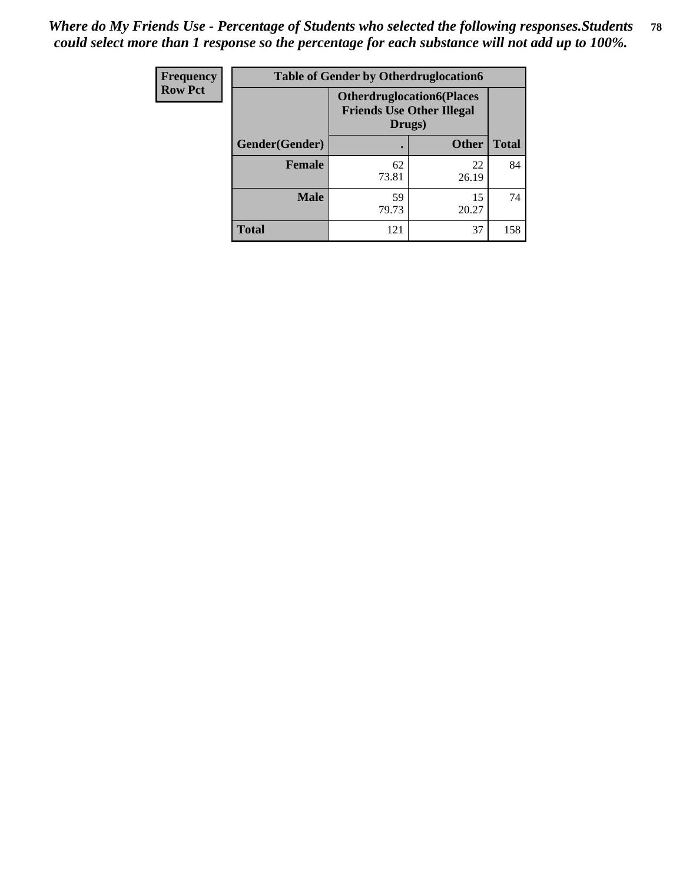*Where do My Friends Use - Percentage of Students who selected the following responses.Students could select more than 1 response so the percentage for each substance will not add up to 100%.*

| Frequency Row Pct | Table of Gender by Otherdruglocation6 | | |
|---|---|---|---|
| | Otherdruglocation6(Places Friends Use Other Illegal Drugs) | | |
| Gender(Gender) | . | Other | Total |
| Female | 62 73.81 | 22 26.19 | 84 |
| Male | 59 79.73 | 15 20.27 | 74 |
| Total | 121 | 37 | 158 |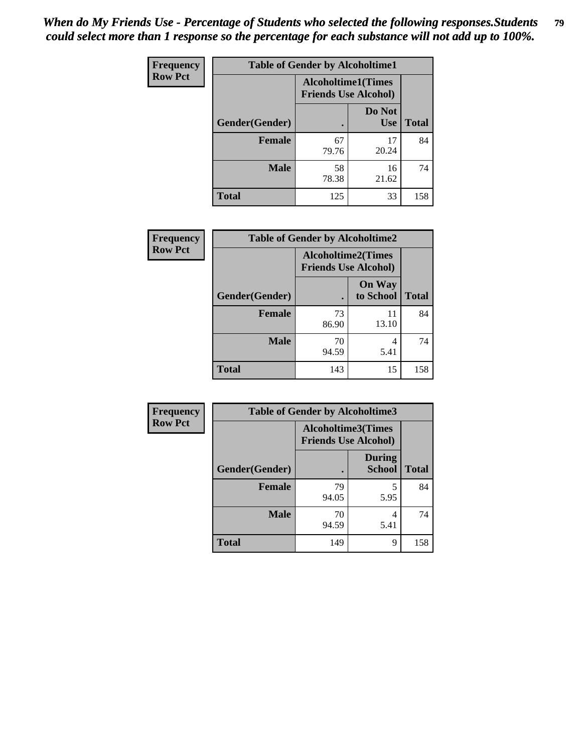*When do My Friends Use - Percentage of Students who selected the following responses.Students could select more than 1 response so the percentage for each substance will not add up to 100%.*

**Frequency**
**Row Pct**

| Table of Gender by Alcoholtime1 | | | |
|---|---|---|---|
| | Alcoholtime1(Times Friends Use Alcohol) | | |
| Gender(Gender) | . | Do Not Use | Total |
| **Female** | 67<br>79.76 | 17<br>20.24 | 84 |
| **Male** | 58<br>78.38 | 16<br>21.62 | 74 |
| **Total** | 125 | 33 | 158 |

**Frequency**
**Row Pct**

| Table of Gender by Alcoholtime2 | | | |
|---|---|---|---|
| | Alcoholtime2(Times Friends Use Alcohol) | | |
| Gender(Gender) | . | On Way to School | Total |
| **Female** | 73<br>86.90 | 11<br>13.10 | 84 |
| **Male** | 70<br>94.59 | 4<br>5.41 | 74 |
| **Total** | 143 | 15 | 158 |

**Frequency**
**Row Pct**

| Table of Gender by Alcoholtime3 | | | |
|---|---|---|---|
| | Alcoholtime3(Times Friends Use Alcohol) | | |
| Gender(Gender) | . | During School | Total |
| **Female** | 79<br>94.05 | 5<br>5.95 | 84 |
| **Male** | 70<br>94.59 | 4<br>5.41 | 74 |
| **Total** | 149 | 9 | 158 |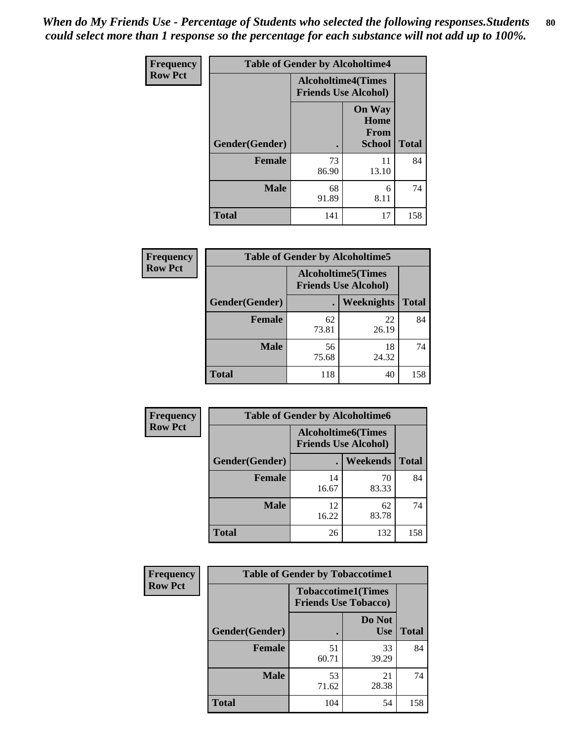*When do My Friends Use - Percentage of Students who selected the following responses.Students could select more than 1 response so the percentage for each substance will not add up to 100%.*

**Frequency**
**Row Pct**

| Table of Gender by Alcoholtime4 | | | |
|---|---|---|---|
| | Alcoholtime4(Times Friends Use Alcohol) | | |
| Gender(Gender) | . | On Way Home From School | Total |
| **Female** | 73<br>86.90 | 11<br>13.10 | 84 |
| **Male** | 68<br>91.89 | 6<br>8.11 | 74 |
| **Total** | 141 | 17 | 158 |

**Frequency**
**Row Pct**

| Table of Gender by Alcoholtime5 | | | |
|---|---|---|---|
| | Alcoholtime5(Times Friends Use Alcohol) | | |
| Gender(Gender) | . | Weeknights | Total |
| **Female** | 62<br>73.81 | 22<br>26.19 | 84 |
| **Male** | 56<br>75.68 | 18<br>24.32 | 74 |
| **Total** | 118 | 40 | 158 |

**Frequency**
**Row Pct**

| Table of Gender by Alcoholtime6 | | | |
|---|---|---|---|
| | Alcoholtime6(Times Friends Use Alcohol) | | |
| Gender(Gender) | . | Weekends | Total |
| **Female** | 14<br>16.67 | 70<br>83.33 | 84 |
| **Male** | 12<br>16.22 | 62<br>83.78 | 74 |
| **Total** | 26 | 132 | 158 |

**Frequency**
**Row Pct**

| Table of Gender by Tobaccotime1 | | | |
|---|---|---|---|
| | Tobaccotime1(Times Friends Use Tobacco) | | |
| Gender(Gender) | . | Do Not Use | Total |
| **Female** | 51<br>60.71 | 33<br>39.29 | 84 |
| **Male** | 53<br>71.62 | 21<br>28.38 | 74 |
| **Total** | 104 | 54 | 158 |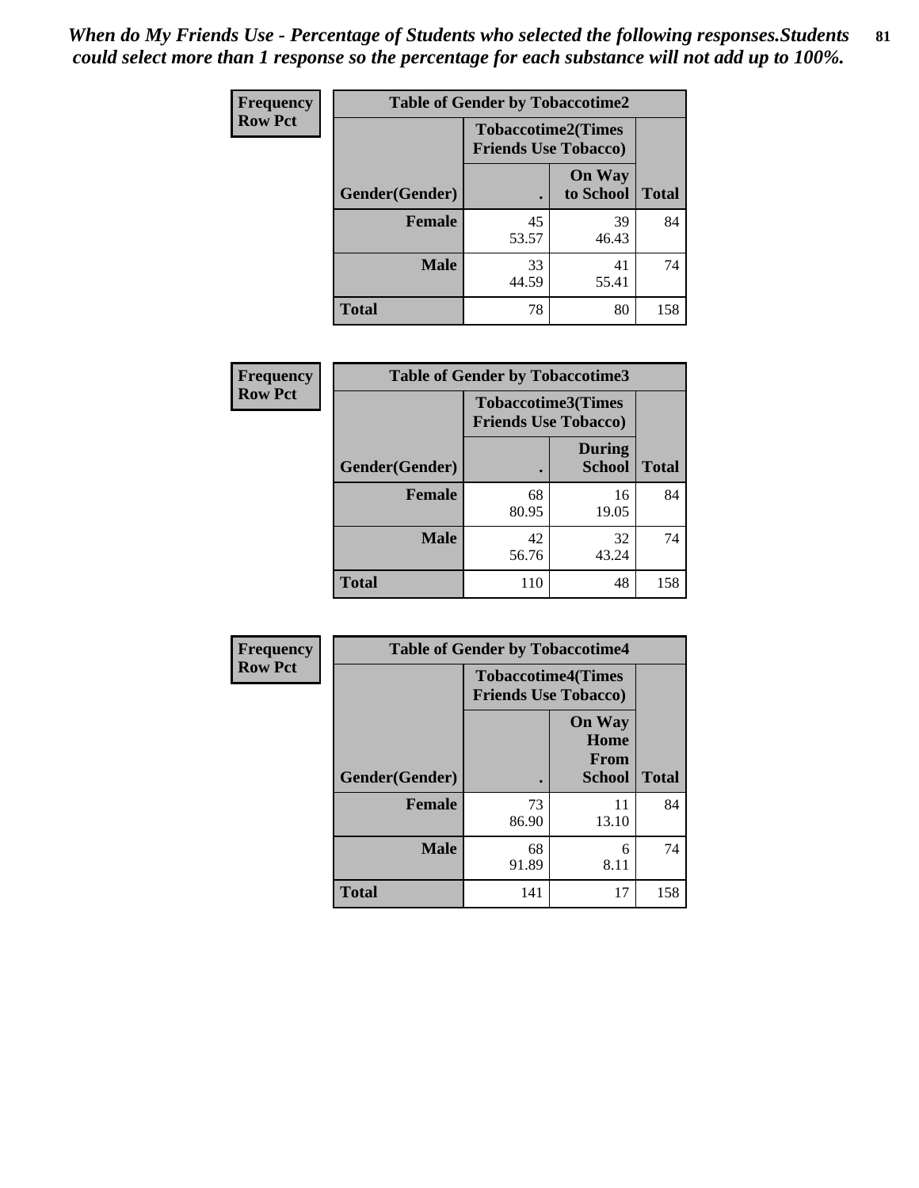*When do My Friends Use - Percentage of Students who selected the following responses.Students could select more than 1 response so the percentage for each substance will not add up to 100%.*

**Frequency**
**Row Pct**

| Table of Gender by Tobaccotime2 | | | |
|---|---|---|---|
| | Tobaccotime2(Times Friends Use Tobacco) | | |
| Gender(Gender) | . | On Way to School | Total |
| **Female** | 45<br>53.57 | 39<br>46.43 | 84 |
| **Male** | 33<br>44.59 | 41<br>55.41 | 74 |
| **Total** | 78 | 80 | 158 |

**Frequency**
**Row Pct**

| Table of Gender by Tobaccotime3 | | | |
|---|---|---|---|
| | Tobaccotime3(Times Friends Use Tobacco) | | |
| Gender(Gender) | . | During School | Total |
| **Female** | 68<br>80.95 | 16<br>19.05 | 84 |
| **Male** | 42<br>56.76 | 32<br>43.24 | 74 |
| **Total** | 110 | 48 | 158 |

**Frequency**
**Row Pct**

| Table of Gender by Tobaccotime4 | | | |
|---|---|---|---|
| | Tobaccotime4(Times Friends Use Tobacco) | | |
| Gender(Gender) | . | On Way Home From School | Total |
| **Female** | 73<br>86.90 | 11<br>13.10 | 84 |
| **Male** | 68<br>91.89 | 6<br>8.11 | 74 |
| **Total** | 141 | 17 | 158 |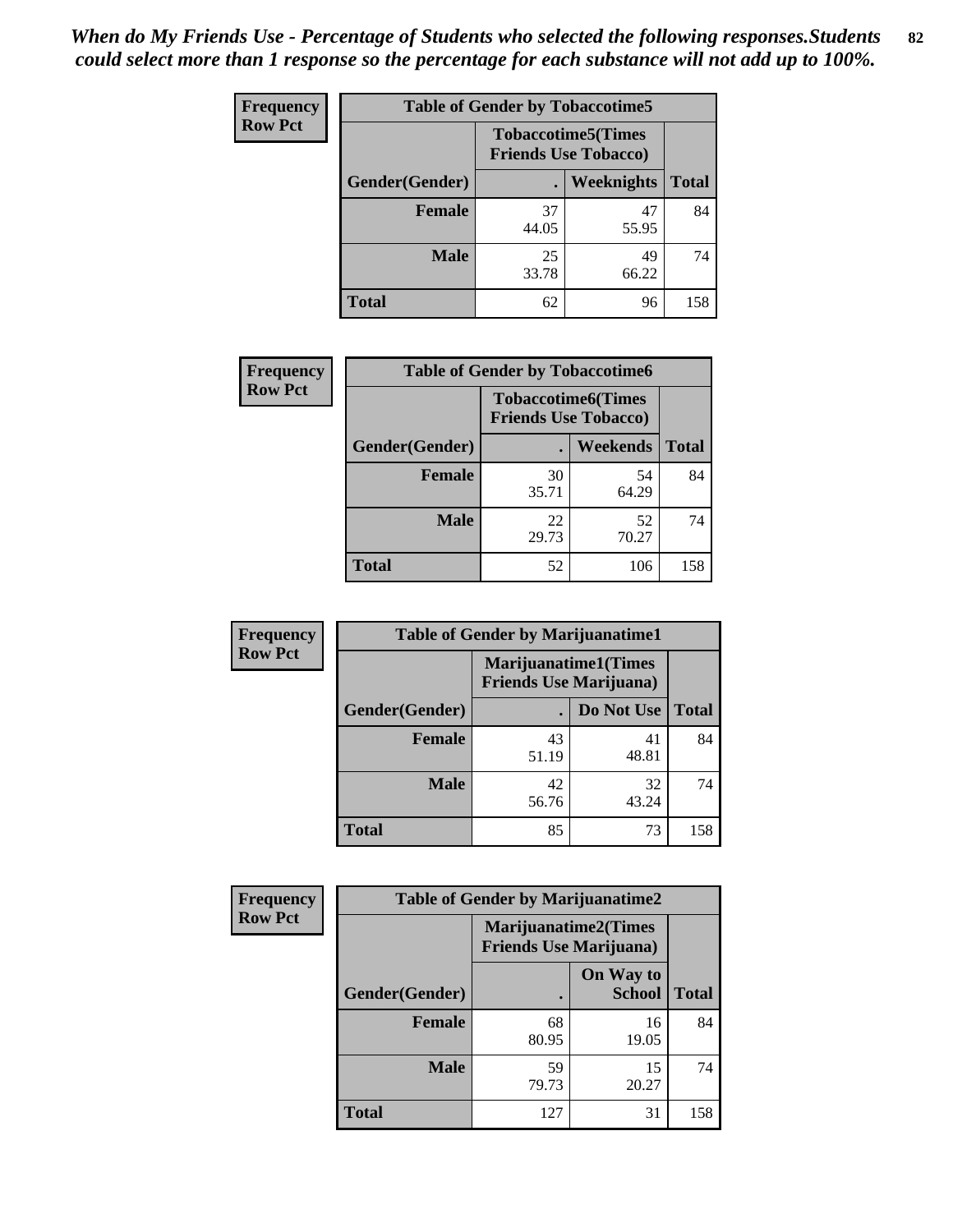*When do My Friends Use - Percentage of Students who selected the following responses.Students could select more than 1 response so the percentage for each substance will not add up to 100%.*

**Frequency**
**Row Pct**

| Table of Gender by Tobaccotime5 | | | |
|---|---|---|---|
| | Tobaccotime5(Times Friends Use Tobacco) | | |
| Gender(Gender) | . | Weeknights | Total |
| **Female** | 37<br>44.05 | 47<br>55.95 | 84 |
| **Male** | 25<br>33.78 | 49<br>66.22 | 74 |
| **Total** | 62 | 96 | 158 |

**Frequency**
**Row Pct**

| Table of Gender by Tobaccotime6 | | | |
|---|---|---|---|
| | Tobaccotime6(Times Friends Use Tobacco) | | |
| Gender(Gender) | . | Weekends | Total |
| **Female** | 30<br>35.71 | 54<br>64.29 | 84 |
| **Male** | 22<br>29.73 | 52<br>70.27 | 74 |
| **Total** | 52 | 106 | 158 |

**Frequency**
**Row Pct**

| Table of Gender by Marijuanatime1 | | | |
|---|---|---|---|
| | Marijuanatime1(Times Friends Use Marijuana) | | |
| Gender(Gender) | . | Do Not Use | Total |
| **Female** | 43<br>51.19 | 41<br>48.81 | 84 |
| **Male** | 42<br>56.76 | 32<br>43.24 | 74 |
| **Total** | 85 | 73 | 158 |

**Frequency**
**Row Pct**

| Table of Gender by Marijuanatime2 | | | |
|---|---|---|---|
| | Marijuanatime2(Times Friends Use Marijuana) | | |
| Gender(Gender) | . | On Way to School | Total |
| **Female** | 68<br>80.95 | 16<br>19.05 | 84 |
| **Male** | 59<br>79.73 | 15<br>20.27 | 74 |
| **Total** | 127 | 31 | 158 |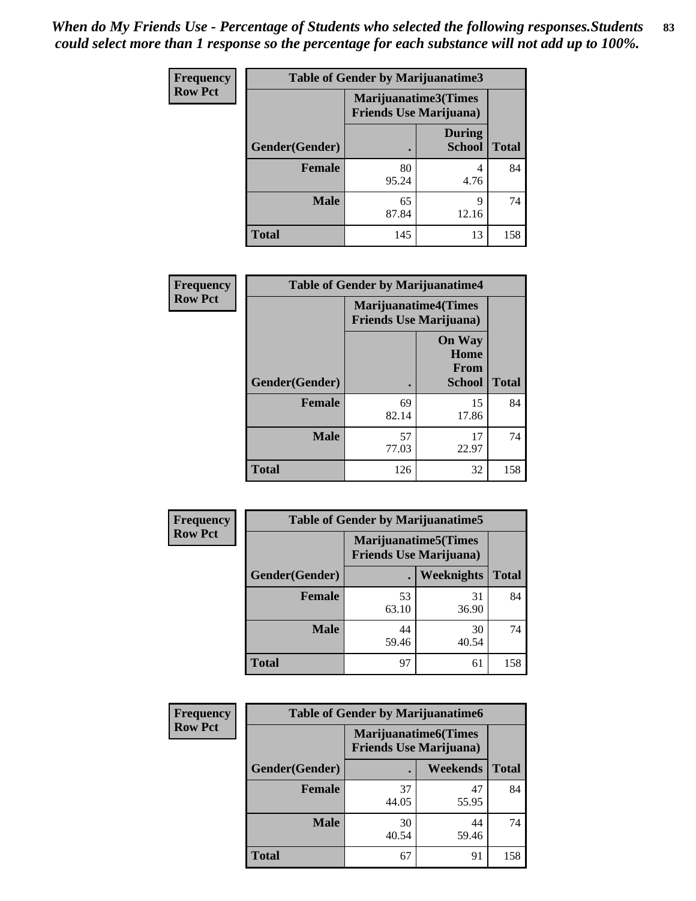*When do My Friends Use - Percentage of Students who selected the following responses.Students could select more than 1 response so the percentage for each substance will not add up to 100%.*

**Frequency**
**Row Pct**

| Table of Gender by Marijuanatime3 | | | |
|---|---|---|---|
| | Marijuanatime3(Times Friends Use Marijuana) | | |
| Gender(Gender) | . | During School | Total |
| **Female** | 80<br>95.24 | 4<br>4.76 | 84 |
| **Male** | 65<br>87.84 | 9<br>12.16 | 74 |
| **Total** | 145 | 13 | 158 |

**Frequency**
**Row Pct**

| Table of Gender by Marijuanatime4 | | | |
|---|---|---|---|
| | Marijuanatime4(Times Friends Use Marijuana) | | |
| Gender(Gender) | . | On Way Home From School | Total |
| **Female** | 69<br>82.14 | 15<br>17.86 | 84 |
| **Male** | 57<br>77.03 | 17<br>22.97 | 74 |
| **Total** | 126 | 32 | 158 |

**Frequency**
**Row Pct**

| Table of Gender by Marijuanatime5 | | | |
|---|---|---|---|
| | Marijuanatime5(Times Friends Use Marijuana) | | |
| Gender(Gender) | . | Weeknights | Total |
| **Female** | 53<br>63.10 | 31<br>36.90 | 84 |
| **Male** | 44<br>59.46 | 30<br>40.54 | 74 |
| **Total** | 97 | 61 | 158 |

**Frequency**
**Row Pct**

| Table of Gender by Marijuanatime6 | | | |
|---|---|---|---|
| | Marijuanatime6(Times Friends Use Marijuana) | | |
| Gender(Gender) | . | Weekends | Total |
| **Female** | 37<br>44.05 | 47<br>55.95 | 84 |
| **Male** | 30<br>40.54 | 44<br>59.46 | 74 |
| **Total** | 67 | 91 | 158 |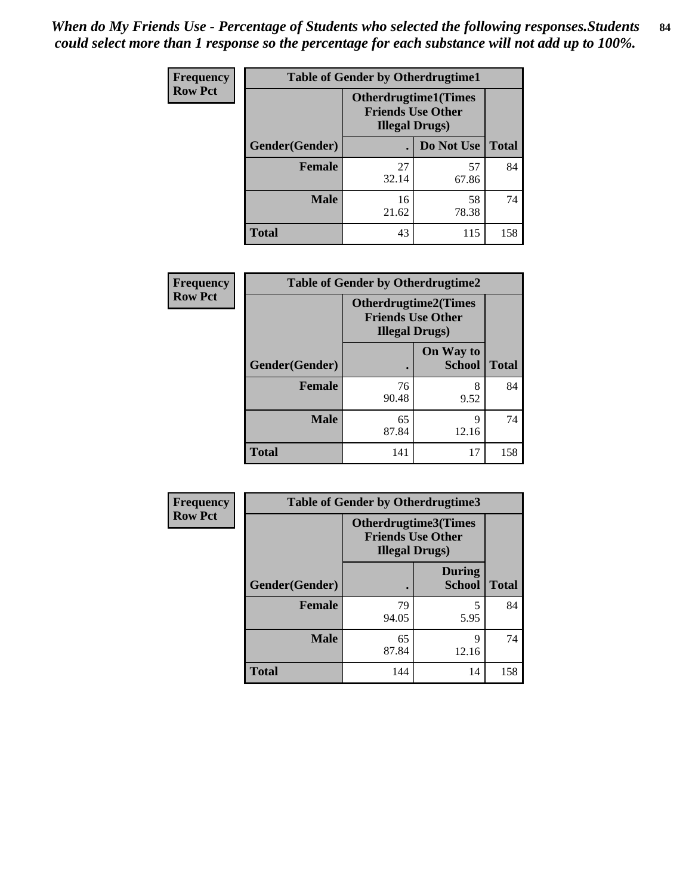*When do My Friends Use - Percentage of Students who selected the following responses.Students could select more than 1 response so the percentage for each substance will not add up to 100%.*

**Frequency**
**Row Pct**

| Table of Gender by Otherdrugtime1 | | | |
|---|---|---|---|
| | Otherdrugtime1(Times Friends Use Other Illegal Drugs) | | |
| Gender(Gender) | . | Do Not Use | Total |
| Female | 27<br>32.14 | 57<br>67.86 | 84 |
| Male | 16<br>21.62 | 58<br>78.38 | 74 |
| Total | 43 | 115 | 158 |

**Frequency**
**Row Pct**

| Table of Gender by Otherdrugtime2 | | | |
|---|---|---|---|
| | Otherdrugtime2(Times Friends Use Other Illegal Drugs) | | |
| Gender(Gender) | . | On Way to School | Total |
| Female | 76<br>90.48 | 8<br>9.52 | 84 |
| Male | 65<br>87.84 | 9<br>12.16 | 74 |
| Total | 141 | 17 | 158 |

**Frequency**
**Row Pct**

| Table of Gender by Otherdrugtime3 | | | |
|---|---|---|---|
| | Otherdrugtime3(Times Friends Use Other Illegal Drugs) | | |
| Gender(Gender) | . | During School | Total |
| Female | 79<br>94.05 | 5<br>5.95 | 84 |
| Male | 65<br>87.84 | 9<br>12.16 | 74 |
| Total | 144 | 14 | 158 |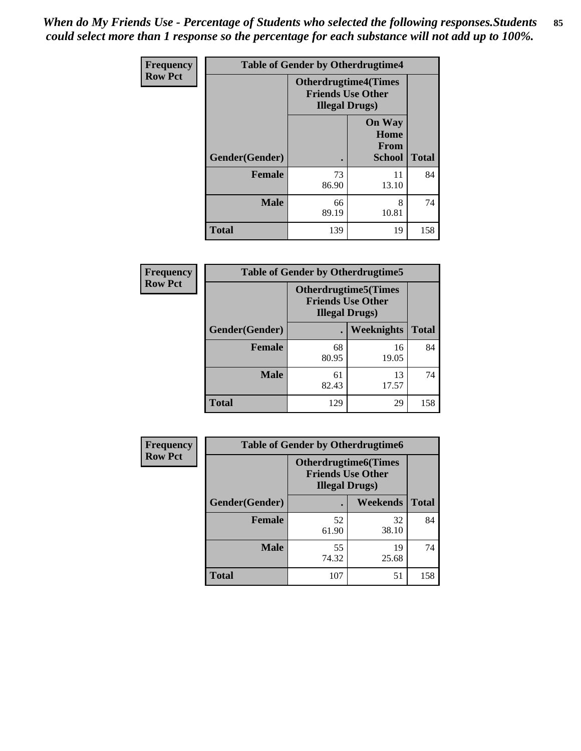*When do My Friends Use - Percentage of Students who selected the following responses.Students could select more than 1 response so the percentage for each substance will not add up to 100%.*

**Frequency**
**Row Pct**

| Table of Gender by Otherdrugtime4 | | | |
|---|---|---|---|
| | Otherdrugtime4(Times Friends Use Other Illegal Drugs) | | |
| Gender(Gender) | . | On Way Home From School | Total |
| **Female** | 73<br>86.90 | 11<br>13.10 | 84 |
| **Male** | 66<br>89.19 | 8<br>10.81 | 74 |
| **Total** | 139 | 19 | 158 |

**Frequency**
**Row Pct**

| Table of Gender by Otherdrugtime5 | | | |
|---|---|---|---|
| | Otherdrugtime5(Times Friends Use Other Illegal Drugs) | | |
| Gender(Gender) | . | Weeknights | Total |
| **Female** | 68<br>80.95 | 16<br>19.05 | 84 |
| **Male** | 61<br>82.43 | 13<br>17.57 | 74 |
| **Total** | 129 | 29 | 158 |

**Frequency**
**Row Pct**

| Table of Gender by Otherdrugtime6 | | | |
|---|---|---|---|
| | Otherdrugtime6(Times Friends Use Other Illegal Drugs) | | |
| Gender(Gender) | . | Weekends | Total |
| **Female** | 52<br>61.90 | 32<br>38.10 | 84 |
| **Male** | 55<br>74.32 | 19<br>25.68 | 74 |
| **Total** | 107 | 51 | 158 |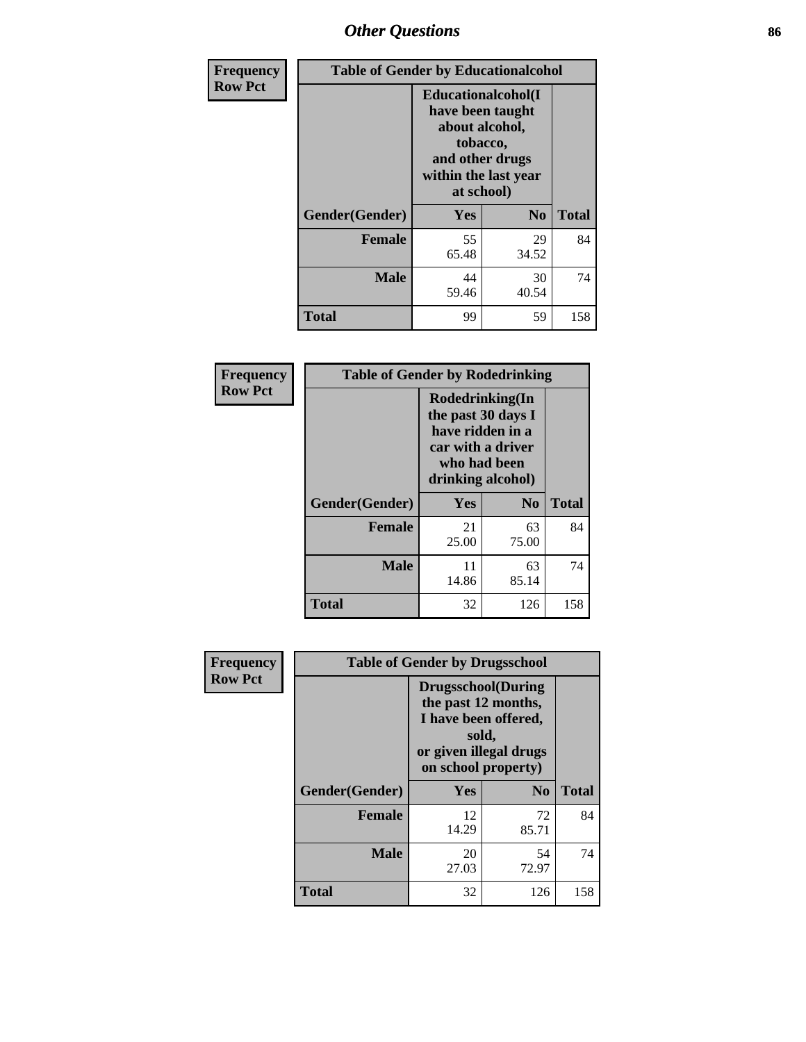## Other Questions

**Frequency Row Pct**

| Table of Gender by Educationalcohol | | | |
|---|---|---|---|
| | Educationalcohol(I have been taught about alcohol, tobacco, and other drugs within the last year at school) | | |
| Gender(Gender) | Yes | No | Total |
| Female | 55<br>65.48 | 29<br>34.52 | 84 |
| Male | 44<br>59.46 | 30<br>40.54 | 74 |
| Total | 99 | 59 | 158 |

**Frequency Row Pct**

| Table of Gender by Rodedrinking | | | |
|---|---|---|---|
| | Rodedrinking(In the past 30 days I have ridden in a car with a driver who had been drinking alcohol) | | |
| Gender(Gender) | Yes | No | Total |
| Female | 21<br>25.00 | 63<br>75.00 | 84 |
| Male | 11<br>14.86 | 63<br>85.14 | 74 |
| Total | 32 | 126 | 158 |

**Frequency Row Pct**

| Table of Gender by Drugsschool | | | |
|---|---|---|---|
| | Drugsschool(During the past 12 months, I have been offered, sold, or given illegal drugs on school property) | | |
| Gender(Gender) | Yes | No | Total |
| Female | 12<br>14.29 | 72<br>85.71 | 84 |
| Male | 20<br>27.03 | 54<br>72.97 | 74 |
| Total | 32 | 126 | 158 |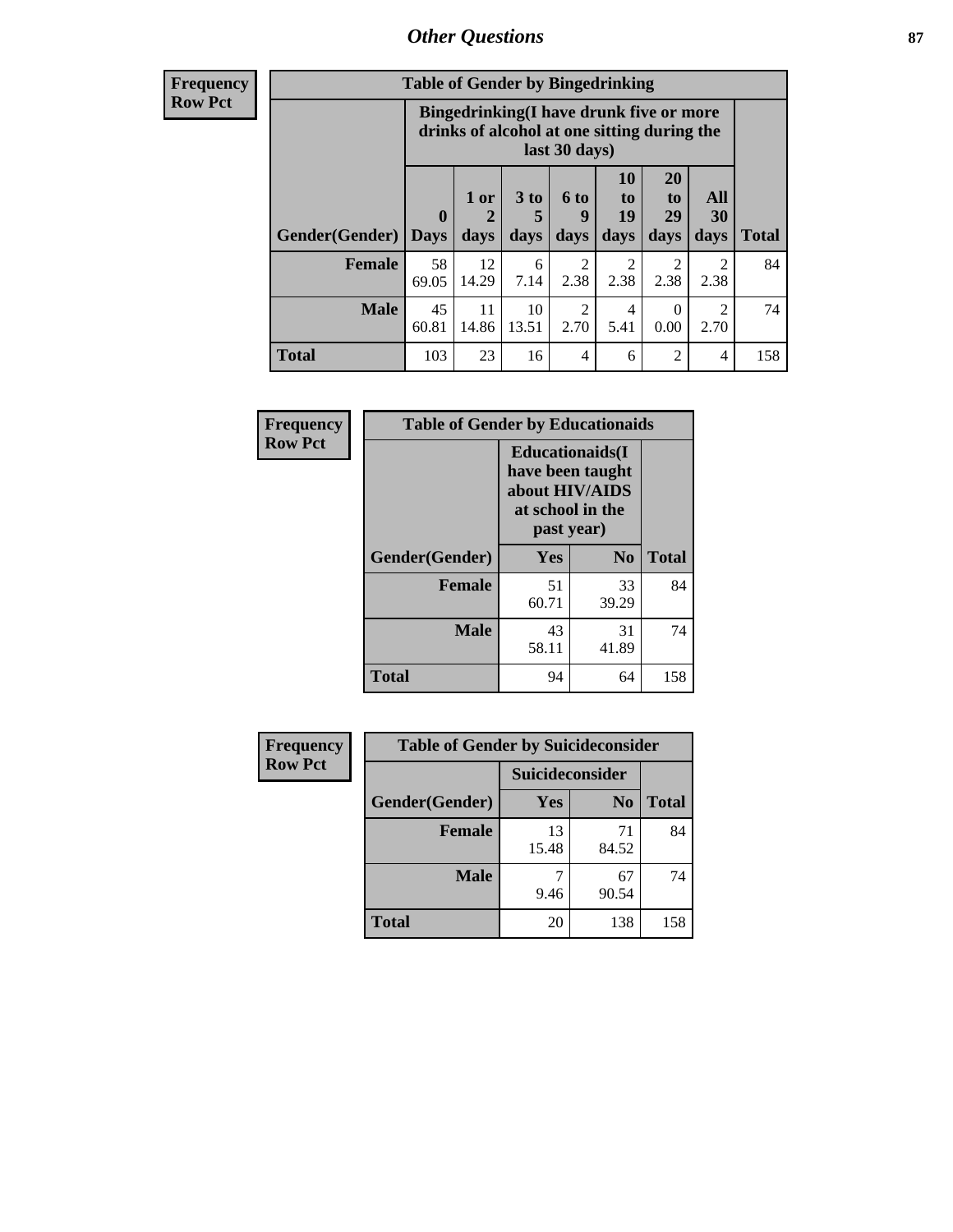## Other Questions

**Frequency**
**Row Pct**

**Table of Gender by Bingedrinking**

| Gender(Gender) | Bingedrinking(I have drunk five or more drinks of alcohol at one sitting during the last 30 days) | | | | | | | Total |
|---|---|---|---|---|---|---|---|---|
| | 0 Days | 1 or 2 days | 3 to 5 days | 6 to 9 days | 10 to 19 days | 20 to 29 days | All 30 days | |
| **Female** | 58<br>69.05 | 12<br>14.29 | 6<br>7.14 | 2<br>2.38 | 2<br>2.38 | 2<br>2.38 | 2<br>2.38 | 84 |
| **Male** | 45<br>60.81 | 11<br>14.86 | 10<br>13.51 | 2<br>2.70 | 4<br>5.41 | 0<br>0.00 | 2<br>2.70 | 74 |
| **Total** | 103 | 23 | 16 | 4 | 6 | 2 | 4 | 158 |

**Frequency**
**Row Pct**

**Table of Gender by Educationaids**

| Gender(Gender) | Educationaids(I have been taught about HIV/AIDS at school in the past year) | | Total |
|---|---|---|---|
| | Yes | No | |
| **Female** | 51<br>60.71 | 33<br>39.29 | 84 |
| **Male** | 43<br>58.11 | 31<br>41.89 | 74 |
| **Total** | 94 | 64 | 158 |

**Frequency**
**Row Pct**

**Table of Gender by Suicideconsider**

| Gender(Gender) | Suicideconsider | | Total |
|---|---|---|---|
| | Yes | No | |
| **Female** | 13<br>15.48 | 71<br>84.52 | 84 |
| **Male** | 7<br>9.46 | 67<br>90.54 | 74 |
| **Total** | 20 | 138 | 158 |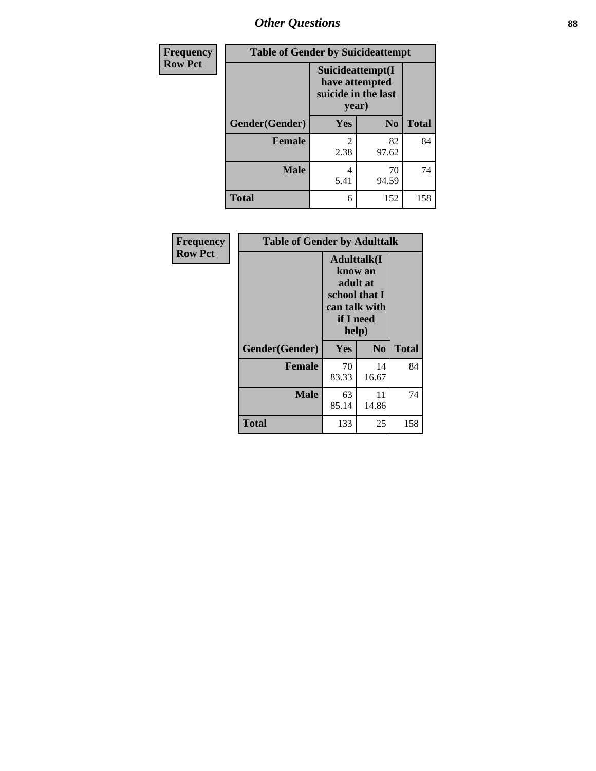| Frequency Row Pct | | | |
|---|---|---|---|
| **Table of Gender by Suicideattempt** | | | |
| | **Suicideattempt(I have attempted suicide in the last year)** | | |
| **Gender(Gender)** | **Yes** | **No** | **Total** |
| **Female** | 2<br>2.38 | 82<br>97.62 | 84 |
| **Male** | 4<br>5.41 | 70<br>94.59 | 74 |
| **Total** | 6 | 152 | 158 |

| Frequency Row Pct | | | |
|---|---|---|---|
| **Table of Gender by Adulttalk** | | | |
| | **Adulttalk(I know an adult at school that I can talk with if I need help)** | | |
| **Gender(Gender)** | **Yes** | **No** | **Total** |
| **Female** | 70<br>83.33 | 14<br>16.67 | 84 |
| **Male** | 63<br>85.14 | 11<br>14.86 | 74 |
| **Total** | 133 | 25 | 158 |